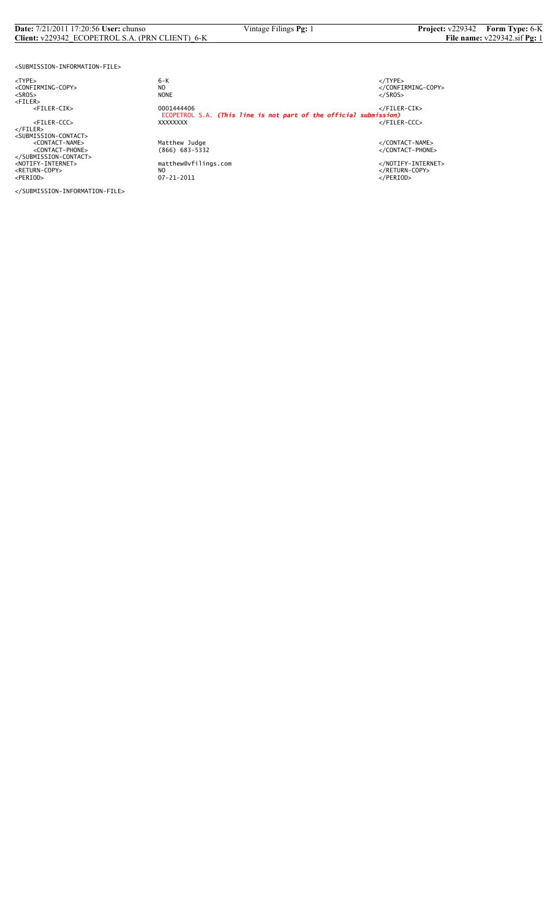```
<SUBMISSION-INFORMATION-FILE>

<TYPE>                      6-K                                                           </TYPE>
<CONFIRMING-COPY>           NO                                                            </CONFIRMING-COPY>
<SROS>                      NONE                                                          </SROS>
<FILER>
     <FILER-CIK>            0001444406                                                    </FILER-CIK>
                            ECOPETROL S.A. (This line is not part of the official submission)
     <FILER-CCC>            XXXXXXXX                                                      </FILER-CCC>
</FILER>
<SUBMISSION-CONTACT>
     <CONTACT-NAME>         Matthew Judge                                                 </CONTACT-NAME>
     <CONTACT-PHONE>        (866) 683-5332                                                </CONTACT-PHONE>
</SUBMISSION-CONTACT>
<NOTIFY-INTERNET>           matthew@vfilings.com                                          </NOTIFY-INTERNET>
<RETURN-COPY>               NO                                                            </RETURN-COPY>
<PERIOD>                    07-21-2011                                                    </PERIOD>

</SUBMISSION-INFORMATION-FILE>
```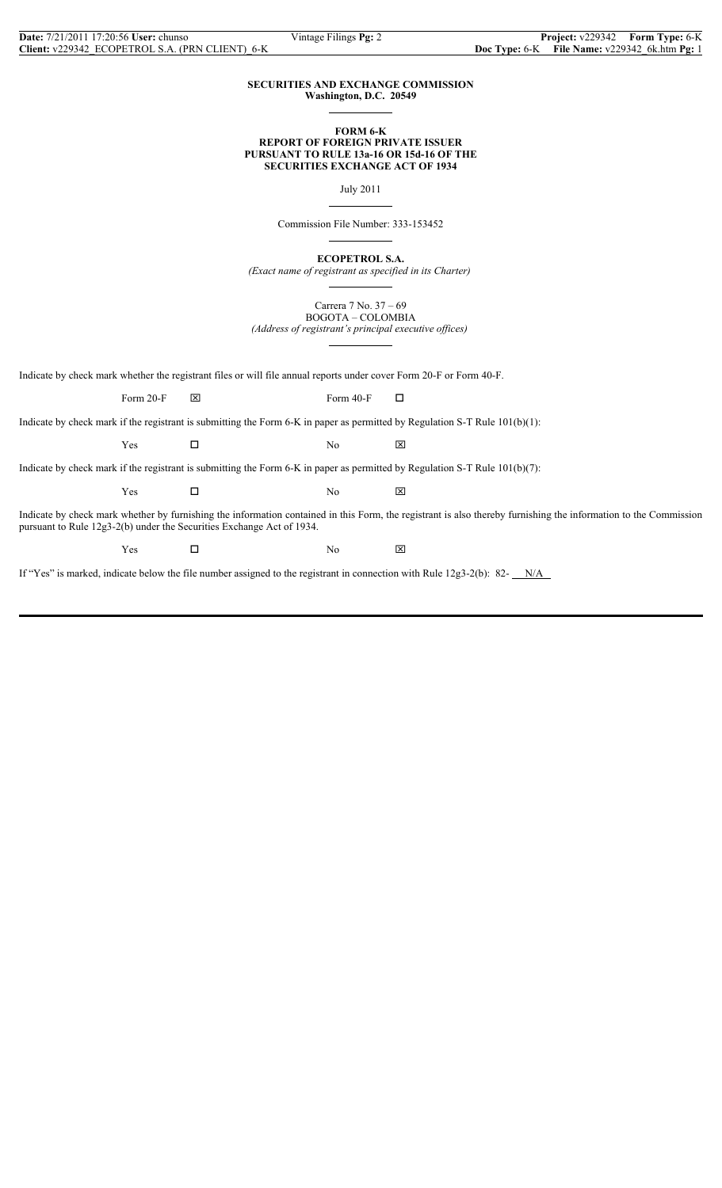**SECURITIES AND EXCHANGE COMMISSION**
**Washington, D.C. 20549**

**FORM 6-K**
**REPORT OF FOREIGN PRIVATE ISSUER**
**PURSUANT TO RULE 13a-16 OR 15d-16 OF THE**
**SECURITIES EXCHANGE ACT OF 1934**

July 2011

Commission File Number: 333-153452

**ECOPETROL S.A.**
*(Exact name of registrant as specified in its Charter)*

Carrera 7 No. 37 – 69
BOGOTA – COLOMBIA
*(Address of registrant's principal executive offices)*

Indicate by check mark whether the registrant files or will file annual reports under cover Form 20-F or Form 40-F.

Form 20-F ☒ Form 40-F ☐

Indicate by check mark if the registrant is submitting the Form 6-K in paper as permitted by Regulation S-T Rule 101(b)(1):

Yes ☐ No ☒

Indicate by check mark if the registrant is submitting the Form 6-K in paper as permitted by Regulation S-T Rule 101(b)(7):

Yes ☐ No ☒

Indicate by check mark whether by furnishing the information contained in this Form, the registrant is also thereby furnishing the information to the Commission pursuant to Rule 12g3-2(b) under the Securities Exchange Act of 1934.

Yes ☐ No ☒

If "Yes" is marked, indicate below the file number assigned to the registrant in connection with Rule 12g3-2(b): 82- N/A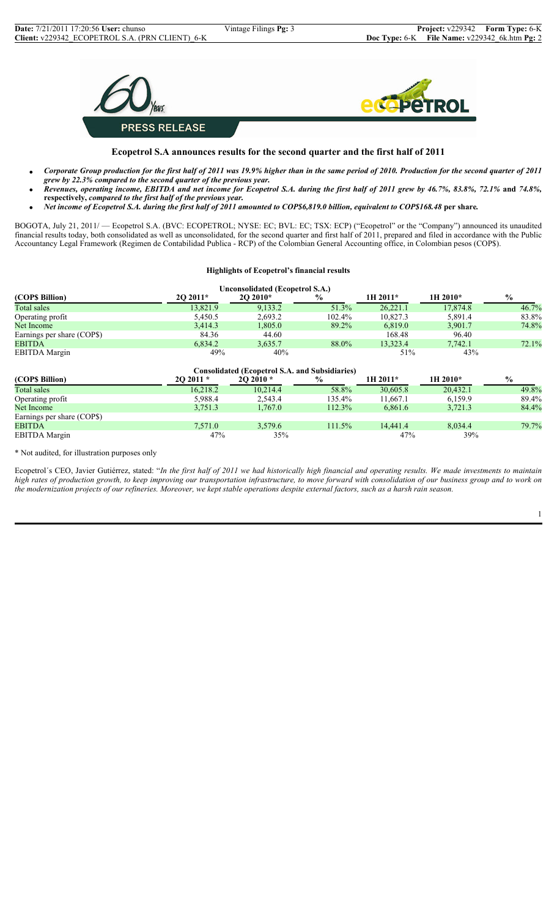PRESS RELEASE

## Ecopetrol S.A announces results for the second quarter and the first half of 2011

- ***Corporate Group production for the first half of 2011 was 19.9% higher than in the same period of 2010. Production for the second quarter of 2011 grew by 22.3% compared to the second quarter of the previous year.***
- ***Revenues, operating income, EBITDA and net income for Ecopetrol S.A. during the first half of 2011 grew by 46.7%, 83.8%, 72.1%* and *74.8%, respectively, compared to the first half of the previous year.***
- ***Net income of Ecopetrol S.A. during the first half of 2011 amounted to COP$6,819.0 billion, equivalent to COP$168.48* per share.**

BOGOTA, July 21, 2011/ — Ecopetrol S.A. (BVC: ECOPETROL; NYSE: EC; BVL: EC; TSX: ECP) ("Ecopetrol" or the "Company") announced its unaudited financial results today, both consolidated as well as unconsolidated, for the second quarter and first half of 2011, prepared and filed in accordance with the Public Accountancy Legal Framework (Regimen de Contabilidad Publica - RCP) of the Colombian General Accounting office, in Colombian pesos (COP$).

### Highlights of Ecopetrol's financial results

**Unconsolidated (Ecopetrol S.A.)**

| (COP$ Billion) | 2Q 2011* | 2Q 2010* | % | 1H 2011* | 1H 2010* | % |
|---|---|---|---|---|---|---|
| Total sales | 13,821.9 | 9,133.2 | 51.3% | 26,221.1 | 17,874.8 | 46.7% |
| Operating profit | 5,450.5 | 2,693.2 | 102.4% | 10,827.3 | 5,891.4 | 83.8% |
| Net Income | 3,414.3 | 1,805.0 | 89.2% | 6,819.0 | 3,901.7 | 74.8% |
| Earnings per share (COP$) | 84.36 | 44.60 | | 168.48 | 96.40 | |
| EBITDA | 6,834.2 | 3,635.7 | 88.0% | 13,323.4 | 7,742.1 | 72.1% |
| EBITDA Margin | 49% | 40% | | 51% | 43% | |

**Consolidated (Ecopetrol S.A. and Subsidiaries)**

| (COP$ Billion) | 2Q 2011 * | 2Q 2010 * | % | 1H 2011* | 1H 2010* | % |
|---|---|---|---|---|---|---|
| Total sales | 16,218.2 | 10,214.4 | 58.8% | 30,605.8 | 20,432.1 | 49.8% |
| Operating profit | 5,988.4 | 2,543.4 | 135.4% | 11,667.1 | 6,159.9 | 89.4% |
| Net Income | 3,751.3 | 1,767.0 | 112.3% | 6,861.6 | 3,721.3 | 84.4% |
| Earnings per share (COP$) | | | | | | |
| EBITDA | 7,571.0 | 3,579.6 | 111.5% | 14,441.4 | 8,034.4 | 79.7% |
| EBITDA Margin | 47% | 35% | | 47% | 39% | |

\* Not audited, for illustration purposes only

Ecopetrol´s CEO, Javier Gutiérrez, stated: "*In the first half of 2011 we had historically high financial and operating results. We made investments to maintain high rates of production growth, to keep improving our transportation infrastructure, to move forward with consolidation of our business group and to work on the modernization projects of our refineries. Moreover, we kept stable operations despite external factors, such as a harsh rain season.*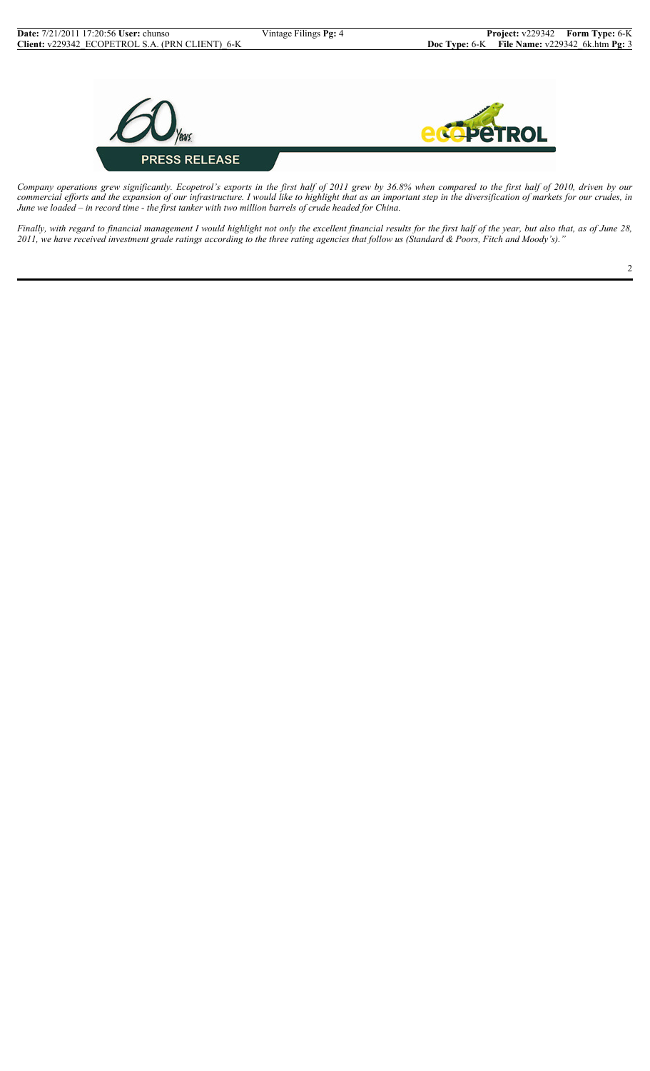**PRESS RELEASE**

*Company operations grew significantly. Ecopetrol's exports in the first half of 2011 grew by 36.8% when compared to the first half of 2010, driven by our commercial efforts and the expansion of our infrastructure. I would like to highlight that as an important step in the diversification of markets for our crudes, in June we loaded – in record time - the first tanker with two million barrels of crude headed for China.*

*Finally, with regard to financial management I would highlight not only the excellent financial results for the first half of the year, but also that, as of June 28, 2011, we have received investment grade ratings according to the three rating agencies that follow us (Standard & Poors, Fitch and Moody's)."*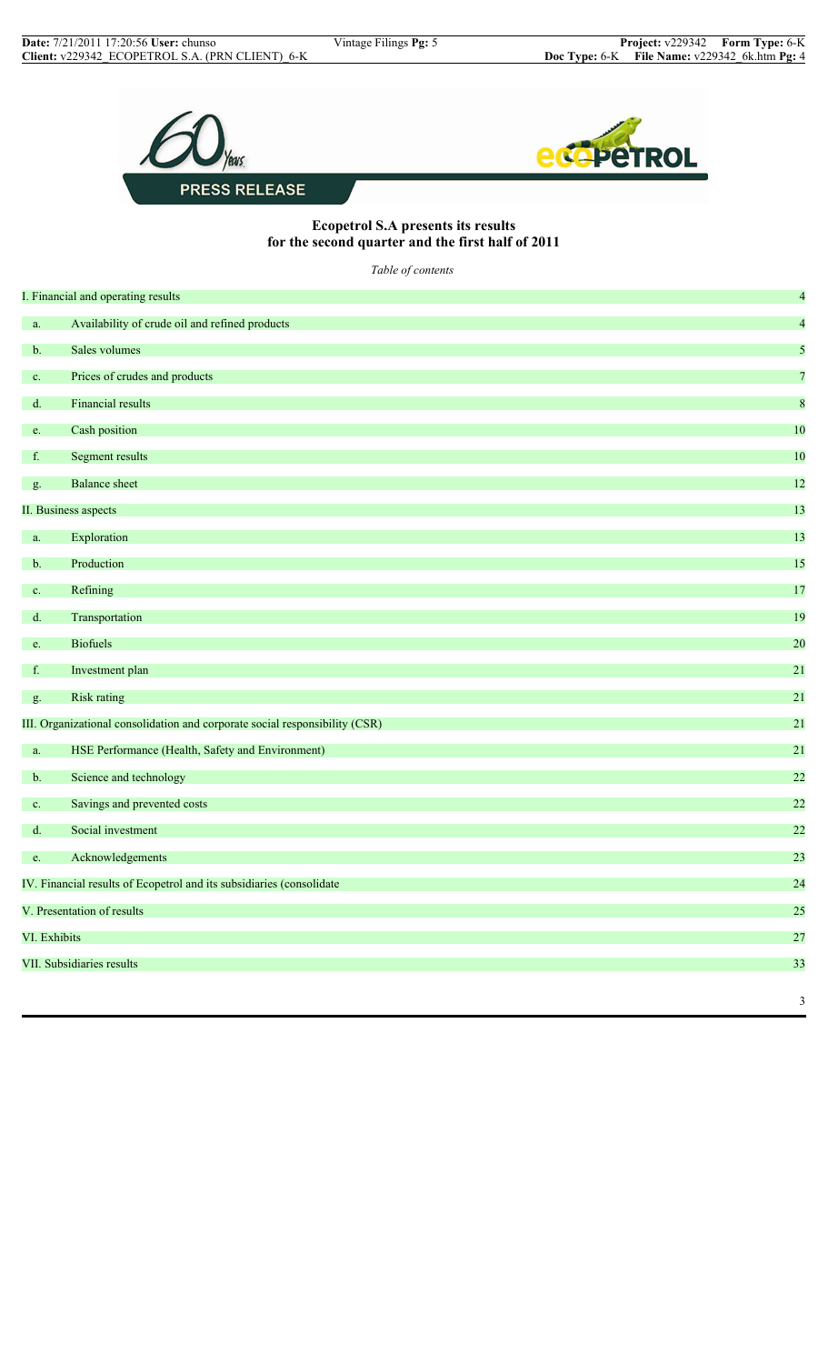PRESS RELEASE

**Ecopetrol S.A presents its results for the second quarter and the first half of 2011**

*Table of contents*

| Section | Page |
|---|---|
| I. Financial and operating results | 4 |
| a. Availability of crude oil and refined products | 4 |
| b. Sales volumes | 5 |
| c. Prices of crudes and products | 7 |
| d. Financial results | 8 |
| e. Cash position | 10 |
| f. Segment results | 10 |
| g. Balance sheet | 12 |
| II. Business aspects | 13 |
| a. Exploration | 13 |
| b. Production | 15 |
| c. Refining | 17 |
| d. Transportation | 19 |
| e. Biofuels | 20 |
| f. Investment plan | 21 |
| g. Risk rating | 21 |
| III. Organizational consolidation and corporate social responsibility (CSR) | 21 |
| a. HSE Performance (Health, Safety and Environment) | 21 |
| b. Science and technology | 22 |
| c. Savings and prevented costs | 22 |
| d. Social investment | 22 |
| e. Acknowledgements | 23 |
| IV. Financial results of Ecopetrol and its subsidiaries (consolidate | 24 |
| V. Presentation of results | 25 |
| VI. Exhibits | 27 |
| VII. Subsidiaries results | 33 |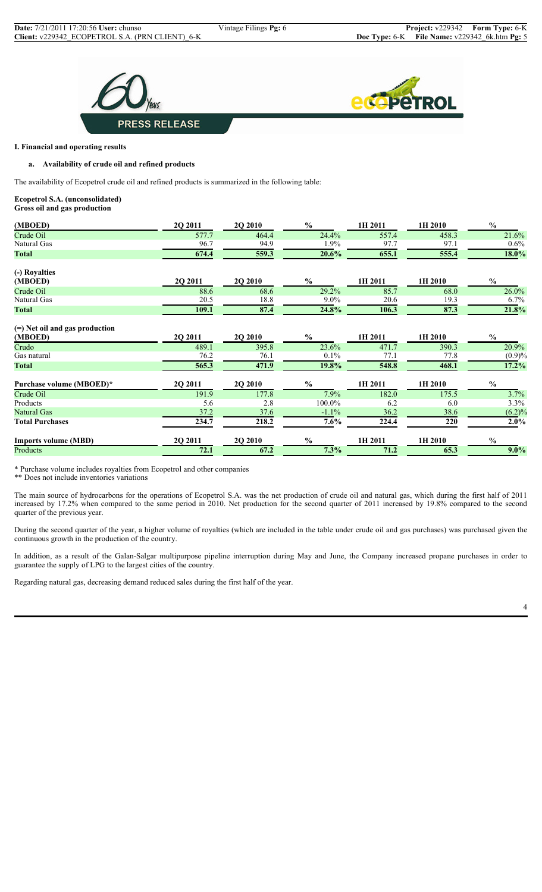PRESS RELEASE

## I. Financial and operating results

### a. Availability of crude oil and refined products

The availability of Ecopetrol crude oil and refined products is summarized in the following table:

**Ecopetrol S.A. (unconsolidated)**
**Gross oil and gas production**

| (MBOED) | 2Q 2011 | 2Q 2010 | % | 1H 2011 | 1H 2010 | % |
|---|---|---|---|---|---|---|
| Crude Oil | 577.7 | 464.4 | 24.4% | 557.4 | 458.3 | 21.6% |
| Natural Gas | 96.7 | 94.9 | 1.9% | 97.7 | 97.1 | 0.6% |
| **Total** | **674.4** | **559.3** | **20.6%** | **655.1** | **555.4** | **18.0%** |

| (-) Royalties (MBOED) | 2Q 2011 | 2Q 2010 | % | 1H 2011 | 1H 2010 | % |
|---|---|---|---|---|---|---|
| Crude Oil | 88.6 | 68.6 | 29.2% | 85.7 | 68.0 | 26.0% |
| Natural Gas | 20.5 | 18.8 | 9.0% | 20.6 | 19.3 | 6.7% |
| **Total** | **109.1** | **87.4** | **24.8%** | **106.3** | **87.3** | **21.8%** |

| (=) Net oil and gas production (MBOED) | 2Q 2011 | 2Q 2010 | % | 1H 2011 | 1H 2010 | % |
|---|---|---|---|---|---|---|
| Crudo | 489.1 | 395.8 | 23.6% | 471.7 | 390.3 | 20.9% |
| Gas natural | 76.2 | 76.1 | 0.1% | 77.1 | 77.8 | (0.9)% |
| **Total** | **565.3** | **471.9** | **19.8%** | **548.8** | **468.1** | **17.2%** |

| Purchase volume (MBOED)* | 2Q 2011 | 2Q 2010 | % | 1H 2011 | 1H 2010 | % |
|---|---|---|---|---|---|---|
| Crude Oil | 191.9 | 177.8 | 7.9% | 182.0 | 175.5 | 3.7% |
| Products | 5.6 | 2.8 | 100.0% | 6.2 | 6.0 | 3.3% |
| Natural Gas | 37.2 | 37.6 | -1.1% | 36.2 | 38.6 | (6.2)% |
| **Total Purchases** | **234.7** | **218.2** | **7.6%** | **224.4** | **220** | **2.0%** |

| Imports volume (MBD) | 2Q 2011 | 2Q 2010 | % | 1H 2011 | 1H 2010 | % |
|---|---|---|---|---|---|---|
| Products | **72.1** | **67.2** | **7.3%** | **71.2** | **65.3** | **9.0%** |

\* Purchase volume includes royalties from Ecopetrol and other companies

\*\* Does not include inventories variations

The main source of hydrocarbons for the operations of Ecopetrol S.A. was the net production of crude oil and natural gas, which during the first half of 2011 increased by 17.2% when compared to the same period in 2010. Net production for the second quarter of 2011 increased by 19.8% compared to the second quarter of the previous year.

During the second quarter of the year, a higher volume of royalties (which are included in the table under crude oil and gas purchases) was purchased given the continuous growth in the production of the country.

In addition, as a result of the Galan-Salgar multipurpose pipeline interruption during May and June, the Company increased propane purchases in order to guarantee the supply of LPG to the largest cities of the country.

Regarding natural gas, decreasing demand reduced sales during the first half of the year.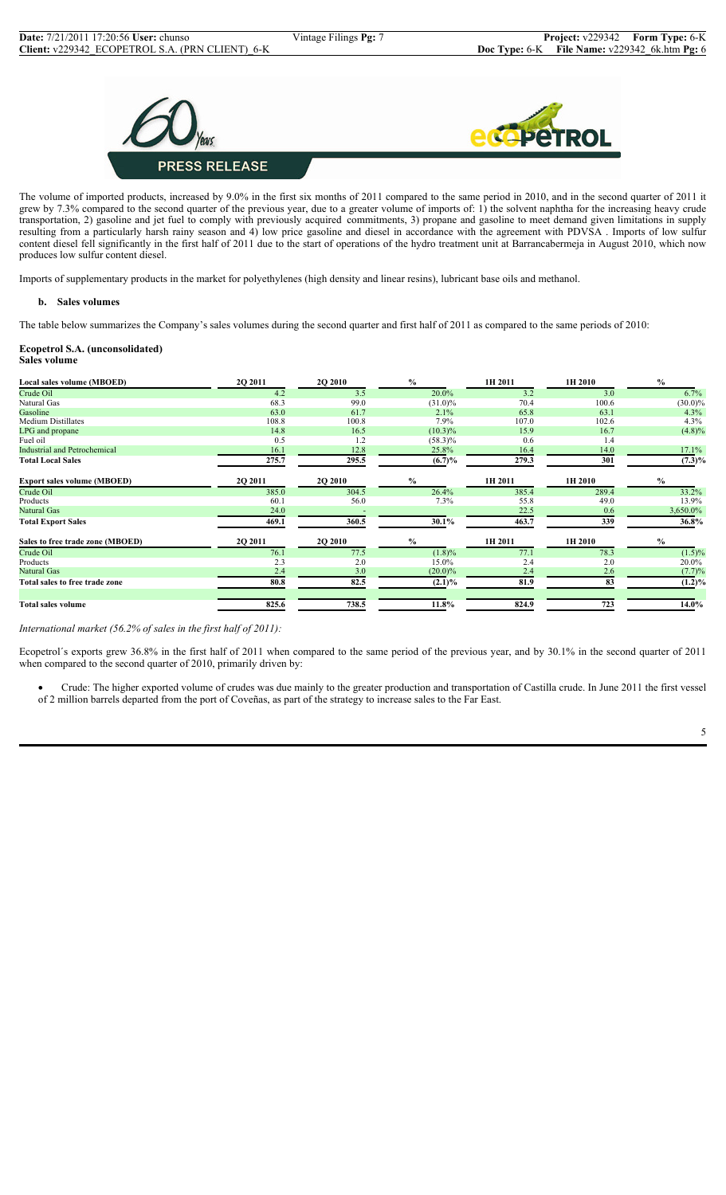The volume of imported products, increased by 9.0% in the first six months of 2011 compared to the same period in 2010, and in the second quarter of 2011 it grew by 7.3% compared to the second quarter of the previous year, due to a greater volume of imports of: 1) the solvent naphtha for the increasing heavy crude transportation, 2) gasoline and jet fuel to comply with previously acquired commitments, 3) propane and gasoline to meet demand given limitations in supply resulting from a particularly harsh rainy season and 4) low price gasoline and diesel in accordance with the agreement with PDVSA . Imports of low sulfur content diesel fell significantly in the first half of 2011 due to the start of operations of the hydro treatment unit at Barrancabermeja in August 2010, which now produces low sulfur content diesel.

Imports of supplementary products in the market for polyethylenes (high density and linear resins), lubricant base oils and methanol.

### b. Sales volumes

The table below summarizes the Company's sales volumes during the second quarter and first half of 2011 as compared to the same periods of 2010:

**Ecopetrol S.A. (unconsolidated)**
**Sales volume**

| Local sales volume (MBOED) | 2Q 2011 | 2Q 2010 | % | 1H 2011 | 1H 2010 | % |
|---|---|---|---|---|---|---|
| Crude Oil | 4.2 | 3.5 | 20.0% | 3.2 | 3.0 | 6.7% |
| Natural Gas | 68.3 | 99.0 | (31.0)% | 70.4 | 100.6 | (30.0)% |
| Gasoline | 63.0 | 61.7 | 2.1% | 65.8 | 63.1 | 4.3% |
| Medium Distillates | 108.8 | 100.8 | 7.9% | 107.0 | 102.6 | 4.3% |
| LPG and propane | 14.8 | 16.5 | (10.3)% | 15.9 | 16.7 | (4.8)% |
| Fuel oil | 0.5 | 1.2 | (58.3)% | 0.6 | 1.4 | |
| Industrial and Petrochemical | 16.1 | 12.8 | 25.8% | 16.4 | 14.0 | 17.1% |
| **Total Local Sales** | **275.7** | **295.5** | **(6.7)%** | **279.3** | **301** | **(7.3)%** |
| **Export sales volume (MBOED)** | **2Q 2011** | **2Q 2010** | **%** | **1H 2011** | **1H 2010** | **%** |
| Crude Oil | 385.0 | 304.5 | 26.4% | 385.4 | 289.4 | 33.2% |
| Products | 60.1 | 56.0 | 7.3% | 55.8 | 49.0 | 13.9% |
| Natural Gas | 24.0 | - | | 22.5 | 0.6 | 3,650.0% |
| **Total Export Sales** | **469.1** | **360.5** | **30.1%** | **463.7** | **339** | **36.8%** |
| **Sales to free trade zone (MBOED)** | **2Q 2011** | **2Q 2010** | **%** | **1H 2011** | **1H 2010** | **%** |
| Crude Oil | 76.1 | 77.5 | (1.8)% | 77.1 | 78.3 | (1.5)% |
| Products | 2.3 | 2.0 | 15.0% | 2.4 | 2.0 | 20.0% |
| Natural Gas | 2.4 | 3.0 | (20.0)% | 2.4 | 2.6 | (7.7)% |
| **Total sales to free trade zone** | **80.8** | **82.5** | **(2.1)%** | **81.9** | **83** | **(1.2)%** |
| **Total sales volume** | **825.6** | **738.5** | **11.8%** | **824.9** | **723** | **14.0%** |

*International market (56.2% of sales in the first half of 2011):*

Ecopetrol´s exports grew 36.8% in the first half of 2011 when compared to the same period of the previous year, and by 30.1% in the second quarter of 2011 when compared to the second quarter of 2010, primarily driven by:

- Crude: The higher exported volume of crudes was due mainly to the greater production and transportation of Castilla crude. In June 2011 the first vessel of 2 million barrels departed from the port of Coveñas, as part of the strategy to increase sales to the Far East.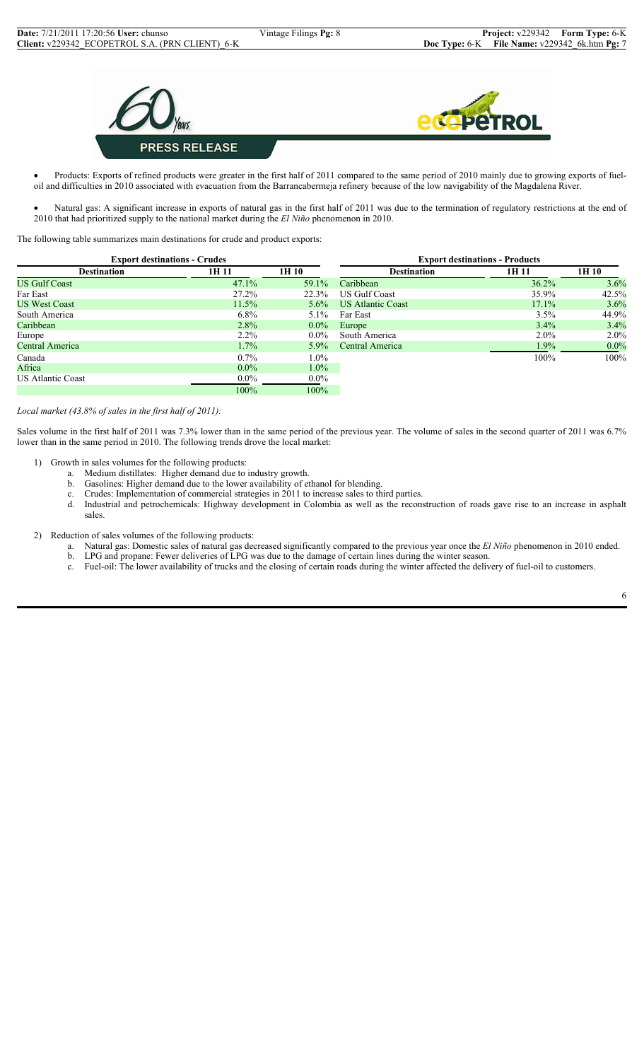- Products: Exports of refined products were greater in the first half of 2011 compared to the same period of 2010 mainly due to growing exports of fuel-oil and difficulties in 2010 associated with evacuation from the Barrancabermeja refinery because of the low navigability of the Magdalena River.

- Natural gas: A significant increase in exports of natural gas in the first half of 2011 was due to the termination of regulatory restrictions at the end of 2010 that had prioritized supply to the national market during the *El Niño* phenomenon in 2010.

The following table summarizes main destinations for crude and product exports:

| Export destinations - Crudes | | | Export destinations - Products | | |
|---|---|---|---|---|---|
| Destination | 1H 11 | 1H 10 | Destination | 1H 11 | 1H 10 |
| US Gulf Coast | 47.1% | 59.1% | Caribbean | 36.2% | 3.6% |
| Far East | 27.2% | 22.3% | US Gulf Coast | 35.9% | 42.5% |
| US West Coast | 11.5% | 5.6% | US Atlantic Coast | 17.1% | 3.6% |
| South America | 6.8% | 5.1% | Far East | 3.5% | 44.9% |
| Caribbean | 2.8% | 0.0% | Europe | 3.4% | 3.4% |
| Europe | 2.2% | 0.0% | South America | 2.0% | 2.0% |
| Central America | 1.7% | 5.9% | Central America | 1.9% | 0.0% |
| Canada | 0.7% | 1.0% | | 100% | 100% |
| Africa | 0.0% | 1.0% | | | |
| US Atlantic Coast | 0.0% | 0.0% | | | |
| | 100% | 100% | | | |

*Local market (43.8% of sales in the first half of 2011):*

Sales volume in the first half of 2011 was 7.3% lower than in the same period of the previous year. The volume of sales in the second quarter of 2011 was 6.7% lower than in the same period in 2010. The following trends drove the local market:

1) Growth in sales volumes for the following products:
   a. Medium distillates: Higher demand due to industry growth.
   b. Gasolines: Higher demand due to the lower availability of ethanol for blending.
   c. Crudes: Implementation of commercial strategies in 2011 to increase sales to third parties.
   d. Industrial and petrochemicals: Highway development in Colombia as well as the reconstruction of roads gave rise to an increase in asphalt sales.

2) Reduction of sales volumes of the following products:
   a. Natural gas: Domestic sales of natural gas decreased significantly compared to the previous year once the *El Niño* phenomenon in 2010 ended.
   b. LPG and propane: Fewer deliveries of LPG was due to the damage of certain lines during the winter season.
   c. Fuel-oil: The lower availability of trucks and the closing of certain roads during the winter affected the delivery of fuel-oil to customers.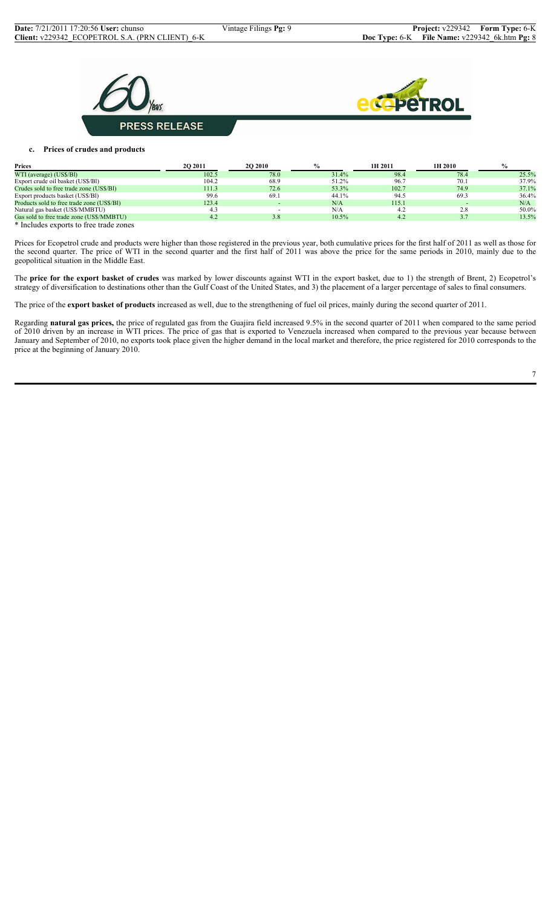**PRESS RELEASE**

### c. Prices of crudes and products

| Prices | 2Q 2011 | 2Q 2010 | % | 1H 2011 | 1H 2010 | % |
|---|---|---|---|---|---|---|
| WTI (average) (US$/Bl) | 102.5 | 78.0 | 31.4% | 98.4 | 78.4 | 25.5% |
| Export crude oil basket (US$/Bl) | 104.2 | 68.9 | 51.2% | 96.7 | 70.1 | 37.9% |
| Crudes sold to free trade zone (US$/Bl) | 111.3 | 72.6 | 53.3% | 102.7 | 74.9 | 37.1% |
| Export products basket (US$/Bl) | 99.6 | 69.1 | 44.1% | 94.5 | 69.3 | 36.4% |
| Products sold to free trade zone (US$/Bl) | 123.4 | - | N/A | 115.1 | - | N/A |
| Natural gas basket (US$/MMBTU) | 4.3 | - | N/A | 4.2 | 2.8 | 50.0% |
| Gas sold to free trade zone (US$/MMBTU) | 4.2 | 3.8 | 10.5% | 4.2 | 3.7 | 13.5% |

* Includes exports to free trade zones

Prices for Ecopetrol crude and products were higher than those registered in the previous year, both cumulative prices for the first half of 2011 as well as those for the second quarter. The price of WTI in the second quarter and the first half of 2011 was above the price for the same periods in 2010, mainly due to the geopolitical situation in the Middle East.

The **price for the export basket of crudes** was marked by lower discounts against WTI in the export basket, due to 1) the strength of Brent, 2) Ecopetrol's strategy of diversification to destinations other than the Gulf Coast of the United States, and 3) the placement of a larger percentage of sales to final consumers.

The price of the **export basket of products** increased as well, due to the strengthening of fuel oil prices, mainly during the second quarter of 2011.

Regarding **natural gas prices,** the price of regulated gas from the Guajira field increased 9.5% in the second quarter of 2011 when compared to the same period of 2010 driven by an increase in WTI prices. The price of gas that is exported to Venezuela increased when compared to the previous year because between January and September of 2010, no exports took place given the higher demand in the local market and therefore, the price registered for 2010 corresponds to the price at the beginning of January 2010.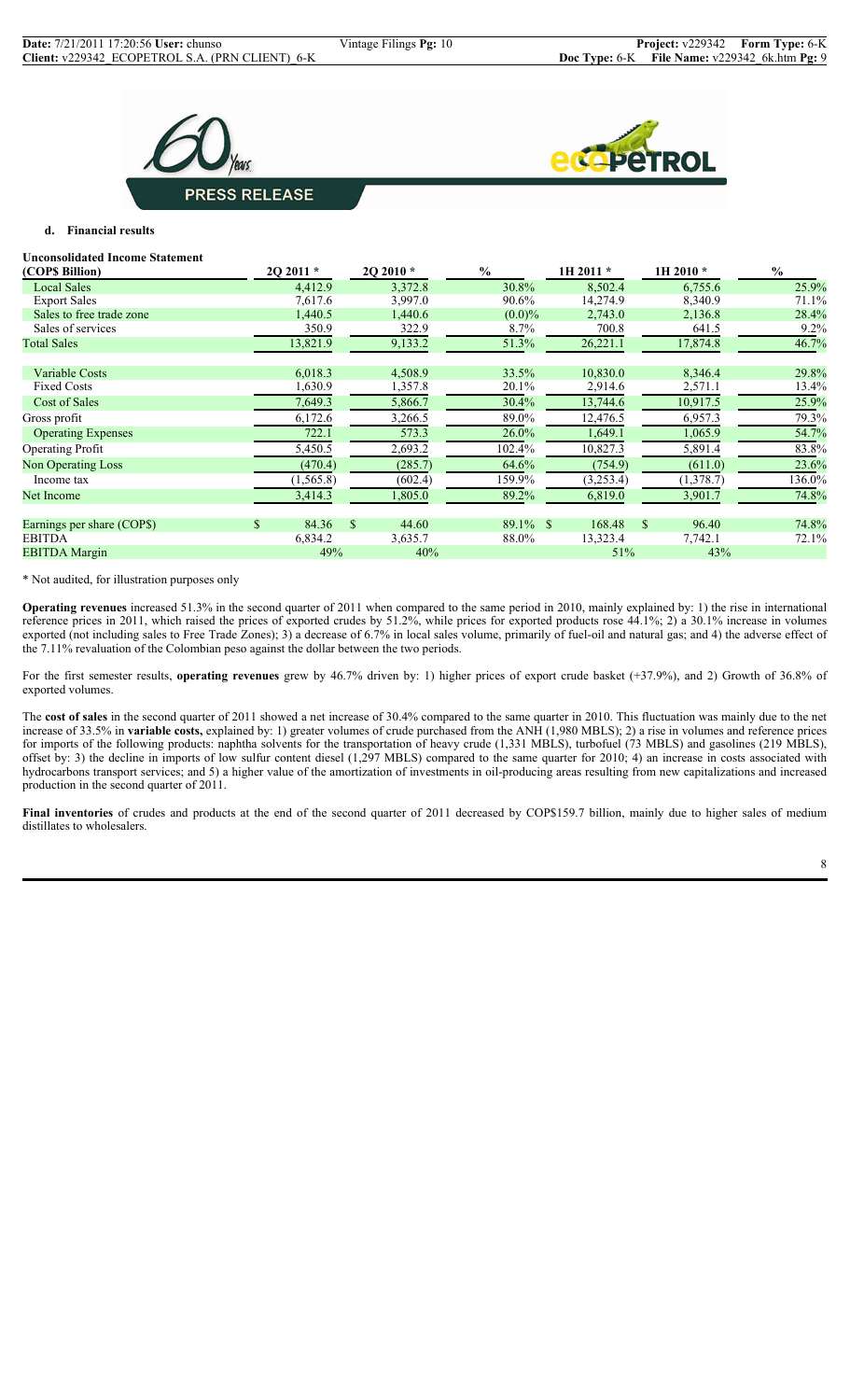**PRESS RELEASE**

#### d. Financial results

**Unconsolidated Income Statement**

| (COP$ Billion) | 2Q 2011 * | 2Q 2010 * | % | 1H 2011 * | 1H 2010 * | % |
|---|---|---|---|---|---|---|
| Local Sales | 4,412.9 | 3,372.8 | 30.8% | 8,502.4 | 6,755.6 | 25.9% |
| Export Sales | 7,617.6 | 3,997.0 | 90.6% | 14,274.9 | 8,340.9 | 71.1% |
| Sales to free trade zone | 1,440.5 | 1,440.6 | (0.0)% | 2,743.0 | 2,136.8 | 28.4% |
| Sales of services | 350.9 | 322.9 | 8.7% | 700.8 | 641.5 | 9.2% |
| Total Sales | 13,821.9 | 9,133.2 | 51.3% | 26,221.1 | 17,874.8 | 46.7% |
| | | | | | | |
| Variable Costs | 6,018.3 | 4,508.9 | 33.5% | 10,830.0 | 8,346.4 | 29.8% |
| Fixed Costs | 1,630.9 | 1,357.8 | 20.1% | 2,914.6 | 2,571.1 | 13.4% |
| Cost of Sales | 7,649.3 | 5,866.7 | 30.4% | 13,744.6 | 10,917.5 | 25.9% |
| Gross profit | 6,172.6 | 3,266.5 | 89.0% | 12,476.5 | 6,957.3 | 79.3% |
| Operating Expenses | 722.1 | 573.3 | 26.0% | 1,649.1 | 1,065.9 | 54.7% |
| Operating Profit | 5,450.5 | 2,693.2 | 102.4% | 10,827.3 | 5,891.4 | 83.8% |
| Non Operating Loss | (470.4) | (285.7) | 64.6% | (754.9) | (611.0) | 23.6% |
| Income tax | (1,565.8) | (602.4) | 159.9% | (3,253.4) | (1,378.7) | 136.0% |
| Net Income | 3,414.3 | 1,805.0 | 89.2% | 6,819.0 | 3,901.7 | 74.8% |
| | | | | | | |
| Earnings per share (COP$) | $ 84.36 | $ 44.60 | 89.1% | $ 168.48 | $ 96.40 | 74.8% |
| EBITDA | 6,834.2 | 3,635.7 | 88.0% | 13,323.4 | 7,742.1 | 72.1% |
| EBITDA Margin | 49% | 40% | | 51% | 43% | |

\* Not audited, for illustration purposes only

**Operating revenues** increased 51.3% in the second quarter of 2011 when compared to the same period in 2010, mainly explained by: 1) the rise in international reference prices in 2011, which raised the prices of exported crudes by 51.2%, while prices for exported products rose 44.1%; 2) a 30.1% increase in volumes exported (not including sales to Free Trade Zones); 3) a decrease of 6.7% in local sales volume, primarily of fuel-oil and natural gas; and 4) the adverse effect of the 7.11% revaluation of the Colombian peso against the dollar between the two periods.

For the first semester results, **operating revenues** grew by 46.7% driven by: 1) higher prices of export crude basket (+37.9%), and 2) Growth of 36.8% of exported volumes.

The **cost of sales** in the second quarter of 2011 showed a net increase of 30.4% compared to the same quarter in 2010. This fluctuation was mainly due to the net increase of 33.5% in **variable costs,** explained by: 1) greater volumes of crude purchased from the ANH (1,980 MBLS); 2) a rise in volumes and reference prices for imports of the following products: naphtha solvents for the transportation of heavy crude (1,331 MBLS), turbofuel (73 MBLS) and gasolines (219 MBLS), offset by: 3) the decline in imports of low sulfur content diesel (1,297 MBLS) compared to the same quarter for 2010; 4) an increase in costs associated with hydrocarbons transport services; and 5) a higher value of the amortization of investments in oil-producing areas resulting from new capitalizations and increased production in the second quarter of 2011.

**Final inventories** of crudes and products at the end of the second quarter of 2011 decreased by COP$159.7 billion, mainly due to higher sales of medium distillates to wholesalers.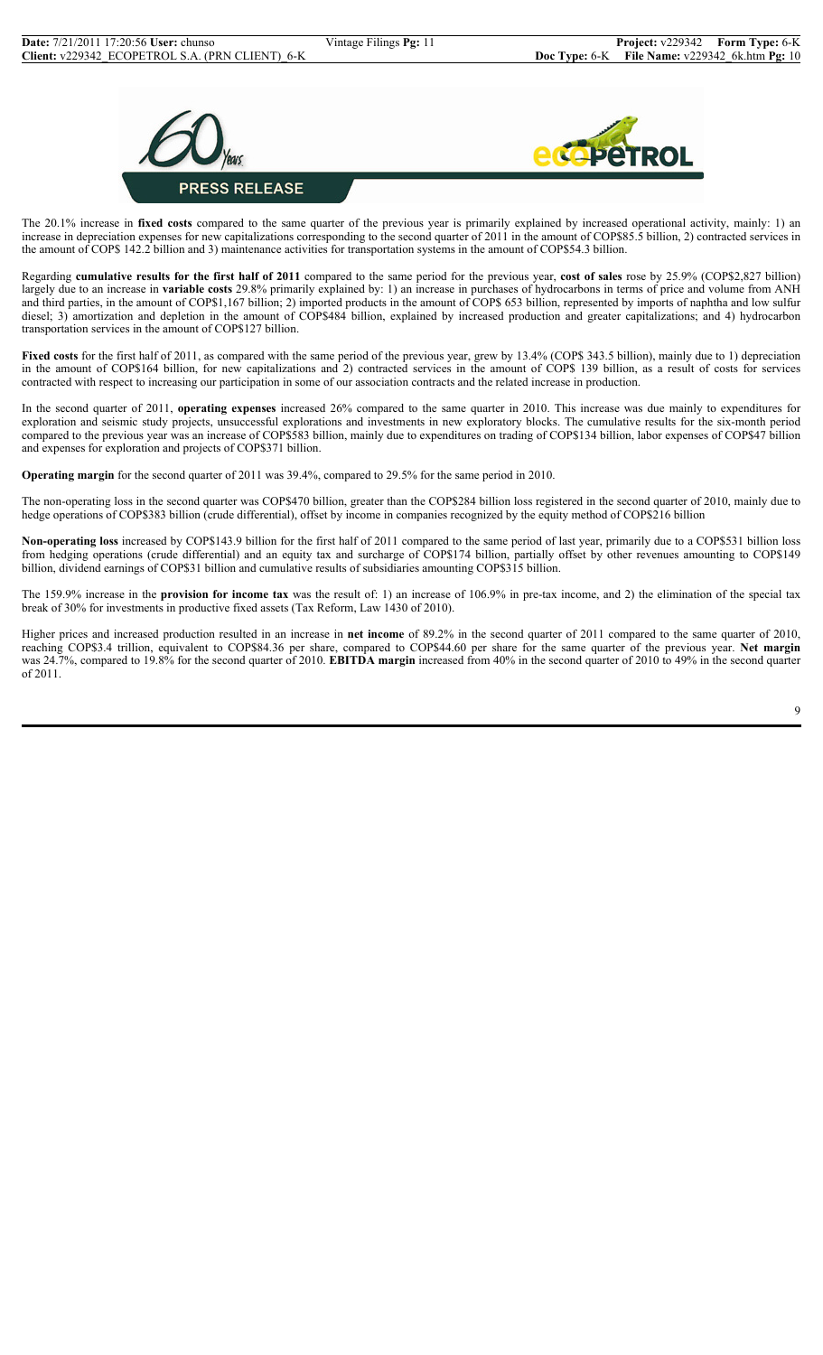The 20.1% increase in **fixed costs** compared to the same quarter of the previous year is primarily explained by increased operational activity, mainly: 1) an increase in depreciation expenses for new capitalizations corresponding to the second quarter of 2011 in the amount of COP$85.5 billion, 2) contracted services in the amount of COP$ 142.2 billion and 3) maintenance activities for transportation systems in the amount of COP$54.3 billion.

Regarding **cumulative results for the first half of 2011** compared to the same period for the previous year, **cost of sales** rose by 25.9% (COP$2,827 billion) largely due to an increase in **variable costs** 29.8% primarily explained by: 1) an increase in purchases of hydrocarbons in terms of price and volume from ANH and third parties, in the amount of COP$1,167 billion; 2) imported products in the amount of COP$ 653 billion, represented by imports of naphtha and low sulfur diesel; 3) amortization and depletion in the amount of COP$484 billion, explained by increased production and greater capitalizations; and 4) hydrocarbon transportation services in the amount of COP$127 billion.

**Fixed costs** for the first half of 2011, as compared with the same period of the previous year, grew by 13.4% (COP$ 343.5 billion), mainly due to 1) depreciation in the amount of COP$164 billion, for new capitalizations and 2) contracted services in the amount of COP$ 139 billion, as a result of costs for services contracted with respect to increasing our participation in some of our association contracts and the related increase in production.

In the second quarter of 2011, **operating expenses** increased 26% compared to the same quarter in 2010. This increase was due mainly to expenditures for exploration and seismic study projects, unsuccessful explorations and investments in new exploratory blocks. The cumulative results for the six-month period compared to the previous year was an increase of COP$583 billion, mainly due to expenditures on trading of COP$134 billion, labor expenses of COP$47 billion and expenses for exploration and projects of COP$371 billion.

**Operating margin** for the second quarter of 2011 was 39.4%, compared to 29.5% for the same period in 2010.

The non-operating loss in the second quarter was COP$470 billion, greater than the COP$284 billion loss registered in the second quarter of 2010, mainly due to hedge operations of COP$383 billion (crude differential), offset by income in companies recognized by the equity method of COP$216 billion

**Non-operating loss** increased by COP$143.9 billion for the first half of 2011 compared to the same period of last year, primarily due to a COP$531 billion loss from hedging operations (crude differential) and an equity tax and surcharge of COP$174 billion, partially offset by other revenues amounting to COP$149 billion, dividend earnings of COP$31 billion and cumulative results of subsidiaries amounting COP$315 billion.

The 159.9% increase in the **provision for income tax** was the result of: 1) an increase of 106.9% in pre-tax income, and 2) the elimination of the special tax break of 30% for investments in productive fixed assets (Tax Reform, Law 1430 of 2010).

Higher prices and increased production resulted in an increase in **net income** of 89.2% in the second quarter of 2011 compared to the same quarter of 2010, reaching COP$3.4 trillion, equivalent to COP$84.36 per share, compared to COP$44.60 per share for the same quarter of the previous year. **Net margin** was 24.7%, compared to 19.8% for the second quarter of 2010. **EBITDA margin** increased from 40% in the second quarter of 2010 to 49% in the second quarter of 2011.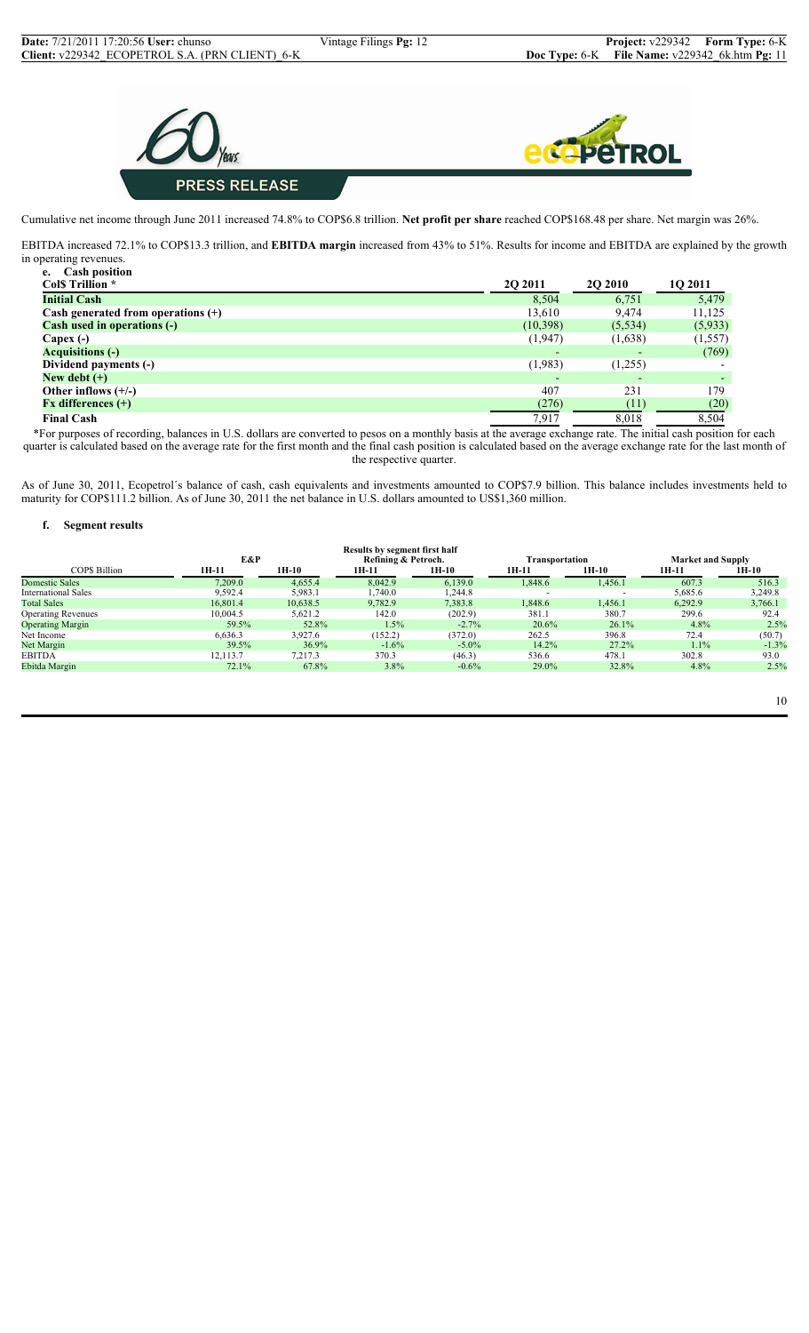Cumulative net income through June 2011 increased 74.8% to COP$6.8 trillion. **Net profit per share** reached COP$168.48 per share. Net margin was 26%.

EBITDA increased 72.1% to COP$13.3 trillion, and **EBITDA margin** increased from 43% to 51%. Results for income and EBITDA are explained by the growth in operating revenues.

**e. Cash position**

| **Col$ Trillion *** | **2Q 2011** | **2Q 2010** | **1Q 2011** |
|---|---|---|---|
| **Initial Cash** | 8,504 | 6,751 | 5,479 |
| **Cash generated from operations (+)** | 13,610 | 9,474 | 11,125 |
| **Cash used in operations (-)** | (10,398) | (5,534) | (5,933) |
| **Capex (-)** | (1,947) | (1,638) | (1,557) |
| **Acquisitions (-)** | - | - | (769) |
| **Dividend payments (-)** | (1,983) | (1,255) | - |
| **New debt (+)** | - | - | - |
| **Other inflows (+/-)** | 407 | 231 | 179 |
| **Fx differences (+)** | (276) | (11) | (20) |
| **Final Cash** | 7,917 | 8,018 | 8,504 |

*For purposes of recording, balances in U.S. dollars are converted to pesos on a monthly basis at the average exchange rate. The initial cash position for each quarter is calculated based on the average rate for the first month and the final cash position is calculated based on the average exchange rate for the last month of the respective quarter.

As of June 30, 2011, Ecopetrol´s balance of cash, cash equivalents and investments amounted to COP$7.9 billion. This balance includes investments held to maturity for COP$111.2 billion. As of June 30, 2011 the net balance in U.S. dollars amounted to US$1,360 million.

**f. Segment results**

**Results by segment first half**

| | **E&P** | | **Refining & Petroch.** | | **Transportation** | | **Market and Supply** | |
|---|---|---|---|---|---|---|---|---|
| COP$ Billion | **1H-11** | **1H-10** | **1H-11** | **1H-10** | **1H-11** | **1H-10** | **1H-11** | **1H-10** |
| Domestic Sales | 7,209.0 | 4,655.4 | 8,042.9 | 6,139.0 | 1,848.6 | 1,456.1 | 607.3 | 516.3 |
| International Sales | 9,592.4 | 5,983.1 | 1,740.0 | 1,244.8 | - | - | 5,685.6 | 3,249.8 |
| Total Sales | 16,801.4 | 10,638.5 | 9,782.9 | 7,383.8 | 1,848.6 | 1,456.1 | 6,292.9 | 3,766.1 |
| Operating Revenues | 10,004.5 | 5,621.2 | 142.0 | (202.9) | 381.1 | 380.7 | 299.6 | 92.4 |
| Operating Margin | 59.5% | 52.8% | 1.5% | -2.7% | 20.6% | 26.1% | 4.8% | 2.5% |
| Net Income | 6,636.3 | 3,927.6 | (152.2) | (372.0) | 262.5 | 396.8 | 72.4 | (50.7) |
| Net Margin | 39.5% | 36.9% | -1.6% | -5.0% | 14.2% | 27.2% | 1.1% | -1.3% |
| EBITDA | 12,113.7 | 7,217.3 | 370.3 | (46.3) | 536.6 | 478.1 | 302.8 | 93.0 |
| Ebitda Margin | 72.1% | 67.8% | 3.8% | -0.6% | 29.0% | 32.8% | 4.8% | 2.5% |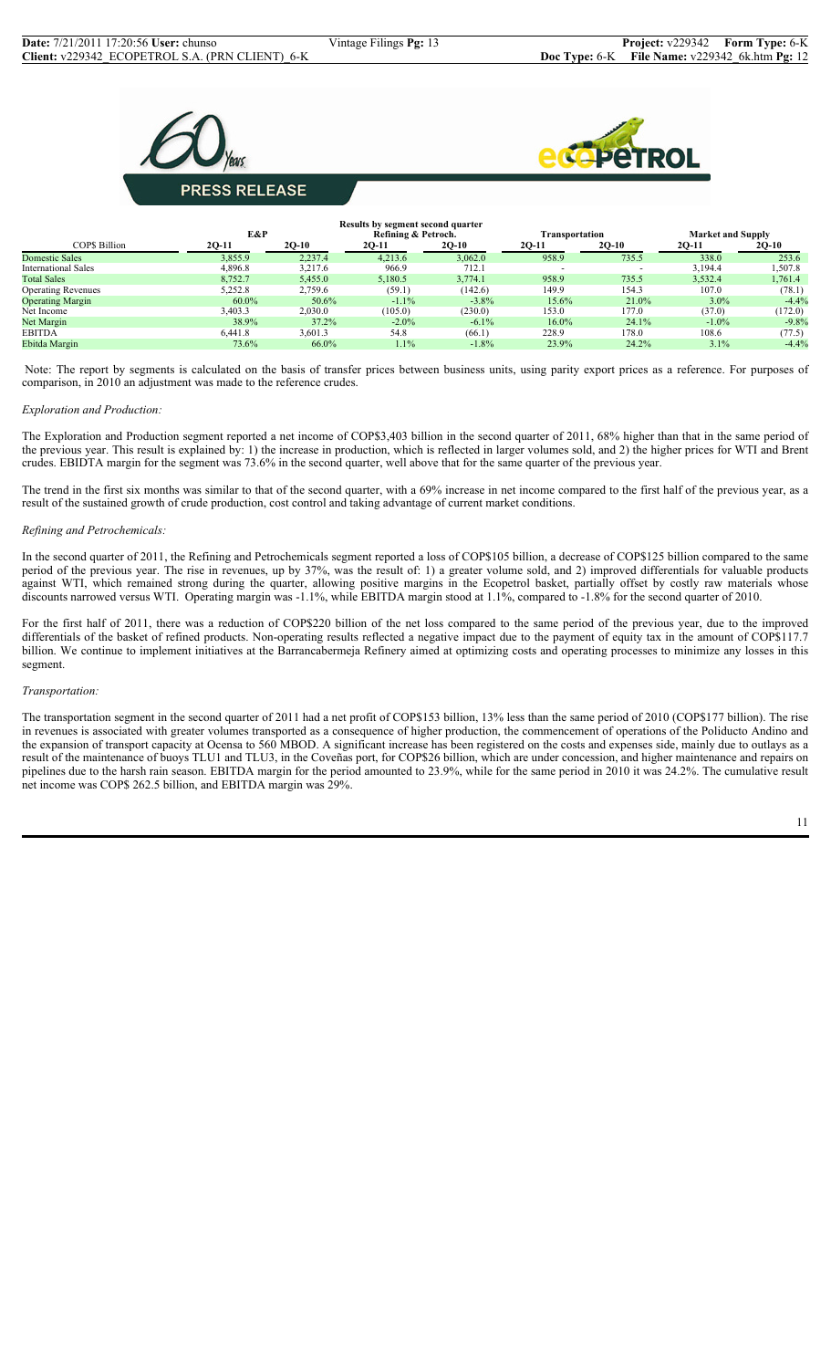| | Results by segment second quarter | | | | | | | |
|---|---|---|---|---|---|---|---|---|
| | E&P | | Refining & Petroch. | | Transportation | | Market and Supply | |
| COP$ Billion | 2Q-11 | 2Q-10 | 2Q-11 | 2Q-10 | 2Q-11 | 2Q-10 | 2Q-11 | 2Q-10 |
| Domestic Sales | 3,855.9 | 2,237.4 | 4,213.6 | 3,062.0 | 958.9 | 735.5 | 338.0 | 253.6 |
| International Sales | 4,896.8 | 3,217.6 | 966.9 | 712.1 | - | - | 3,194.4 | 1,507.8 |
| Total Sales | 8,752.7 | 5,455.0 | 5,180.5 | 3,774.1 | 958.9 | 735.5 | 3,532.4 | 1,761.4 |
| Operating Revenues | 5,252.8 | 2,759.6 | (59.1) | (142.6) | 149.9 | 154.3 | 107.0 | (78.1) |
| Operating Margin | 60.0% | 50.6% | -1.1% | -3.8% | 15.6% | 21.0% | 3.0% | -4.4% |
| Net Income | 3,403.3 | 2,030.0 | (105.0) | (230.0) | 153.0 | 177.0 | (37.0) | (172.0) |
| Net Margin | 38.9% | 37.2% | -2.0% | -6.1% | 16.0% | 24.1% | -1.0% | -9.8% |
| EBITDA | 6,441.8 | 3,601.3 | 54.8 | (66.1) | 228.9 | 178.0 | 108.6 | (77.5) |
| Ebitda Margin | 73.6% | 66.0% | 1.1% | -1.8% | 23.9% | 24.2% | 3.1% | -4.4% |

Note: The report by segments is calculated on the basis of transfer prices between business units, using parity export prices as a reference. For purposes of comparison, in 2010 an adjustment was made to the reference crudes.

*Exploration and Production:*

The Exploration and Production segment reported a net income of COP$3,403 billion in the second quarter of 2011, 68% higher than that in the same period of the previous year. This result is explained by: 1) the increase in production, which is reflected in larger volumes sold, and 2) the higher prices for WTI and Brent crudes. EBIDTA margin for the segment was 73.6% in the second quarter, well above that for the same quarter of the previous year.

The trend in the first six months was similar to that of the second quarter, with a 69% increase in net income compared to the first half of the previous year, as a result of the sustained growth of crude production, cost control and taking advantage of current market conditions.

*Refining and Petrochemicals:*

In the second quarter of 2011, the Refining and Petrochemicals segment reported a loss of COP$105 billion, a decrease of COP$125 billion compared to the same period of the previous year. The rise in revenues, up by 37%, was the result of: 1) a greater volume sold, and 2) improved differentials for valuable products against WTI, which remained strong during the quarter, allowing positive margins in the Ecopetrol basket, partially offset by costly raw materials whose discounts narrowed versus WTI. Operating margin was -1.1%, while EBITDA margin stood at 1.1%, compared to -1.8% for the second quarter of 2010.

For the first half of 2011, there was a reduction of COP$220 billion of the net loss compared to the same period of the previous year, due to the improved differentials of the basket of refined products. Non-operating results reflected a negative impact due to the payment of equity tax in the amount of COP$117.7 billion. We continue to implement initiatives at the Barrancabermeja Refinery aimed at optimizing costs and operating processes to minimize any losses in this segment.

*Transportation:*

The transportation segment in the second quarter of 2011 had a net profit of COP$153 billion, 13% less than the same period of 2010 (COP$177 billion). The rise in revenues is associated with greater volumes transported as a consequence of higher production, the commencement of operations of the Poliducto Andino and the expansion of transport capacity at Ocensa to 560 MBOD. A significant increase has been registered on the costs and expenses side, mainly due to outlays as a result of the maintenance of buoys TLU1 and TLU3, in the Coveñas port, for COP$26 billion, which are under concession, and higher maintenance and repairs on pipelines due to the harsh rain season. EBITDA margin for the period amounted to 23.9%, while for the same period in 2010 it was 24.2%. The cumulative result net income was COP$ 262.5 billion, and EBITDA margin was 29%.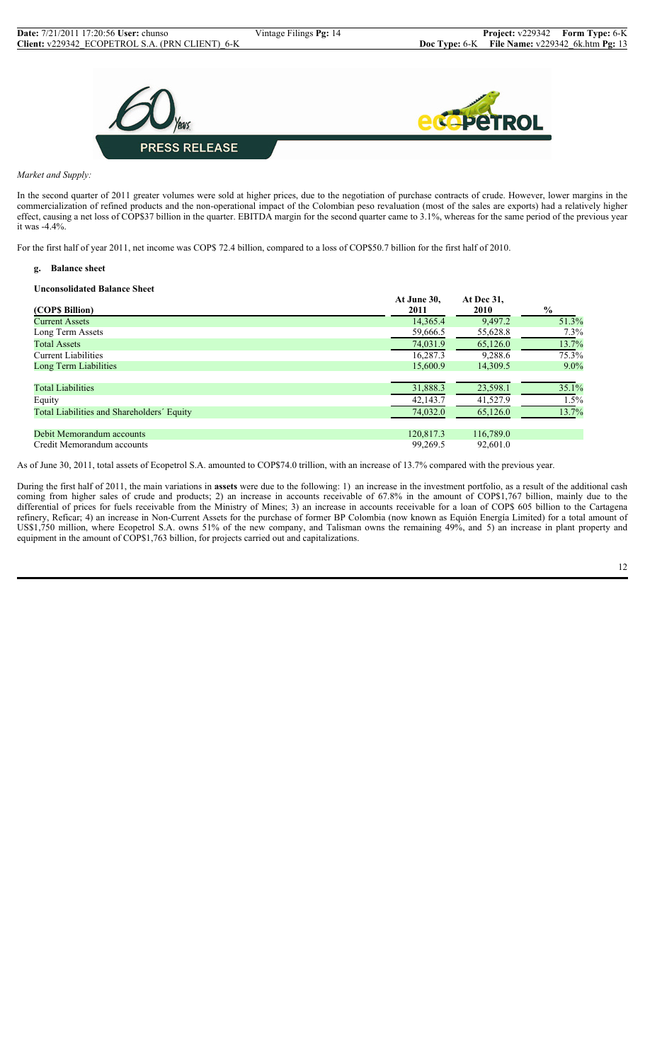*Market and Supply:*

In the second quarter of 2011 greater volumes were sold at higher prices, due to the negotiation of purchase contracts of crude. However, lower margins in the commercialization of refined products and the non-operational impact of the Colombian peso revaluation (most of the sales are exports) had a relatively higher effect, causing a net loss of COP$37 billion in the quarter. EBITDA margin for the second quarter came to 3.1%, whereas for the same period of the previous year it was -4.4%.

For the first half of year 2011, net income was COP$ 72.4 billion, compared to a loss of COP$50.7 billion for the first half of 2010.

**g. Balance sheet**

**Unconsolidated Balance Sheet**

| (COP$ Billion) | At June 30, 2011 | At Dec 31, 2010 | % |
|---|---|---|---|
| Current Assets | 14,365.4 | 9,497.2 | 51.3% |
| Long Term Assets | 59,666.5 | 55,628.8 | 7.3% |
| Total Assets | 74,031.9 | 65,126.0 | 13.7% |
| Current Liabilities | 16,287.3 | 9,288.6 | 75.3% |
| Long Term Liabilities | 15,600.9 | 14,309.5 | 9.0% |
| Total Liabilities | 31,888.3 | 23,598.1 | 35.1% |
| Equity | 42,143.7 | 41,527.9 | 1.5% |
| Total Liabilities and Shareholders´ Equity | 74,032.0 | 65,126.0 | 13.7% |
| Debit Memorandum accounts | 120,817.3 | 116,789.0 | |
| Credit Memorandum accounts | 99,269.5 | 92,601.0 | |

As of June 30, 2011, total assets of Ecopetrol S.A. amounted to COP$74.0 trillion, with an increase of 13.7% compared with the previous year.

During the first half of 2011, the main variations in **assets** were due to the following: 1) an increase in the investment portfolio, as a result of the additional cash coming from higher sales of crude and products; 2) an increase in accounts receivable of 67.8% in the amount of COP$1,767 billion, mainly due to the differential of prices for fuels receivable from the Ministry of Mines; 3) an increase in accounts receivable for a loan of COP$ 605 billion to the Cartagena refinery, Reficar; 4) an increase in Non-Current Assets for the purchase of former BP Colombia (now known as Equión Energía Limited) for a total amount of US$1,750 million, where Ecopetrol S.A. owns 51% of the new company, and Talisman owns the remaining 49%, and 5) an increase in plant property and equipment in the amount of COP$1,763 billion, for projects carried out and capitalizations.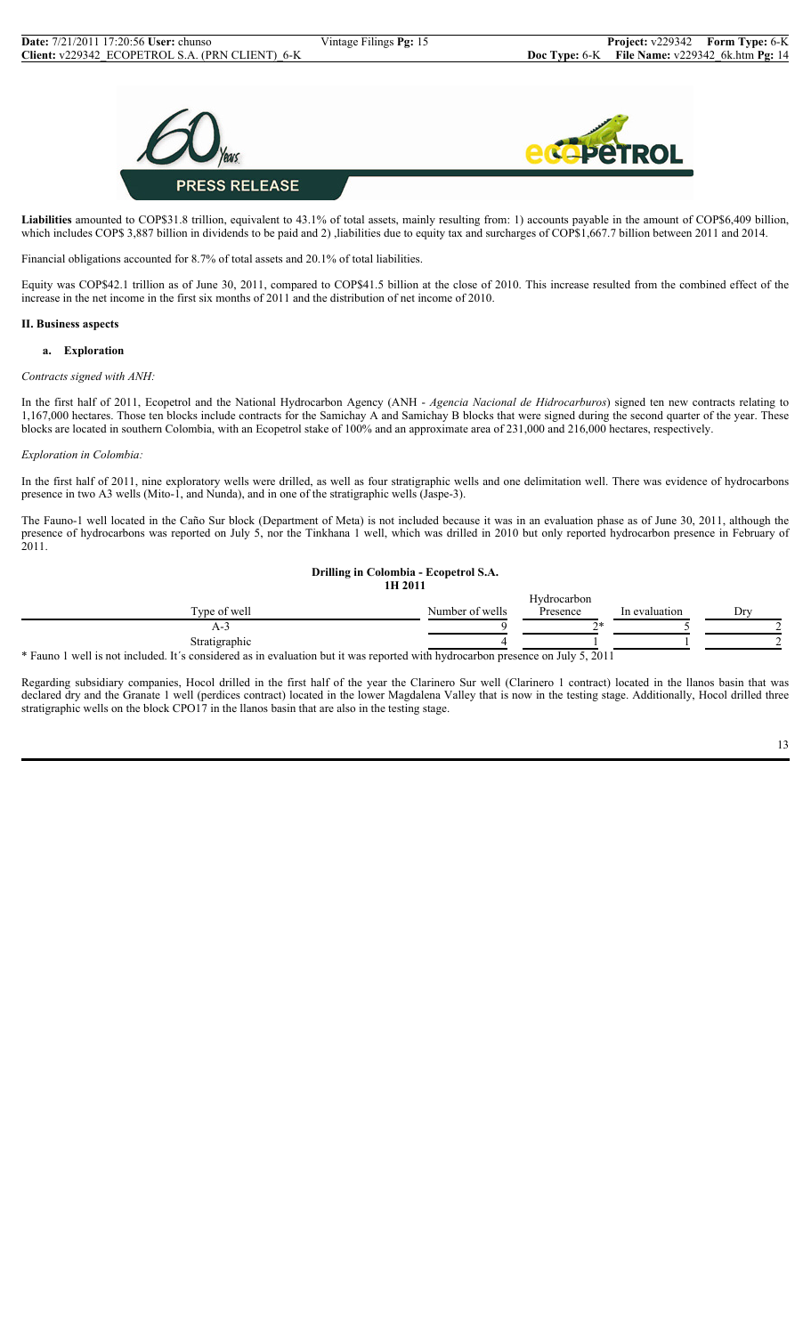**Liabilities** amounted to COP$31.8 trillion, equivalent to 43.1% of total assets, mainly resulting from: 1) accounts payable in the amount of COP$6,409 billion, which includes COP$ 3,887 billion in dividends to be paid and 2) ,liabilities due to equity tax and surcharges of COP$1,667.7 billion between 2011 and 2014.

Financial obligations accounted for 8.7% of total assets and 20.1% of total liabilities.

Equity was COP$42.1 trillion as of June 30, 2011, compared to COP$41.5 billion at the close of 2010. This increase resulted from the combined effect of the increase in the net income in the first six months of 2011 and the distribution of net income of 2010.

## II. Business aspects

### a. Exploration

*Contracts signed with ANH:*

In the first half of 2011, Ecopetrol and the National Hydrocarbon Agency (ANH - *Agencia Nacional de Hidrocarburos*) signed ten new contracts relating to 1,167,000 hectares. Those ten blocks include contracts for the Samichay A and Samichay B blocks that were signed during the second quarter of the year. These blocks are located in southern Colombia, with an Ecopetrol stake of 100% and an approximate area of 231,000 and 216,000 hectares, respectively.

*Exploration in Colombia:*

In the first half of 2011, nine exploratory wells were drilled, as well as four stratigraphic wells and one delimitation well. There was evidence of hydrocarbons presence in two A3 wells (Mito-1, and Nunda), and in one of the stratigraphic wells (Jaspe-3).

The Fauno-1 well located in the Caño Sur block (Department of Meta) is not included because it was in an evaluation phase as of June 30, 2011, although the presence of hydrocarbons was reported on July 5, nor the Tinkhana 1 well, which was drilled in 2010 but only reported hydrocarbon presence in February of 2011.

**Drilling in Colombia - Ecopetrol S.A.**
**1H 2011**

| Type of well | Number of wells | Hydrocarbon Presence | In evaluation | Dry |
|---|---|---|---|---|
| A-3 | 9 | 2* | 5 | 2 |
| Stratigraphic | 4 | 1 | 1 | 2 |

\* Fauno 1 well is not included. It´s considered as in evaluation but it was reported with hydrocarbon presence on July 5, 2011

Regarding subsidiary companies, Hocol drilled in the first half of the year the Clarinero Sur well (Clarinero 1 contract) located in the llanos basin that was declared dry and the Granate 1 well (perdices contract) located in the lower Magdalena Valley that is now in the testing stage. Additionally, Hocol drilled three stratigraphic wells on the block CPO17 in the llanos basin that are also in the testing stage.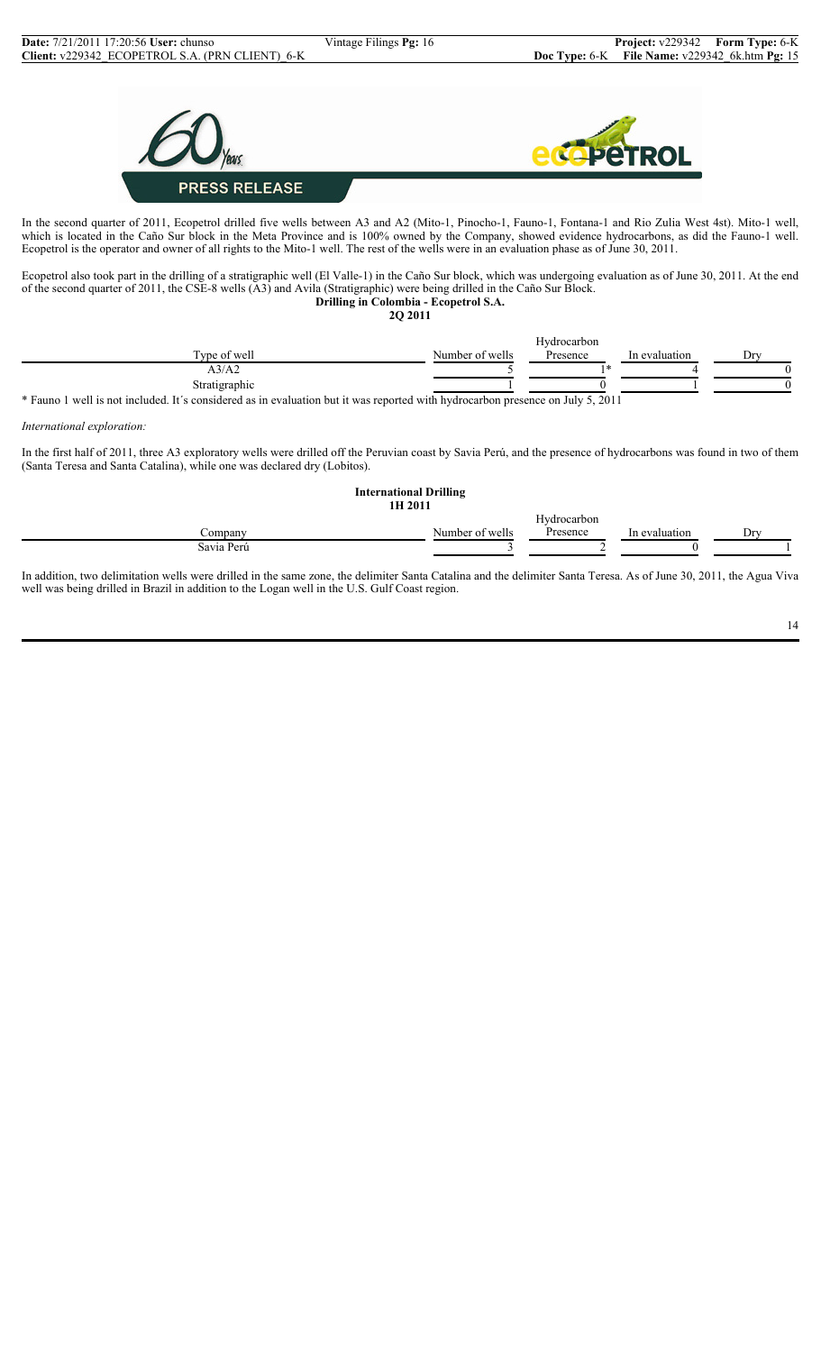In the second quarter of 2011, Ecopetrol drilled five wells between A3 and A2 (Mito-1, Pinocho-1, Fauno-1, Fontana-1 and Rio Zulia West 4st). Mito-1 well, which is located in the Caño Sur block in the Meta Province and is 100% owned by the Company, showed evidence hydrocarbons, as did the Fauno-1 well. Ecopetrol is the operator and owner of all rights to the Mito-1 well. The rest of the wells were in an evaluation phase as of June 30, 2011.

Ecopetrol also took part in the drilling of a stratigraphic well (El Valle-1) in the Caño Sur block, which was undergoing evaluation as of June 30, 2011. At the end of the second quarter of 2011, the CSE-8 wells (A3) and Avila (Stratigraphic) were being drilled in the Caño Sur Block.

**Drilling in Colombia - Ecopetrol S.A.**
**2Q 2011**

| Type of well | Number of wells | Hydrocarbon Presence | In evaluation | Dry |
|---|---|---|---|---|
| A3/A2 | 5 | 1* | 4 | 0 |
| Stratigraphic | 1 | 0 | 1 | 0 |

* Fauno 1 well is not included. It´s considered as in evaluation but it was reported with hydrocarbon presence on July 5, 2011

*International exploration:*

In the first half of 2011, three A3 exploratory wells were drilled off the Peruvian coast by Savia Perú, and the presence of hydrocarbons was found in two of them (Santa Teresa and Santa Catalina), while one was declared dry (Lobitos).

**International Drilling**
**1H 2011**

| Company | Number of wells | Hydrocarbon Presence | In evaluation | Dry |
|---|---|---|---|---|
| Savia Perú | 3 | 2 | 0 | 1 |

In addition, two delimitation wells were drilled in the same zone, the delimiter Santa Catalina and the delimiter Santa Teresa. As of June 30, 2011, the Agua Viva well was being drilled in Brazil in addition to the Logan well in the U.S. Gulf Coast region.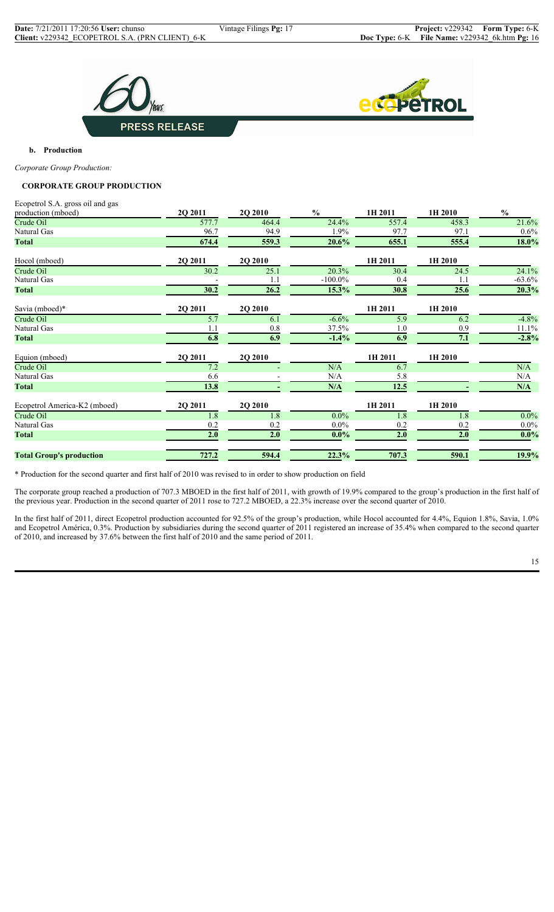**b. Production**

*Corporate Group Production:*

**CORPORATE GROUP PRODUCTION**

| Ecopetrol S.A. gross oil and gas production (mboed) | 2Q 2011 | 2Q 2010 | % | 1H 2011 | 1H 2010 | % |
|---|---|---|---|---|---|---|
| Crude Oil | 577.7 | 464.4 | 24.4% | 557.4 | 458.3 | 21.6% |
| Natural Gas | 96.7 | 94.9 | 1.9% | 97.7 | 97.1 | 0.6% |
| **Total** | **674.4** | **559.3** | **20.6%** | **655.1** | **555.4** | **18.0%** |
| Hocol (mboed) | **2Q 2011** | **2Q 2010** | | **1H 2011** | **1H 2010** | |
| Crude Oil | 30.2 | 25.1 | 20.3% | 30.4 | 24.5 | 24.1% |
| Natural Gas | - | 1.1 | -100.0% | 0.4 | 1.1 | -63.6% |
| **Total** | **30.2** | **26.2** | **15.3%** | **30.8** | **25.6** | **20.3%** |
| Savia (mboed)* | **2Q 2011** | **2Q 2010** | | **1H 2011** | **1H 2010** | |
| Crude Oil | 5.7 | 6.1 | -6.6% | 5.9 | 6.2 | -4.8% |
| Natural Gas | 1.1 | 0.8 | 37.5% | 1.0 | 0.9 | 11.1% |
| **Total** | **6.8** | **6.9** | **-1.4%** | **6.9** | **7.1** | **-2.8%** |
| Equion (mboed) | **2Q 2011** | **2Q 2010** | | **1H 2011** | **1H 2010** | |
| Crude Oil | 7.2 | - | N/A | 6.7 | | N/A |
| Natural Gas | 6.6 | - | N/A | 5.8 | | N/A |
| **Total** | **13.8** | **-** | **N/A** | **12.5** | **-** | **N/A** |
| Ecopetrol America-K2 (mboed) | **2Q 2011** | **2Q 2010** | | **1H 2011** | **1H 2010** | |
| Crude Oil | 1.8 | 1.8 | 0.0% | 1.8 | 1.8 | 0.0% |
| Natural Gas | 0.2 | 0.2 | 0.0% | 0.2 | 0.2 | 0.0% |
| **Total** | **2.0** | **2.0** | **0.0%** | **2.0** | **2.0** | **0.0%** |
| **Total Group's production** | **727.2** | **594.4** | **22.3%** | **707.3** | **590.1** | **19.9%** |

\* Production for the second quarter and first half of 2010 was revised to in order to show production on field

The corporate group reached a production of 707.3 MBOED in the first half of 2011, with growth of 19.9% compared to the group's production in the first half of the previous year. Production in the second quarter of 2011 rose to 727.2 MBOED, a 22.3% increase over the second quarter of 2010.

In the first half of 2011, direct Ecopetrol production accounted for 92.5% of the group's production, while Hocol accounted for 4.4%, Equion 1.8%, Savia, 1.0% and Ecopetrol América, 0.3%. Production by subsidiaries during the second quarter of 2011 registered an increase of 35.4% when compared to the second quarter of 2010, and increased by 37.6% between the first half of 2010 and the same period of 2011.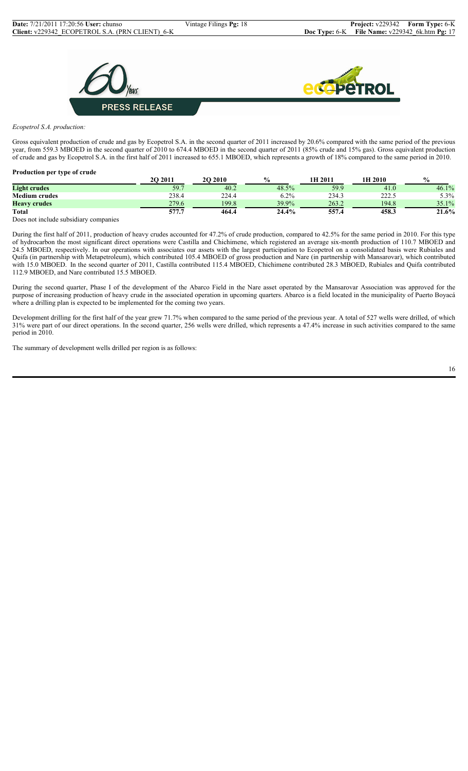*Ecopetrol S.A. production:*

Gross equivalent production of crude and gas by Ecopetrol S.A. in the second quarter of 2011 increased by 20.6% compared with the same period of the previous year, from 559.3 MBOED in the second quarter of 2010 to 674.4 MBOED in the second quarter of 2011 (85% crude and 15% gas). Gross equivalent production of crude and gas by Ecopetrol S.A. in the first half of 2011 increased to 655.1 MBOED, which represents a growth of 18% compared to the same period in 2010.

**Production per type of crude**

| | 2Q 2011 | 2Q 2010 | % | 1H 2011 | 1H 2010 | % |
|---|---|---|---|---|---|---|
| **Light crudes** | 59.7 | 40.2 | 48.5% | 59.9 | 41.0 | 46.1% |
| **Medium crudes** | 238.4 | 224.4 | 6.2% | 234.3 | 222.5 | 5.3% |
| **Heavy crudes** | 279.6 | 199.8 | 39.9% | 263.2 | 194.8 | 35.1% |
| **Total** | **577.7** | **464.4** | **24.4%** | **557.4** | **458.3** | **21.6%** |

Does not include subsidiary companies

During the first half of 2011, production of heavy crudes accounted for 47.2% of crude production, compared to 42.5% for the same period in 2010. For this type of hydrocarbon the most significant direct operations were Castilla and Chichimene, which registered an average six-month production of 110.7 MBOED and 24.5 MBOED, respectively. In our operations with associates our assets with the largest participation to Ecopetrol on a consolidated basis were Rubiales and Quifa (in partnership with Metapetroleum), which contributed 105.4 MBOED of gross production and Nare (in partnership with Mansarovar), which contributed with 15.0 MBOED. In the second quarter of 2011, Castilla contributed 115.4 MBOED, Chichimene contributed 28.3 MBOED, Rubiales and Quifa contributed 112.9 MBOED, and Nare contributed 15.5 MBOED.

During the second quarter, Phase I of the development of the Abarco Field in the Nare asset operated by the Mansarovar Association was approved for the purpose of increasing production of heavy crude in the associated operation in upcoming quarters. Abarco is a field located in the municipality of Puerto Boyacá where a drilling plan is expected to be implemented for the coming two years.

Development drilling for the first half of the year grew 71.7% when compared to the same period of the previous year. A total of 527 wells were drilled, of which 31% were part of our direct operations. In the second quarter, 256 wells were drilled, which represents a 47.4% increase in such activities compared to the same period in 2010.

The summary of development wells drilled per region is as follows: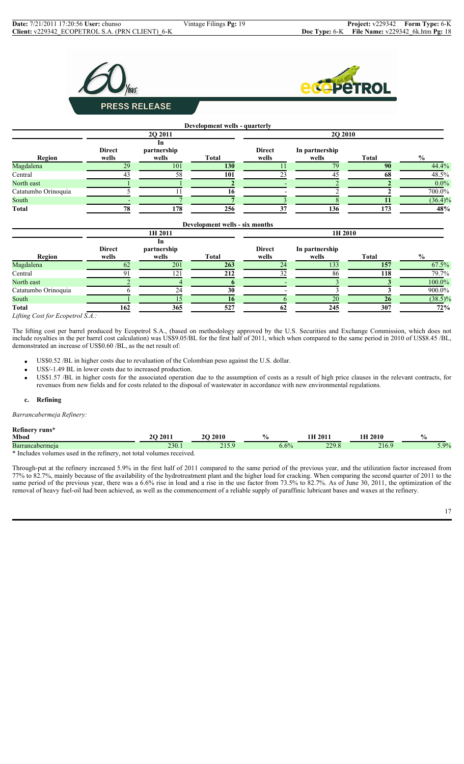PRESS RELEASE

**Development wells - quarterly**

| | 2Q 2011 | | | 2Q 2010 | | | |
|---|---|---|---|---|---|---|---|
| **Region** | **Direct wells** | **In partnership wells** | **Total** | **Direct wells** | **In partnership wells** | **Total** | **%** |
| Magdalena | 29 | 101 | **130** | 11 | 79 | **90** | 44.4% |
| Central | 43 | 58 | **101** | 23 | 45 | **68** | 48.5% |
| North east | 1 | 1 | **2** | - | 2 | **2** | 0.0% |
| Catatumbo Orinoquia | 5 | 11 | **16** | - | 2 | **2** | 700.0% |
| South | - | 7 | **7** | 3 | 8 | **11** | (36.4)% |
| **Total** | **78** | **178** | **256** | **37** | **136** | **173** | **48%** |

**Development wells - six months**

| | 1H 2011 | | | 1H 2010 | | | |
|---|---|---|---|---|---|---|---|
| **Region** | **Direct wells** | **In partnership wells** | **Total** | **Direct wells** | **In partnership wells** | **Total** | **%** |
| Magdalena | 62 | 201 | **263** | 24 | 133 | **157** | 67.5% |
| Central | 91 | 121 | **212** | 32 | 86 | **118** | 79.7% |
| North east | 2 | 4 | **6** | - | 3 | **3** | 100.0% |
| Catatumbo Orinoquia | 6 | 24 | **30** | - | 3 | **3** | 900.0% |
| South | 1 | 15 | **16** | 6 | 20 | **26** | (38.5)% |
| **Total** | **162** | **365** | **527** | **62** | **245** | **307** | **72%** |

*Lifting Cost for Ecopetrol S.A.:*

The lifting cost per barrel produced by Ecopetrol S.A., (based on methodology approved by the U.S. Securities and Exchange Commission, which does not include royalties in the per barrel cost calculation) was US$9.05/BL for the first half of 2011, which when compared to the same period in 2010 of US$8.45 /BL, demonstrated an increase of US$0.60 /BL, as the net result of:

- US$0.52 /BL in higher costs due to revaluation of the Colombian peso against the U.S. dollar.
- US$/-1.49 BL in lower costs due to increased production.
- US$1.57 /BL in higher costs for the associated operation due to the assumption of costs as a result of high price clauses in the relevant contracts, for revenues from new fields and for costs related to the disposal of wastewater in accordance with new environmental regulations.

**c. Refining**

*Barrancabermeja Refinery:*

| **Refinery runs\*** **Mbod** | **2Q 2011** | **2Q 2010** | **%** | **1H 2011** | **1H 2010** | **%** |
|---|---|---|---|---|---|---|
| Barrancabermeja | 230.1 | 215.9 | 6.6% | 229.8 | 216.9 | 5.9% |

\* Includes volumes used in the refinery, not total volumes received.

Through-put at the refinery increased 5.9% in the first half of 2011 compared to the same period of the previous year, and the utilization factor increased from 77% to 82.7%, mainly because of the availability of the hydrotreatment plant and the higher load for cracking. When comparing the second quarter of 2011 to the same period of the previous year, there was a 6.6% rise in load and a rise in the use factor from 73.5% to 82.7%. As of June 30, 2011, the optimization of the removal of heavy fuel-oil had been achieved, as well as the commencement of a reliable supply of paraffinic lubricant bases and waxes at the refinery.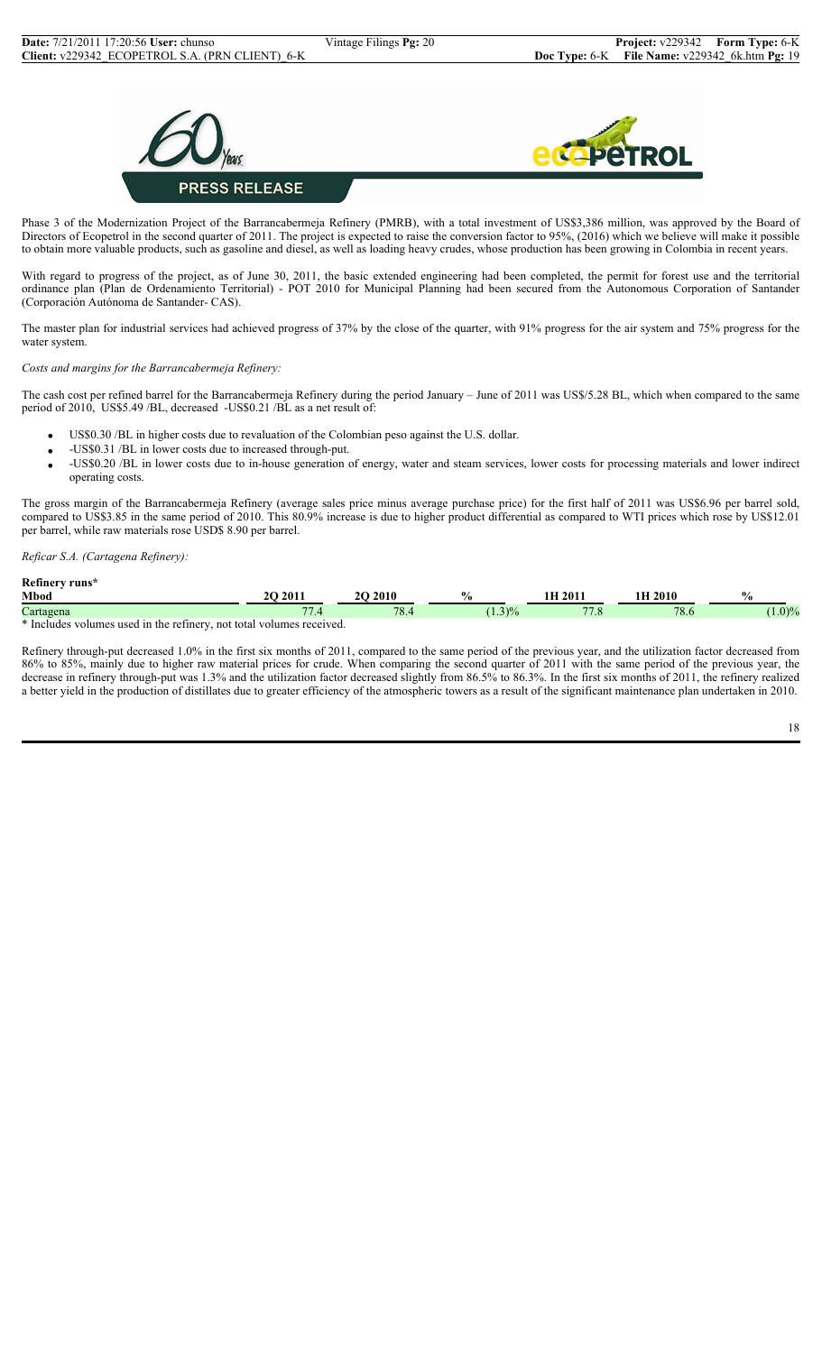Phase 3 of the Modernization Project of the Barrancabermeja Refinery (PMRB), with a total investment of US$3,386 million, was approved by the Board of Directors of Ecopetrol in the second quarter of 2011. The project is expected to raise the conversion factor to 95%, (2016) which we believe will make it possible to obtain more valuable products, such as gasoline and diesel, as well as loading heavy crudes, whose production has been growing in Colombia in recent years.

With regard to progress of the project, as of June 30, 2011, the basic extended engineering had been completed, the permit for forest use and the territorial ordinance plan (Plan de Ordenamiento Territorial) - POT 2010 for Municipal Planning had been secured from the Autonomous Corporation of Santander (Corporación Autónoma de Santander- CAS).

The master plan for industrial services had achieved progress of 37% by the close of the quarter, with 91% progress for the air system and 75% progress for the water system.

*Costs and margins for the Barrancabermeja Refinery:*

The cash cost per refined barrel for the Barrancabermeja Refinery during the period January – June of 2011 was US$/5.28 BL, which when compared to the same period of 2010, US$5.49 /BL, decreased -US$0.21 /BL as a net result of:

- US$0.30 /BL in higher costs due to revaluation of the Colombian peso against the U.S. dollar.
- -US$0.31 /BL in lower costs due to increased through-put.
- -US$0.20 /BL in lower costs due to in-house generation of energy, water and steam services, lower costs for processing materials and lower indirect operating costs.

The gross margin of the Barrancabermeja Refinery (average sales price minus average purchase price) for the first half of 2011 was US$6.96 per barrel sold, compared to US$3.85 in the same period of 2010. This 80.9% increase is due to higher product differential as compared to WTI prices which rose by US$12.01 per barrel, while raw materials rose USD$ 8.90 per barrel.

*Reficar S.A. (Cartagena Refinery):*

**Refinery runs***

| Mbod | 2Q 2011 | 2Q 2010 | % | 1H 2011 | 1H 2010 | % |
|---|---|---|---|---|---|---|
| Cartagena | 77.4 | 78.4 | (1.3)% | 77.8 | 78.6 | (1.0)% |

* Includes volumes used in the refinery, not total volumes received.

Refinery through-put decreased 1.0% in the first six months of 2011, compared to the same period of the previous year, and the utilization factor decreased from 86% to 85%, mainly due to higher raw material prices for crude. When comparing the second quarter of 2011 with the same period of the previous year, the decrease in refinery through-put was 1.3% and the utilization factor decreased slightly from 86.5% to 86.3%. In the first six months of 2011, the refinery realized a better yield in the production of distillates due to greater efficiency of the atmospheric towers as a result of the significant maintenance plan undertaken in 2010.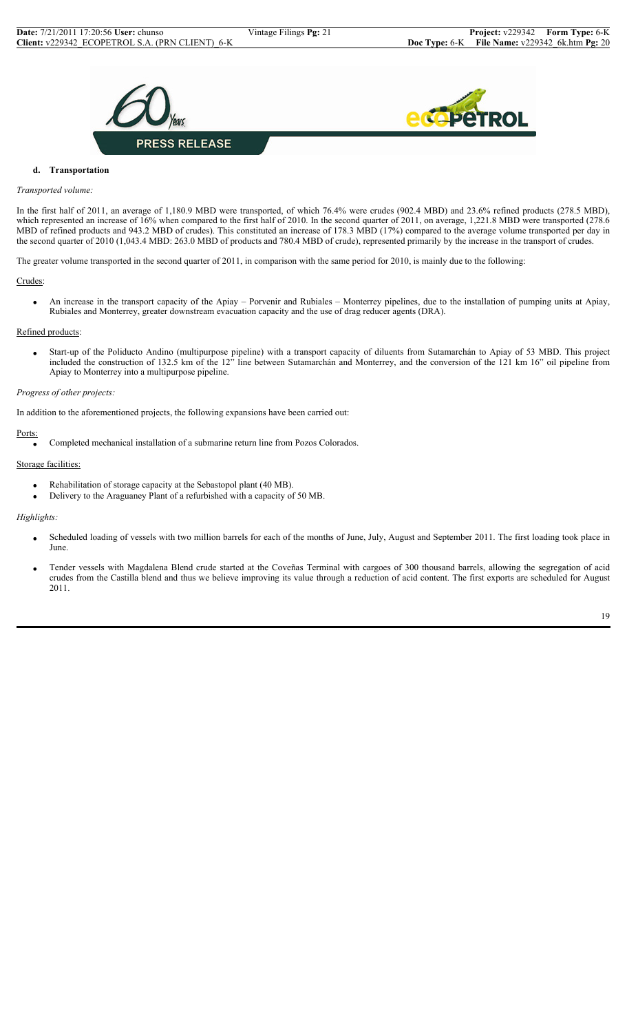#### d. Transportation

*Transported volume:*

In the first half of 2011, an average of 1,180.9 MBD were transported, of which 76.4% were crudes (902.4 MBD) and 23.6% refined products (278.5 MBD), which represented an increase of 16% when compared to the first half of 2010. In the second quarter of 2011, on average, 1,221.8 MBD were transported (278.6 MBD of refined products and 943.2 MBD of crudes). This constituted an increase of 178.3 MBD (17%) compared to the average volume transported per day in the second quarter of 2010 (1,043.4 MBD: 263.0 MBD of products and 780.4 MBD of crude), represented primarily by the increase in the transport of crudes.

The greater volume transported in the second quarter of 2011, in comparison with the same period for 2010, is mainly due to the following:

Crudes:

- An increase in the transport capacity of the Apiay – Porvenir and Rubiales – Monterrey pipelines, due to the installation of pumping units at Apiay, Rubiales and Monterrey, greater downstream evacuation capacity and the use of drag reducer agents (DRA).

Refined products:

- Start-up of the Poliducto Andino (multipurpose pipeline) with a transport capacity of diluents from Sutamarchán to Apiay of 53 MBD. This project included the construction of 132.5 km of the 12" line between Sutamarchán and Monterrey, and the conversion of the 121 km 16" oil pipeline from Apiay to Monterrey into a multipurpose pipeline.

*Progress of other projects:*

In addition to the aforementioned projects, the following expansions have been carried out:

Ports:

- Completed mechanical installation of a submarine return line from Pozos Colorados.

Storage facilities:

- Rehabilitation of storage capacity at the Sebastopol plant (40 MB).
- Delivery to the Araguaney Plant of a refurbished with a capacity of 50 MB.

*Highlights:*

- Scheduled loading of vessels with two million barrels for each of the months of June, July, August and September 2011. The first loading took place in June.
- Tender vessels with Magdalena Blend crude started at the Coveñas Terminal with cargoes of 300 thousand barrels, allowing the segregation of acid crudes from the Castilla blend and thus we believe improving its value through a reduction of acid content. The first exports are scheduled for August 2011.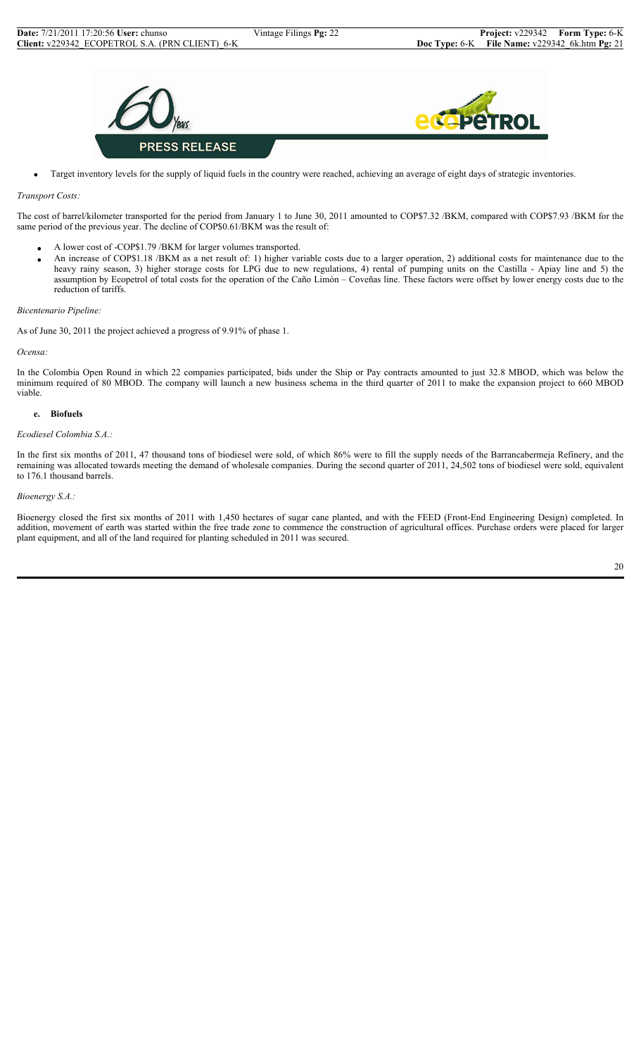- Target inventory levels for the supply of liquid fuels in the country were reached, achieving an average of eight days of strategic inventories.

*Transport Costs:*

The cost of barrel/kilometer transported for the period from January 1 to June 30, 2011 amounted to COP$7.32 /BKM, compared with COP$7.93 /BKM for the same period of the previous year. The decline of COP$0.61/BKM was the result of:

- A lower cost of -COP$1.79 /BKM for larger volumes transported.
- An increase of COP$1.18 /BKM as a net result of: 1) higher variable costs due to a larger operation, 2) additional costs for maintenance due to the heavy rainy season, 3) higher storage costs for LPG due to new regulations, 4) rental of pumping units on the Castilla - Apiay line and 5) the assumption by Ecopetrol of total costs for the operation of the Caño Limón – Coveñas line. These factors were offset by lower energy costs due to the reduction of tariffs.

*Bicentenario Pipeline:*

As of June 30, 2011 the project achieved a progress of 9.91% of phase 1.

*Ocensa:*

In the Colombia Open Round in which 22 companies participated, bids under the Ship or Pay contracts amounted to just 32.8 MBOD, which was below the minimum required of 80 MBOD. The company will launch a new business schema in the third quarter of 2011 to make the expansion project to 660 MBOD viable.

**e. Biofuels**

*Ecodiesel Colombia S.A.:*

In the first six months of 2011, 47 thousand tons of biodiesel were sold, of which 86% were to fill the supply needs of the Barrancabermeja Refinery, and the remaining was allocated towards meeting the demand of wholesale companies. During the second quarter of 2011, 24,502 tons of biodiesel were sold, equivalent to 176.1 thousand barrels.

*Bioenergy S.A.:*

Bioenergy closed the first six months of 2011 with 1,450 hectares of sugar cane planted, and with the FEED (Front-End Engineering Design) completed. In addition, movement of earth was started within the free trade zone to commence the construction of agricultural offices. Purchase orders were placed for larger plant equipment, and all of the land required for planting scheduled in 2011 was secured.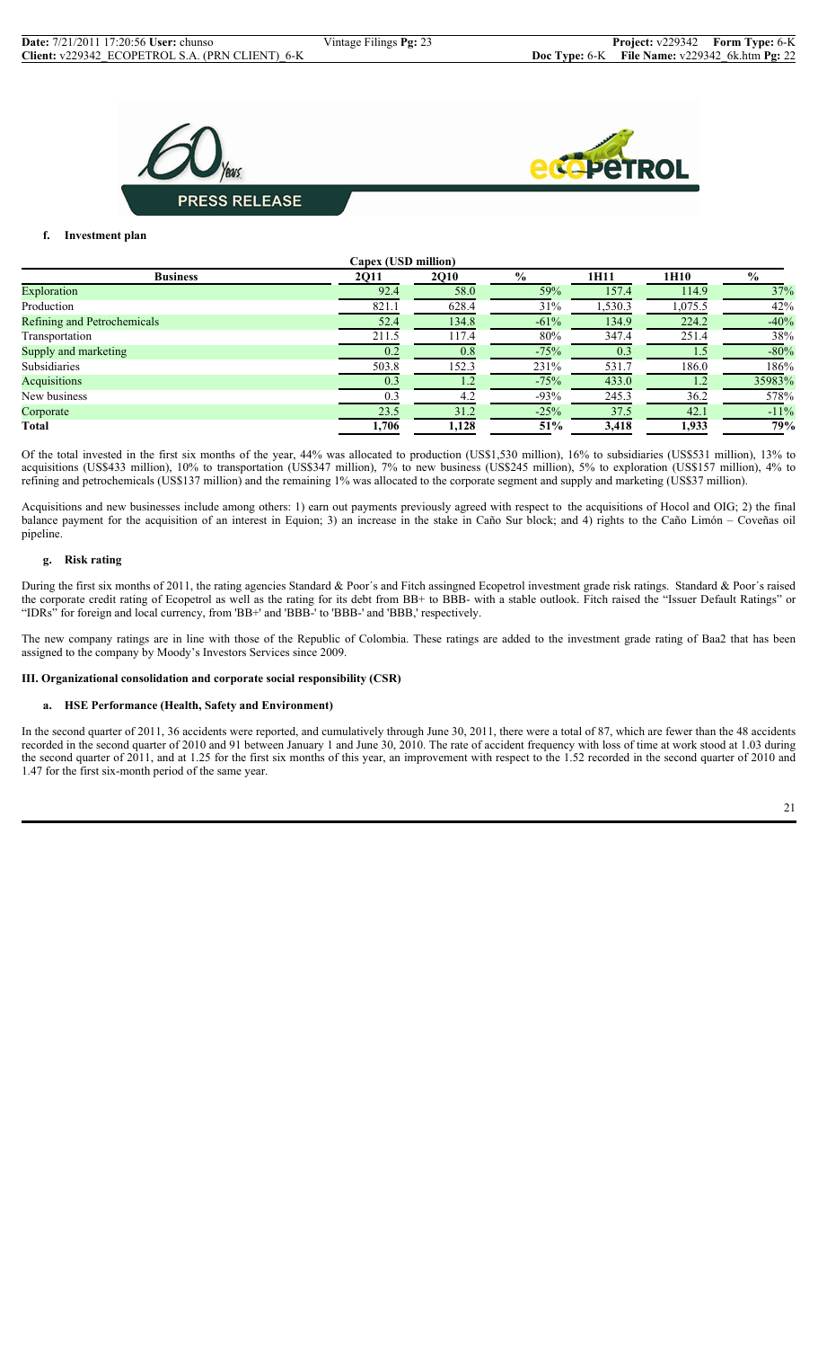#### f. Investment plan

| Capex (USD million) | | | | | | |
|---|---|---|---|---|---|---|
| **Business** | **2Q11** | **2Q10** | **%** | **1H11** | **1H10** | **%** |
| Exploration | 92.4 | 58.0 | 59% | 157.4 | 114.9 | 37% |
| Production | 821.1 | 628.4 | 31% | 1,530.3 | 1,075.5 | 42% |
| Refining and Petrochemicals | 52.4 | 134.8 | -61% | 134.9 | 224.2 | -40% |
| Transportation | 211.5 | 117.4 | 80% | 347.4 | 251.4 | 38% |
| Supply and marketing | 0.2 | 0.8 | -75% | 0.3 | 1.5 | -80% |
| Subsidiaries | 503.8 | 152.3 | 231% | 531.7 | 186.0 | 186% |
| Acquisitions | 0.3 | 1.2 | -75% | 433.0 | 1.2 | 35983% |
| New business | 0.3 | 4.2 | -93% | 245.3 | 36.2 | 578% |
| Corporate | 23.5 | 31.2 | -25% | 37.5 | 42.1 | -11% |
| **Total** | **1,706** | **1,128** | **51%** | **3,418** | **1,933** | **79%** |

Of the total invested in the first six months of the year, 44% was allocated to production (US$1,530 million), 16% to subsidiaries (US$531 million), 13% to acquisitions (US$433 million), 10% to transportation (US$347 million), 7% to new business (US$245 million), 5% to exploration (US$157 million), 4% to refining and petrochemicals (US$137 million) and the remaining 1% was allocated to the corporate segment and supply and marketing (US$37 million).

Acquisitions and new businesses include among others: 1) earn out payments previously agreed with respect to the acquisitions of Hocol and OIG; 2) the final balance payment for the acquisition of an interest in Equion; 3) an increase in the stake in Caño Sur block; and 4) rights to the Caño Limón – Coveñas oil pipeline.

#### g. Risk rating

During the first six months of 2011, the rating agencies Standard & Poor´s and Fitch assingned Ecopetrol investment grade risk ratings. Standard & Poor´s raised the corporate credit rating of Ecopetrol as well as the rating for its debt from BB+ to BBB- with a stable outlook. Fitch raised the "Issuer Default Ratings" or "IDRs" for foreign and local currency, from 'BB+' and 'BBB-' to 'BBB-' and 'BBB,' respectively.

The new company ratings are in line with those of the Republic of Colombia. These ratings are added to the investment grade rating of Baa2 that has been assigned to the company by Moody's Investors Services since 2009.

### III. Organizational consolidation and corporate social responsibility (CSR)

#### a. HSE Performance (Health, Safety and Environment)

In the second quarter of 2011, 36 accidents were reported, and cumulatively through June 30, 2011, there were a total of 87, which are fewer than the 48 accidents recorded in the second quarter of 2010 and 91 between January 1 and June 30, 2010. The rate of accident frequency with loss of time at work stood at 1.03 during the second quarter of 2011, and at 1.25 for the first six months of this year, an improvement with respect to the 1.52 recorded in the second quarter of 2010 and 1.47 for the first six-month period of the same year.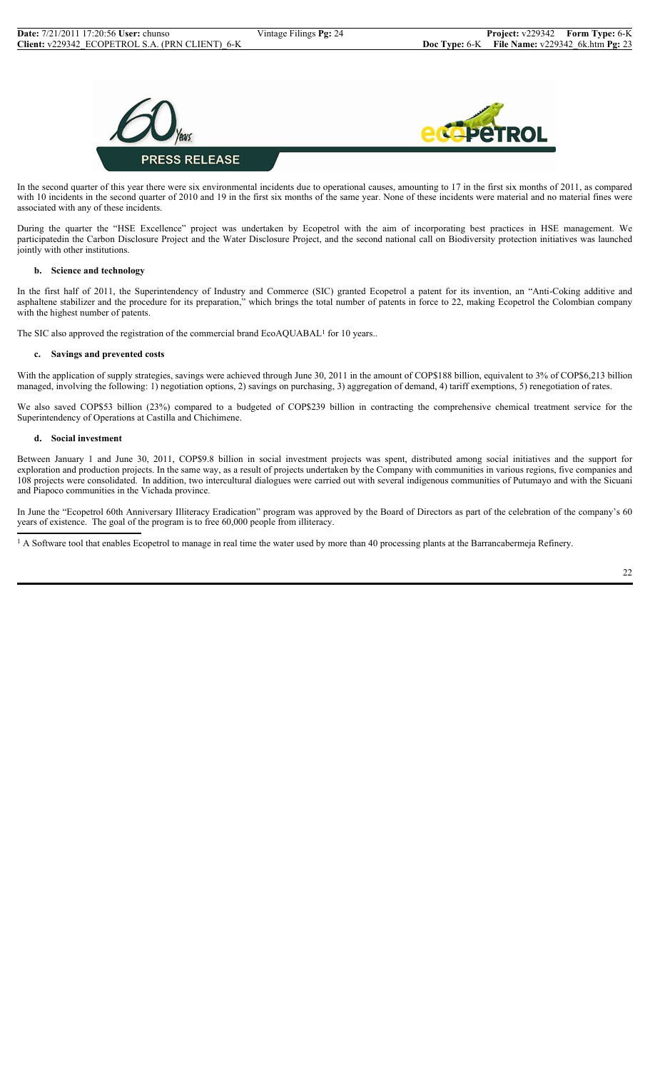In the second quarter of this year there were six environmental incidents due to operational causes, amounting to 17 in the first six months of 2011, as compared with 10 incidents in the second quarter of 2010 and 19 in the first six months of the same year. None of these incidents were material and no material fines were associated with any of these incidents.

During the quarter the "HSE Excellence" project was undertaken by Ecopetrol with the aim of incorporating best practices in HSE management. We participatedin the Carbon Disclosure Project and the Water Disclosure Project, and the second national call on Biodiversity protection initiatives was launched jointly with other institutions.

**b. Science and technology**

In the first half of 2011, the Superintendency of Industry and Commerce (SIC) granted Ecopetrol a patent for its invention, an "Anti-Coking additive and asphaltene stabilizer and the procedure for its preparation," which brings the total number of patents in force to 22, making Ecopetrol the Colombian company with the highest number of patents.

The SIC also approved the registration of the commercial brand EcoAQUABAL[1] for 10 years..

**c. Savings and prevented costs**

With the application of supply strategies, savings were achieved through June 30, 2011 in the amount of COP$188 billion, equivalent to 3% of COP$6,213 billion managed, involving the following: 1) negotiation options, 2) savings on purchasing, 3) aggregation of demand, 4) tariff exemptions, 5) renegotiation of rates.

We also saved COP$53 billion (23%) compared to a budgeted of COP$239 billion in contracting the comprehensive chemical treatment service for the Superintendency of Operations at Castilla and Chichimene.

**d. Social investment**

Between January 1 and June 30, 2011, COP$9.8 billion in social investment projects was spent, distributed among social initiatives and the support for exploration and production projects. In the same way, as a result of projects undertaken by the Company with communities in various regions, five companies and 108 projects were consolidated. In addition, two intercultural dialogues were carried out with several indigenous communities of Putumayo and with the Sicuani and Piapoco communities in the Vichada province.

In June the "Ecopetrol 60th Anniversary Illiteracy Eradication" program was approved by the Board of Directors as part of the celebration of the company's 60 years of existence. The goal of the program is to free 60,000 people from illiteracy.

[1] A Software tool that enables Ecopetrol to manage in real time the water used by more than 40 processing plants at the Barrancabermeja Refinery.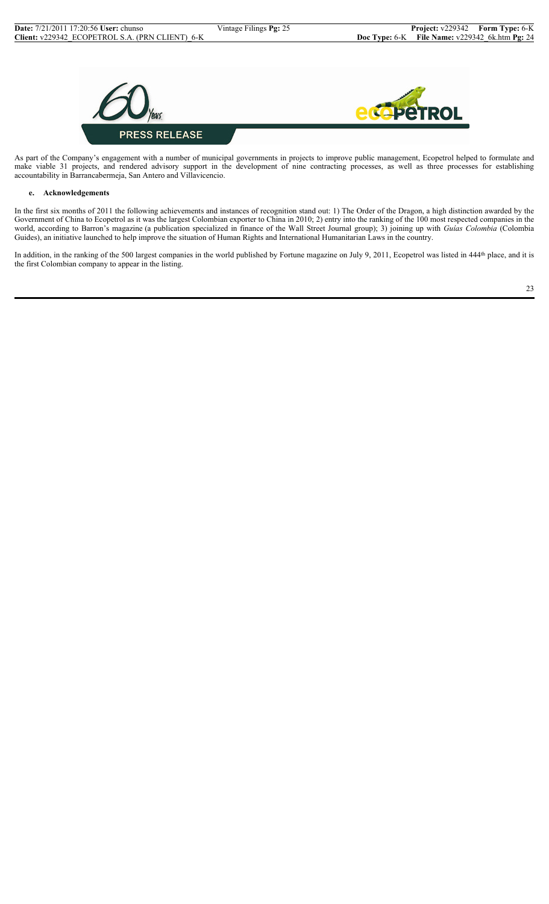As part of the Company's engagement with a number of municipal governments in projects to improve public management, Ecopetrol helped to formulate and make viable 31 projects, and rendered advisory support in the development of nine contracting processes, as well as three processes for establishing accountability in Barrancabermeja, San Antero and Villavicencio.

#### e. Acknowledgements

In the first six months of 2011 the following achievements and instances of recognition stand out: 1) The Order of the Dragon, a high distinction awarded by the Government of China to Ecopetrol as it was the largest Colombian exporter to China in 2010; 2) entry into the ranking of the 100 most respected companies in the world, according to Barron's magazine (a publication specialized in finance of the Wall Street Journal group); 3) joining up with *Guías Colombia* (Colombia Guides), an initiative launched to help improve the situation of Human Rights and International Humanitarian Laws in the country.

In addition, in the ranking of the 500 largest companies in the world published by Fortune magazine on July 9, 2011, Ecopetrol was listed in 444th place, and it is the first Colombian company to appear in the listing.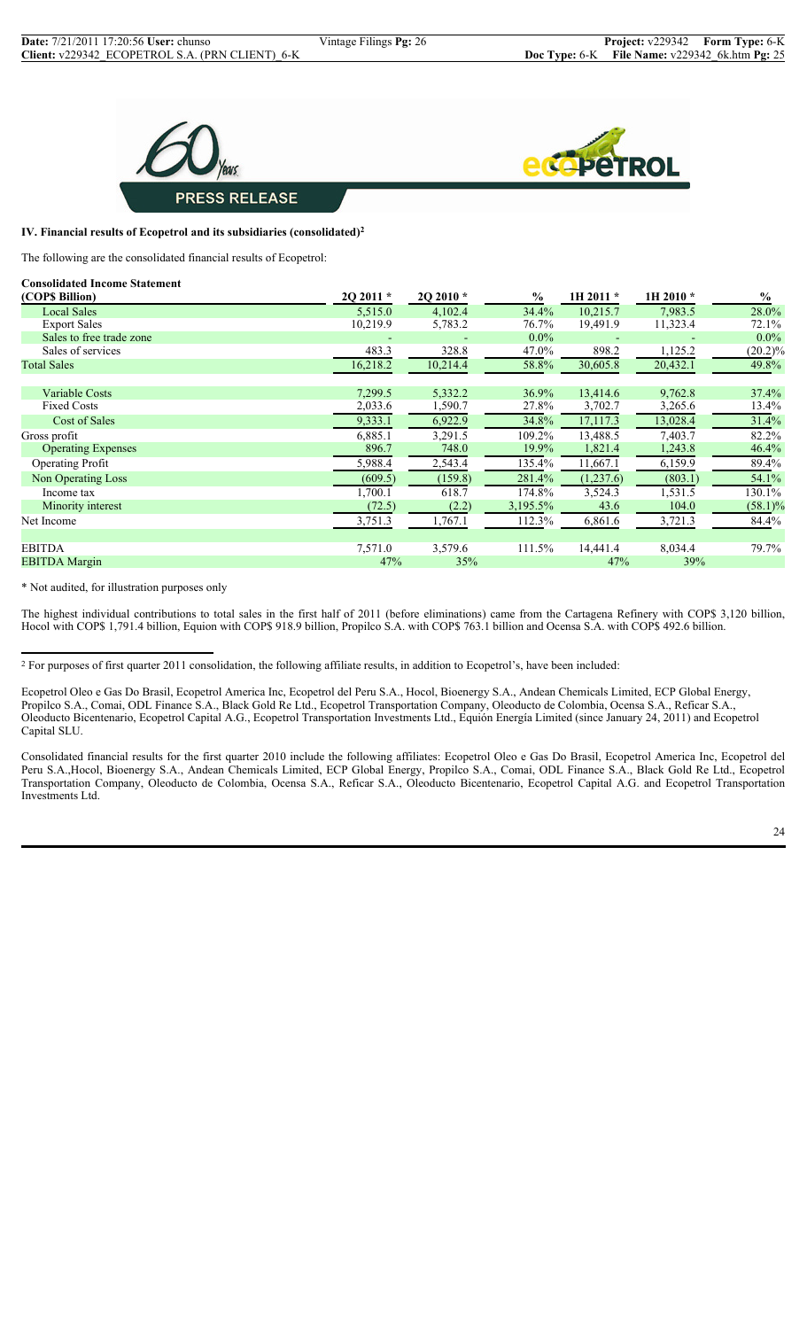PRESS RELEASE

### IV. Financial results of Ecopetrol and its subsidiaries (consolidated)[2]

The following are the consolidated financial results of Ecopetrol:

**Consolidated Income Statement**

| (COP$ Billion) | 2Q 2011 * | 2Q 2010 * | % | 1H 2011 * | 1H 2010 * | % |
|---|---|---|---|---|---|---|
| Local Sales | 5,515.0 | 4,102.4 | 34.4% | 10,215.7 | 7,983.5 | 28.0% |
| Export Sales | 10,219.9 | 5,783.2 | 76.7% | 19,491.9 | 11,323.4 | 72.1% |
| Sales to free trade zone | - | - | 0.0% | - | - | 0.0% |
| Sales of services | 483.3 | 328.8 | 47.0% | 898.2 | 1,125.2 | (20.2)% |
| Total Sales | 16,218.2 | 10,214.4 | 58.8% | 30,605.8 | 20,432.1 | 49.8% |
| Variable Costs | 7,299.5 | 5,332.2 | 36.9% | 13,414.6 | 9,762.8 | 37.4% |
| Fixed Costs | 2,033.6 | 1,590.7 | 27.8% | 3,702.7 | 3,265.6 | 13.4% |
| Cost of Sales | 9,333.1 | 6,922.9 | 34.8% | 17,117.3 | 13,028.4 | 31.4% |
| Gross profit | 6,885.1 | 3,291.5 | 109.2% | 13,488.5 | 7,403.7 | 82.2% |
| Operating Expenses | 896.7 | 748.0 | 19.9% | 1,821.4 | 1,243.8 | 46.4% |
| Operating Profit | 5,988.4 | 2,543.4 | 135.4% | 11,667.1 | 6,159.9 | 89.4% |
| Non Operating Loss | (609.5) | (159.8) | 281.4% | (1,237.6) | (803.1) | 54.1% |
| Income tax | 1,700.1 | 618.7 | 174.8% | 3,524.3 | 1,531.5 | 130.1% |
| Minority interest | (72.5) | (2.2) | 3,195.5% | 43.6 | 104.0 | (58.1)% |
| Net Income | 3,751.3 | 1,767.1 | 112.3% | 6,861.6 | 3,721.3 | 84.4% |
| EBITDA | 7,571.0 | 3,579.6 | 111.5% | 14,441.4 | 8,034.4 | 79.7% |
| EBITDA Margin | 47% | 35% | | 47% | 39% | |

\* Not audited, for illustration purposes only

The highest individual contributions to total sales in the first half of 2011 (before eliminations) came from the Cartagena Refinery with COP$ 3,120 billion, Hocol with COP$ 1,791.4 billion, Equion with COP$ 918.9 billion, Propilco S.A. with COP$ 763.1 billion and Ocensa S.A. with COP$ 492.6 billion.

---

[2] For purposes of first quarter 2011 consolidation, the following affiliate results, in addition to Ecopetrol's, have been included:

Ecopetrol Oleo e Gas Do Brasil, Ecopetrol America Inc, Ecopetrol del Peru S.A., Hocol, Bioenergy S.A., Andean Chemicals Limited, ECP Global Energy, Propilco S.A., Comai, ODL Finance S.A., Black Gold Re Ltd., Ecopetrol Transportation Company, Oleoducto de Colombia, Ocensa S.A., Reficar S.A., Oleoducto Bicentenario, Ecopetrol Capital A.G., Ecopetrol Transportation Investments Ltd., Equión Energía Limited (since January 24, 2011) and Ecopetrol Capital SLU.

Consolidated financial results for the first quarter 2010 include the following affiliates: Ecopetrol Oleo e Gas Do Brasil, Ecopetrol America Inc, Ecopetrol del Peru S.A.,Hocol, Bioenergy S.A., Andean Chemicals Limited, ECP Global Energy, Propilco S.A., Comai, ODL Finance S.A., Black Gold Re Ltd., Ecopetrol Transportation Company, Oleoducto de Colombia, Ocensa S.A., Reficar S.A., Oleoducto Bicentenario, Ecopetrol Capital A.G. and Ecopetrol Transportation Investments Ltd.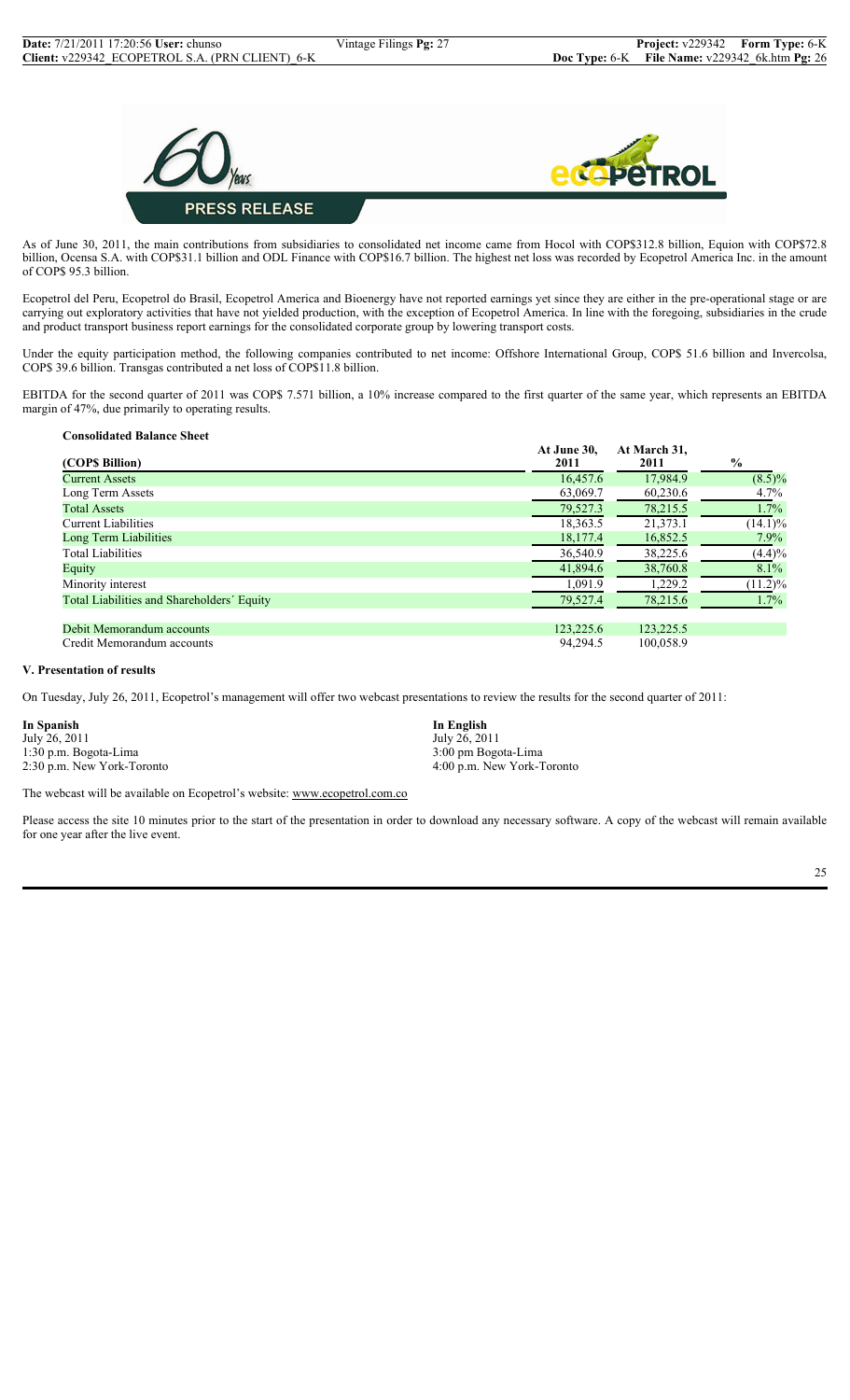**PRESS RELEASE**

As of June 30, 2011, the main contributions from subsidiaries to consolidated net income came from Hocol with COP$312.8 billion, Equion with COP$72.8 billion, Ocensa S.A. with COP$31.1 billion and ODL Finance with COP$16.7 billion. The highest net loss was recorded by Ecopetrol America Inc. in the amount of COP$ 95.3 billion.

Ecopetrol del Peru, Ecopetrol do Brasil, Ecopetrol America and Bioenergy have not reported earnings yet since they are either in the pre-operational stage or are carrying out exploratory activities that have not yielded production, with the exception of Ecopetrol America. In line with the foregoing, subsidiaries in the crude and product transport business report earnings for the consolidated corporate group by lowering transport costs.

Under the equity participation method, the following companies contributed to net income: Offshore International Group, COP$ 51.6 billion and Invercolsa, COP$ 39.6 billion. Transgas contributed a net loss of COP$11.8 billion.

EBITDA for the second quarter of 2011 was COP$ 7.571 billion, a 10% increase compared to the first quarter of the same year, which represents an EBITDA margin of 47%, due primarily to operating results.

**Consolidated Balance Sheet**

| (COP$ Billion) | At June 30, 2011 | At March 31, 2011 | % |
|---|---|---|---|
| Current Assets | 16,457.6 | 17,984.9 | (8.5)% |
| Long Term Assets | 63,069.7 | 60,230.6 | 4.7% |
| Total Assets | 79,527.3 | 78,215.5 | 1.7% |
| Current Liabilities | 18,363.5 | 21,373.1 | (14.1)% |
| Long Term Liabilities | 18,177.4 | 16,852.5 | 7.9% |
| Total Liabilities | 36,540.9 | 38,225.6 | (4.4)% |
| Equity | 41,894.6 | 38,760.8 | 8.1% |
| Minority interest | 1,091.9 | 1,229.2 | (11.2)% |
| Total Liabilities and Shareholders´ Equity | 79,527.4 | 78,215.6 | 1.7% |
| | | | |
| Debit Memorandum accounts | 123,225.6 | 123,225.5 | |
| Credit Memorandum accounts | 94,294.5 | 100,058.9 | |

**V. Presentation of results**

On Tuesday, July 26, 2011, Ecopetrol's management will offer two webcast presentations to review the results for the second quarter of 2011:

| In Spanish | In English |
|---|---|
| July 26, 2011 | July 26, 2011 |
| 1:30 p.m. Bogota-Lima | 3:00 pm Bogota-Lima |
| 2:30 p.m. New York-Toronto | 4:00 p.m. New York-Toronto |

The webcast will be available on Ecopetrol's website: www.ecopetrol.com.co

Please access the site 10 minutes prior to the start of the presentation in order to download any necessary software. A copy of the webcast will remain available for one year after the live event.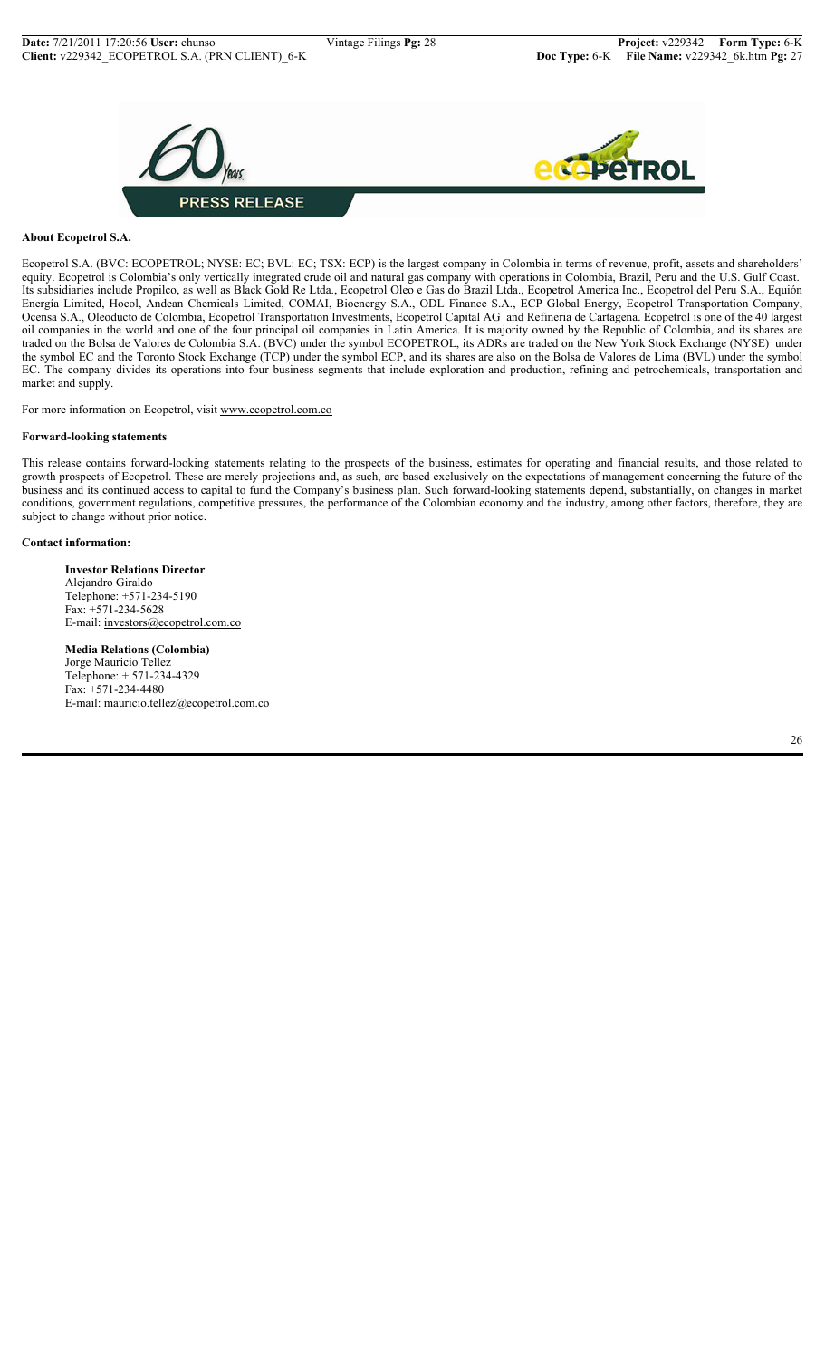**PRESS RELEASE**

**About Ecopetrol S.A.**

Ecopetrol S.A. (BVC: ECOPETROL; NYSE: EC; BVL: EC; TSX: ECP) is the largest company in Colombia in terms of revenue, profit, assets and shareholders' equity. Ecopetrol is Colombia's only vertically integrated crude oil and natural gas company with operations in Colombia, Brazil, Peru and the U.S. Gulf Coast. Its subsidiaries include Propilco, as well as Black Gold Re Ltda., Ecopetrol Oleo e Gas do Brazil Ltda., Ecopetrol America Inc., Ecopetrol del Peru S.A., Equión Energía Limited, Hocol, Andean Chemicals Limited, COMAI, Bioenergy S.A., ODL Finance S.A., ECP Global Energy, Ecopetrol Transportation Company, Ocensa S.A., Oleoducto de Colombia, Ecopetrol Transportation Investments, Ecopetrol Capital AG and Refineria de Cartagena. Ecopetrol is one of the 40 largest oil companies in the world and one of the four principal oil companies in Latin America. It is majority owned by the Republic of Colombia, and its shares are traded on the Bolsa de Valores de Colombia S.A. (BVC) under the symbol ECOPETROL, its ADRs are traded on the New York Stock Exchange (NYSE) under the symbol EC and the Toronto Stock Exchange (TCP) under the symbol ECP, and its shares are also on the Bolsa de Valores de Lima (BVL) under the symbol EC. The company divides its operations into four business segments that include exploration and production, refining and petrochemicals, transportation and market and supply.

For more information on Ecopetrol, visit www.ecopetrol.com.co

**Forward-looking statements**

This release contains forward-looking statements relating to the prospects of the business, estimates for operating and financial results, and those related to growth prospects of Ecopetrol. These are merely projections and, as such, are based exclusively on the expectations of management concerning the future of the business and its continued access to capital to fund the Company's business plan. Such forward-looking statements depend, substantially, on changes in market conditions, government regulations, competitive pressures, the performance of the Colombian economy and the industry, among other factors, therefore, they are subject to change without prior notice.

**Contact information:**

**Investor Relations Director**
Alejandro Giraldo
Telephone: +571-234-5190
Fax: +571-234-5628
E-mail: investors@ecopetrol.com.co

**Media Relations (Colombia)**
Jorge Mauricio Tellez
Telephone: + 571-234-4329
Fax: +571-234-4480
E-mail: mauricio.tellez@ecopetrol.com.co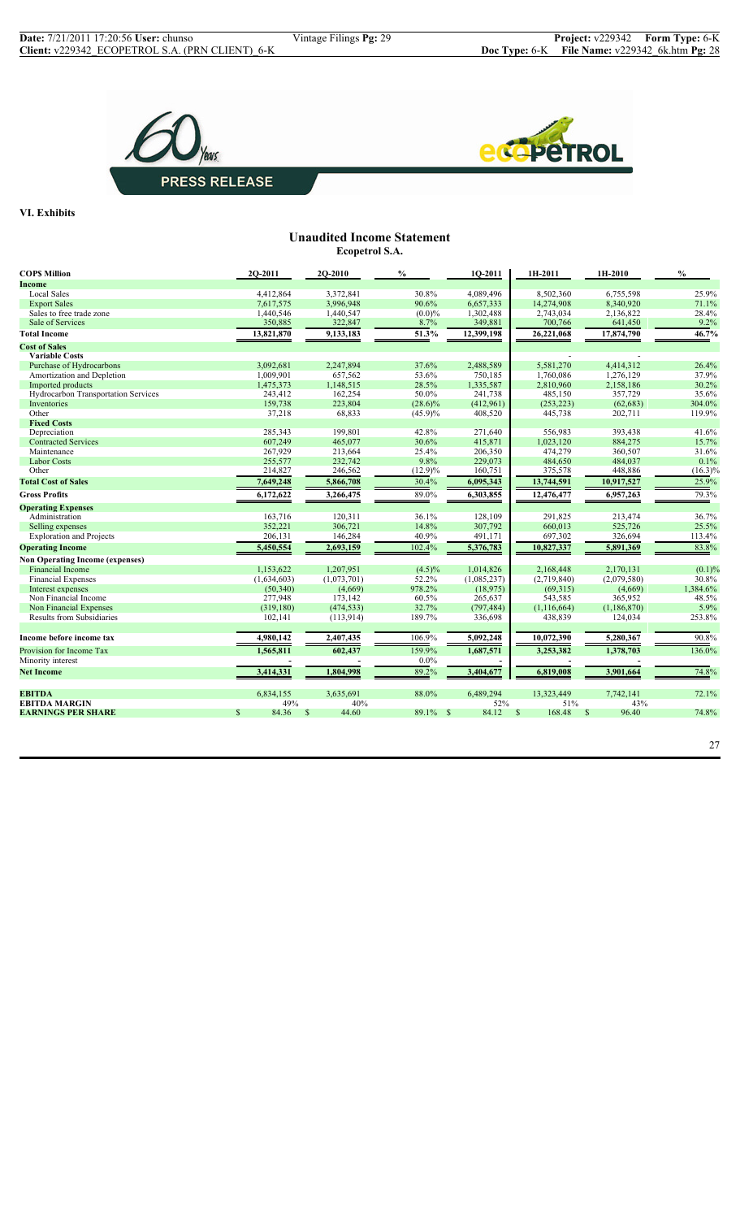PRESS RELEASE

## VI. Exhibits

### Unaudited Income Statement
**Ecopetrol S.A.**

| COP$ Million | 2Q-2011 | 2Q-2010 | % | 1Q-2011 | 1H-2011 | 1H-2010 | % |
|---|---|---|---|---|---|---|---|
| **Income** | | | | | | | |
| Local Sales | 4,412,864 | 3,372,841 | 30.8% | 4,089,496 | 8,502,360 | 6,755,598 | 25.9% |
| Export Sales | 7,617,575 | 3,996,948 | 90.6% | 6,657,333 | 14,274,908 | 8,340,920 | 71.1% |
| Sales to free trade zone | 1,440,546 | 1,440,547 | (0.0)% | 1,302,488 | 2,743,034 | 2,136,822 | 28.4% |
| Sale of Services | 350,885 | 322,847 | 8.7% | 349,881 | 700,766 | 641,450 | 9.2% |
| **Total Income** | **13,821,870** | **9,133,183** | **51.3%** | **12,399,198** | **26,221,068** | **17,874,790** | **46.7%** |
| **Cost of Sales** | | | | | | | |
| **Variable Costs** | | | | | - | - | |
| Purchase of Hydrocarbons | 3,092,681 | 2,247,894 | 37.6% | 2,488,589 | 5,581,270 | 4,414,312 | 26.4% |
| Amortization and Depletion | 1,009,901 | 657,562 | 53.6% | 750,185 | 1,760,086 | 1,276,129 | 37.9% |
| Imported products | 1,475,373 | 1,148,515 | 28.5% | 1,335,587 | 2,810,960 | 2,158,186 | 30.2% |
| Hydrocarbon Transportation Services | 243,412 | 162,254 | 50.0% | 241,738 | 485,150 | 357,729 | 35.6% |
| Inventories | 159,738 | 223,804 | (28.6)% | (412,961) | (253,223) | (62,683) | 304.0% |
| Other | 37,218 | 68,833 | (45.9)% | 408,520 | 445,738 | 202,711 | 119.9% |
| **Fixed Costs** | | | | | | | |
| Depreciation | 285,343 | 199,801 | 42.8% | 271,640 | 556,983 | 393,438 | 41.6% |
| Contracted Services | 607,249 | 465,077 | 30.6% | 415,871 | 1,023,120 | 884,275 | 15.7% |
| Maintenance | 267,929 | 213,664 | 25.4% | 206,350 | 474,279 | 360,507 | 31.6% |
| Labor Costs | 255,577 | 232,742 | 9.8% | 229,073 | 484,650 | 484,037 | 0.1% |
| Other | 214,827 | 246,562 | (12.9)% | 160,751 | 375,578 | 448,886 | (16.3)% |
| **Total Cost of Sales** | **7,649,248** | **5,866,708** | **30.4%** | **6,095,343** | **13,744,591** | **10,917,527** | **25.9%** |
| **Gross Profits** | **6,172,622** | **3,266,475** | **89.0%** | **6,303,855** | **12,476,477** | **6,957,263** | **79.3%** |
| **Operating Expenses** | | | | | | | |
| Administration | 163,716 | 120,311 | 36.1% | 128,109 | 291,825 | 213,474 | 36.7% |
| Selling expenses | 352,221 | 306,721 | 14.8% | 307,792 | 660,013 | 525,726 | 25.5% |
| Exploration and Projects | 206,131 | 146,284 | 40.9% | 491,171 | 697,302 | 326,694 | 113.4% |
| **Operating Income** | **5,450,554** | **2,693,159** | **102.4%** | **5,376,783** | **10,827,337** | **5,891,369** | **83.8%** |
| **Non Operating Income (expenses)** | | | | | | | |
| Financial Income | 1,153,622 | 1,207,951 | (4.5)% | 1,014,826 | 2,168,448 | 2,170,131 | (0.1)% |
| Financial Expenses | (1,634,603) | (1,073,701) | 52.2% | (1,085,237) | (2,719,840) | (2,079,580) | 30.8% |
| Interest expenses | (50,340) | (4,669) | 978.2% | (18,975) | (69,315) | (4,669) | 1,384.6% |
| Non Financial Income | 277,948 | 173,142 | 60.5% | 265,637 | 543,585 | 365,952 | 48.5% |
| Non Financial Expenses | (319,180) | (474,533) | 32.7% | (797,484) | (1,116,664) | (1,186,870) | 5.9% |
| Results from Subsidiaries | 102,141 | (113,914) | 189.7% | 336,698 | 438,839 | 124,034 | 253.8% |
| **Income before income tax** | **4,980,142** | **2,407,435** | **106.9%** | **5,092,248** | **10,072,390** | **5,280,367** | **90.8%** |
| Provision for Income Tax | **1,565,811** | **602,437** | **159.9%** | **1,687,571** | **3,253,382** | **1,378,703** | **136.0%** |
| Minority interest | - | - | 0.0% | - | - | - | |
| **Net Income** | **3,414,331** | **1,804,998** | **89.2%** | **3,404,677** | **6,819,008** | **3,901,664** | **74.8%** |
| **EBITDA** | 6,834,155 | 3,635,691 | 88.0% | 6,489,294 | 13,323,449 | 7,742,141 | 72.1% |
| **EBITDA MARGIN** | 49% | 40% | | 52% | 51% | 43% | |
| **EARNINGS PER SHARE** | $ 84.36 | $ 44.60 | 89.1% | $ 84.12 | $ 168.48 | $ 96.40 | 74.8% |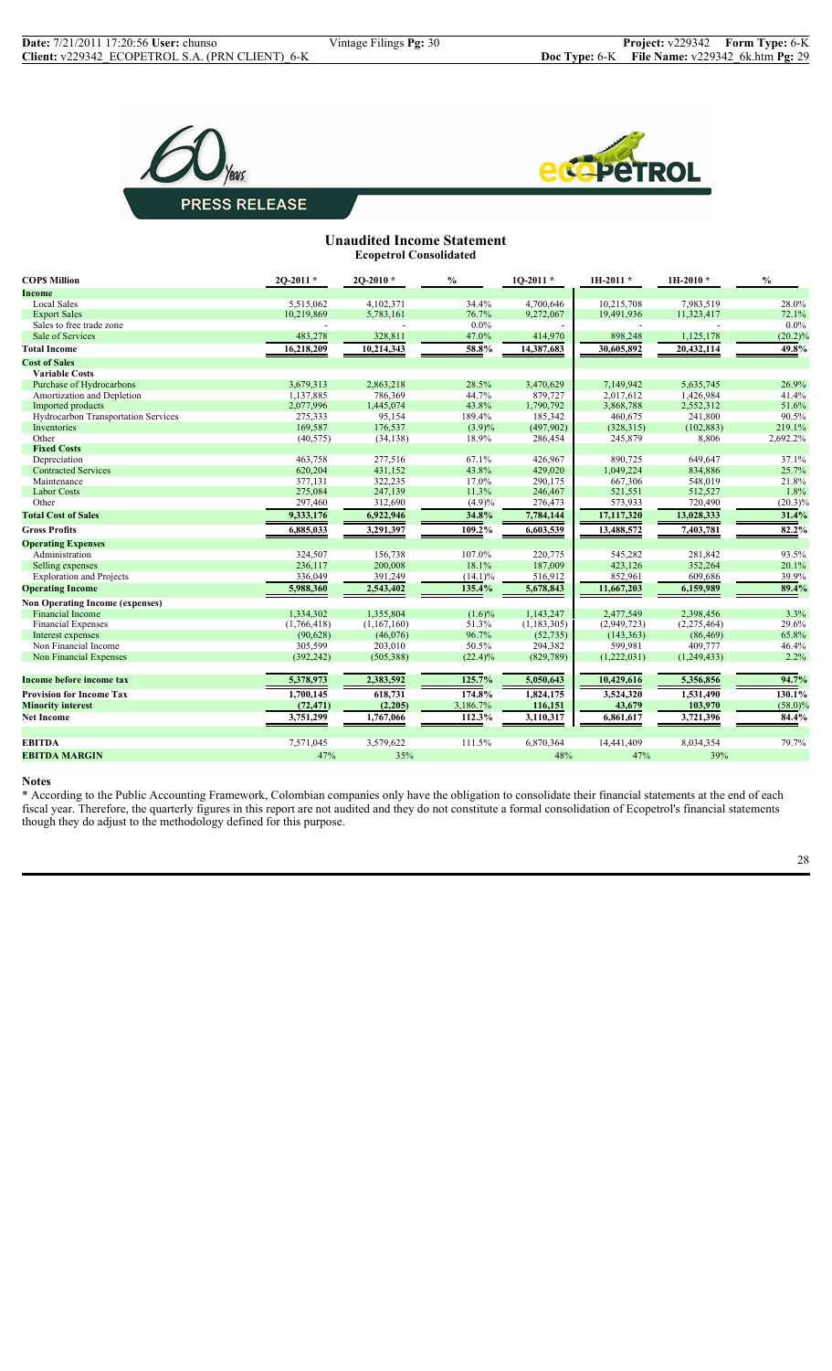**PRESS RELEASE**

## Unaudited Income Statement

### Ecopetrol Consolidated

| COP$ Million | 2Q-2011 * | 2Q-2010 * | % | 1Q-2011 * | 1H-2011 * | 1H-2010 * | % |
|---|---|---|---|---|---|---|---|
| **Income** | | | | | | | |
| Local Sales | 5,515,062 | 4,102,371 | 34.4% | 4,700,646 | 10,215,708 | 7,983,519 | 28.0% |
| Export Sales | 10,219,869 | 5,783,161 | 76.7% | 9,272,067 | 19,491,936 | 11,323,417 | 72.1% |
| Sales to free trade zone | - | - | 0.0% | - | - | - | 0.0% |
| Sale of Services | 483,278 | 328,811 | 47.0% | 414,970 | 898,248 | 1,125,178 | (20.2)% |
| **Total Income** | **16,218,209** | **10,214,343** | **58.8%** | **14,387,683** | **30,605,892** | **20,432,114** | **49.8%** |
| **Cost of Sales** | | | | | | | |
| **Variable Costs** | | | | | | | |
| Purchase of Hydrocarbons | 3,679,313 | 2,863,218 | 28.5% | 3,470,629 | 7,149,942 | 5,635,745 | 26.9% |
| Amortization and Depletion | 1,137,885 | 786,369 | 44.7% | 879,727 | 2,017,612 | 1,426,984 | 41.4% |
| Imported products | 2,077,996 | 1,445,074 | 43.8% | 1,790,792 | 3,868,788 | 2,552,312 | 51.6% |
| Hydrocarbon Transportation Services | 275,333 | 95,154 | 189.4% | 185,342 | 460,675 | 241,800 | 90.5% |
| Inventories | 169,587 | 176,537 | (3.9)% | (497,902) | (328,315) | (102,883) | 219.1% |
| Other | (40,575) | (34,138) | 18.9% | 286,454 | 245,879 | 8,806 | 2,692.2% |
| **Fixed Costs** | | | | | | | |
| Depreciation | 463,758 | 277,516 | 67.1% | 426,967 | 890,725 | 649,647 | 37.1% |
| Contracted Services | 620,204 | 431,152 | 43.8% | 429,020 | 1,049,224 | 834,886 | 25.7% |
| Maintenance | 377,131 | 322,235 | 17.0% | 290,175 | 667,306 | 548,019 | 21.8% |
| Labor Costs | 275,084 | 247,139 | 11.3% | 246,467 | 521,551 | 512,527 | 1.8% |
| Other | 297,460 | 312,690 | (4.9)% | 276,473 | 573,933 | 720,490 | (20.3)% |
| **Total Cost of Sales** | **9,333,176** | **6,922,946** | **34.8%** | **7,784,144** | **17,117,320** | **13,028,333** | **31.4%** |
| **Gross Profits** | **6,885,033** | **3,291,397** | **109.2%** | **6,603,539** | **13,488,572** | **7,403,781** | **82.2%** |
| **Operating Expenses** | | | | | | | |
| Administration | 324,507 | 156,738 | 107.0% | 220,775 | 545,282 | 281,842 | 93.5% |
| Selling expenses | 236,117 | 200,008 | 18.1% | 187,009 | 423,126 | 352,264 | 20.1% |
| Exploration and Projects | 336,049 | 391,249 | (14.1)% | 516,912 | 852,961 | 609,686 | 39.9% |
| **Operating Income** | **5,988,360** | **2,543,402** | **135.4%** | **5,678,843** | **11,667,203** | **6,159,989** | **89.4%** |
| **Non Operating Income (expenses)** | | | | | | | |
| Financial Income | 1,334,302 | 1,355,804 | (1.6)% | 1,143,247 | 2,477,549 | 2,398,456 | 3.3% |
| Financial Expenses | (1,766,418) | (1,167,160) | 51.3% | (1,183,305) | (2,949,723) | (2,275,464) | 29.6% |
| Interest expenses | (90,628) | (46,076) | 96.7% | (52,735) | (143,363) | (86,469) | 65.8% |
| Non Financial Income | 305,599 | 203,010 | 50.5% | 294,382 | 599,981 | 409,777 | 46.4% |
| Non Financial Expenses | (392,242) | (505,388) | (22.4)% | (829,789) | (1,222,031) | (1,249,433) | 2.2% |
| **Income before income tax** | **5,378,973** | **2,383,592** | **125.7%** | **5,050,643** | **10,429,616** | **5,356,856** | **94.7%** |
| **Provision for Income Tax** | **1,700,145** | **618,731** | **174.8%** | **1,824,175** | **3,524,320** | **1,531,490** | **130.1%** |
| **Minority interest** | **(72,471)** | **(2,205)** | **3,186.7%** | **116,151** | **43,679** | **103,970** | **(58.0)%** |
| **Net Income** | **3,751,299** | **1,767,066** | **112.3%** | **3,110,317** | **6,861,617** | **3,721,396** | **84.4%** |
| **EBITDA** | 7,571,045 | 3,579,622 | 111.5% | 6,870,364 | 14,441,409 | 8,034,354 | 79.7% |
| **EBITDA MARGIN** | 47% | 35% | | 48% | 47% | 39% | |

**Notes**

\* According to the Public Accounting Framework, Colombian companies only have the obligation to consolidate their financial statements at the end of each fiscal year. Therefore, the quarterly figures in this report are not audited and they do not constitute a formal consolidation of Ecopetrol's financial statements though they do adjust to the methodology defined for this purpose.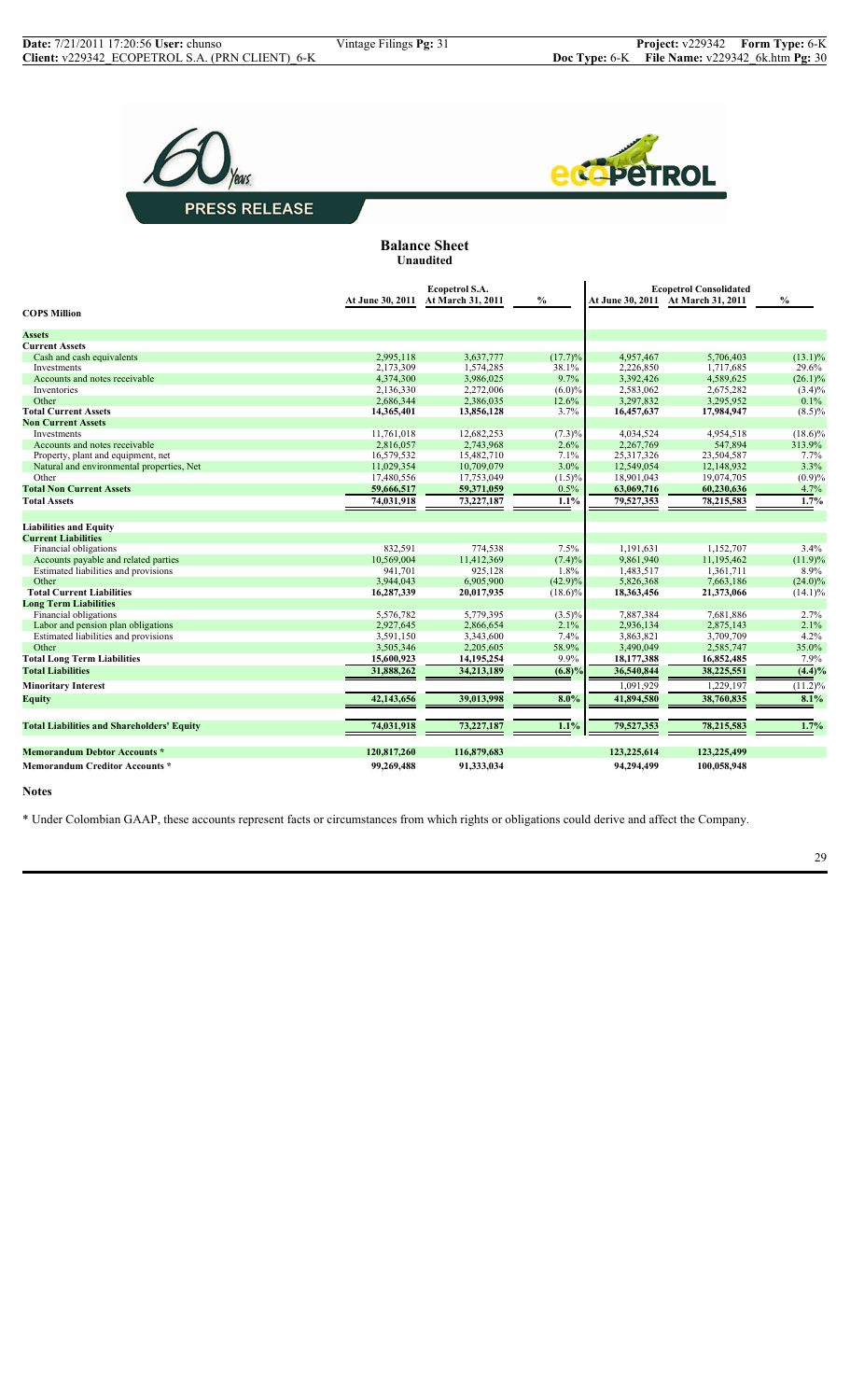**PRESS RELEASE**

## Balance Sheet

**Unaudited**

| COP$ Million | Ecopetrol S.A. At June 30, 2011 | Ecopetrol S.A. At March 31, 2011 | % | Ecopetrol Consolidated At June 30, 2011 | Ecopetrol Consolidated At March 31, 2011 | % |
|---|---|---|---|---|---|---|
| **Assets** | | | | | | |
| **Current Assets** | | | | | | |
| Cash and cash equivalents | 2,995,118 | 3,637,777 | (17.7)% | 4,957,467 | 5,706,403 | (13.1)% |
| Investments | 2,173,309 | 1,574,285 | 38.1% | 2,226,850 | 1,717,685 | 29.6% |
| Accounts and notes receivable | 4,374,300 | 3,986,025 | 9.7% | 3,392,426 | 4,589,625 | (26.1)% |
| Inventories | 2,136,330 | 2,272,006 | (6.0)% | 2,583,062 | 2,675,282 | (3.4)% |
| Other | 2,686,344 | 2,386,035 | 12.6% | 3,297,832 | 3,295,952 | 0.1% |
| **Total Current Assets** | **14,365,401** | **13,856,128** | **3.7%** | **16,457,637** | **17,984,947** | **(8.5)%** |
| **Non Current Assets** | | | | | | |
| Investments | 11,761,018 | 12,682,253 | (7.3)% | 4,034,524 | 4,954,518 | (18.6)% |
| Accounts and notes receivable | 2,816,057 | 2,743,968 | 2.6% | 2,267,769 | 547,894 | 313.9% |
| Property, plant and equipment, net | 16,579,532 | 15,482,710 | 7.1% | 25,317,326 | 23,504,587 | 7.7% |
| Natural and environmental properties, Net | 11,029,354 | 10,709,079 | 3.0% | 12,549,054 | 12,148,932 | 3.3% |
| Other | 17,480,556 | 17,753,049 | (1.5)% | 18,901,043 | 19,074,705 | (0.9)% |
| **Total Non Current Assets** | **59,666,517** | **59,371,059** | **0.5%** | **63,069,716** | **60,230,636** | **4.7%** |
| **Total Assets** | **74,031,918** | **73,227,187** | **1.1%** | **79,527,353** | **78,215,583** | **1.7%** |
| **Liabilities and Equity** | | | | | | |
| **Current Liabilities** | | | | | | |
| Financial obligations | 832,591 | 774,538 | 7.5% | 1,191,631 | 1,152,707 | 3.4% |
| Accounts payable and related parties | 10,569,004 | 11,412,369 | (7.4)% | 9,861,940 | 11,195,462 | (11.9)% |
| Estimated liabilities and provisions | 941,701 | 925,128 | 1.8% | 1,483,517 | 1,361,711 | 8.9% |
| Other | 3,944,043 | 6,905,900 | (42.9)% | 5,826,368 | 7,663,186 | (24.0)% |
| **Total Current Liabilities** | **16,287,339** | **20,017,935** | **(18.6)%** | **18,363,456** | **21,373,066** | **(14.1)%** |
| **Long Term Liabilities** | | | | | | |
| Financial obligations | 5,576,782 | 5,779,395 | (3.5)% | 7,887,384 | 7,681,886 | 2.7% |
| Labor and pension plan obligations | 2,927,645 | 2,866,654 | 2.1% | 2,936,134 | 2,875,143 | 2.1% |
| Estimated liabilities and provisions | 3,591,150 | 3,343,600 | 7.4% | 3,863,821 | 3,709,709 | 4.2% |
| Other | 3,505,346 | 2,205,605 | 58.9% | 3,490,049 | 2,585,747 | 35.0% |
| **Total Long Term Liabilities** | **15,600,923** | **14,195,254** | **9.9%** | **18,177,388** | **16,852,485** | **7.9%** |
| **Total Liabilities** | **31,888,262** | **34,213,189** | **(6.8)%** | **36,540,844** | **38,225,551** | **(4.4)%** |
| **Minoritary Interest** | | | | 1,091,929 | 1,229,197 | (11.2)% |
| **Equity** | **42,143,656** | **39,013,998** | **8.0%** | **41,894,580** | **38,760,835** | **8.1%** |
| **Total Liabilities and Shareholders' Equity** | **74,031,918** | **73,227,187** | **1.1%** | **79,527,353** | **78,215,583** | **1.7%** |
| **Memorandum Debtor Accounts *** | **120,817,260** | **116,879,683** | | **123,225,614** | **123,225,499** | |
| **Memorandum Creditor Accounts *** | **99,269,488** | **91,333,034** | | **94,294,499** | **100,058,948** | |

**Notes**

* Under Colombian GAAP, these accounts represent facts or circumstances from which rights or obligations could derive and affect the Company.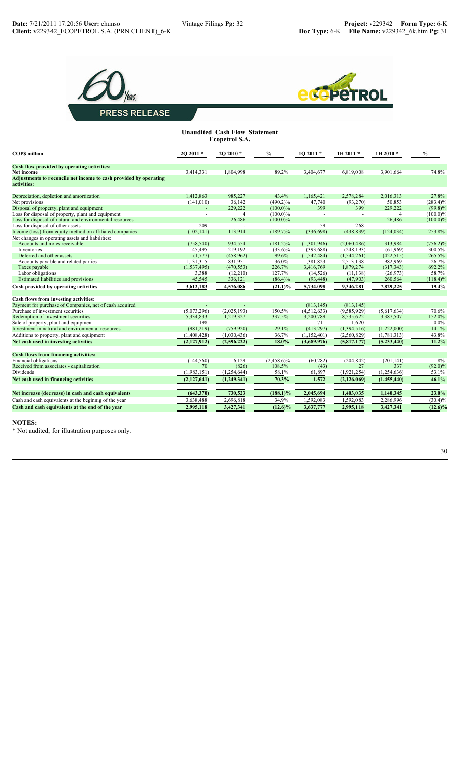**PRESS RELEASE**

**Unaudited Cash Flow Statement**
**Ecopetrol S.A.**

| COP$ million | 2Q 2011 * | 2Q 2010 * | % | 1Q 2011 * | 1H 2011 * | 1H 2010 * | % |
|---|---|---|---|---|---|---|---|
| **Cash flow provided by operating activities:** | | | | | | | |
| **Net income** | 3,414,331 | 1,804,998 | 89.2% | 3,404,677 | 6,819,008 | 3,901,664 | 74.8% |
| **Adjustments to reconcile net income to cash provided by operating activities:** | | | | | | | |
| Depreciation, depletion and amortization | 1,412,863 | 985,227 | 43.4% | 1,165,421 | 2,578,284 | 2,016,313 | 27.8% |
| Net provisions | (141,010) | 36,142 | (490.2)% | 47,740 | (93,270) | 50,853 | (283.4)% |
| Disposal of property, plant and equipment | - | 229,222 | (100.0)% | 399 | 399 | 229,222 | (99.8)% |
| Loss for disposal of property, plant and equipment | - | 4 | (100.0)% | - | - | 4 | (100.0)% |
| Loss for disposal of natural and environmental resources | - | 26,486 | (100.0)% | - | - | 26,486 | (100.0)% |
| Loss for disposal of other assets | 209 | - | | 59 | 268 | | |
| Income (loss) from equity method on affiliated companies | (102,141) | 113,914 | (189.7)% | (336,698) | (438,839) | (124,034) | 253.8% |
| Net changes in operating assets and liabilities: | | | | | | | |
| Accounts and notes receivable | (758,540) | 934,554 | (181.2)% | (1,301,946) | (2,060,486) | 313,984 | (756.2)% |
| Inventories | 145,495 | 219,192 | (33.6)% | (393,688) | (248,193) | (61,969) | 300.5% |
| Deferred and other assets | (1,777) | (458,962) | 99.6% | (1,542,484) | (1,544,261) | (422,515) | 265.5% |
| Accounts payable and related parties | 1,131,315 | 831,951 | 36.0% | 1,381,823 | 2,513,138 | 1,982,969 | 26.7% |
| Taxes payable | (1,537,495) | (470,553) | 226.7% | 3,416,769 | 1,879,274 | (317,343) | 692.2% |
| Labor obligations | 3,388 | (12,210) | 127.7% | (14,526) | (11,138) | (26,973) | 58.7% |
| Estimated liabilities and provisions | 45,545 | 336,121 | (86.4)% | (93,448) | (47,903) | 260,564 | (118.4)% |
| **Cash provided by operating activities** | **3,612,183** | **4,576,086** | **(21.1)%** | **5,734,098** | **9,346,281** | **7,829,225** | **19.4%** |
| **Cash flows from investing activities:** | | | | | | | |
| Payment for purchase of Companies, net of cash acquired | - | - | | (813,145) | (813,145) | | |
| Purchase of investment securities | (5,073,296) | (2,025,193) | 150.5% | (4,512,633) | (9,585,929) | (5,617,634) | 70.6% |
| Redemption of investment securities | 5,334,833 | 1,219,327 | 337.5% | 3,200,789 | 8,535,622 | 3,387,507 | 152.0% |
| Sale of property, plant and equipment | 198 | - | | 711 | 1,620 | | 0.0% |
| Investment in natural and environmental resources | (981,219) | (759,920) | -29.1% | (413,297) | (1,394,516) | (1,222,000) | 14.1% |
| Additions to property, plant and equipment | (1,408,428) | (1,030,436) | 36.7% | (1,152,401) | (2,560,829) | (1,781,313) | 43.8% |
| **Net cash used in investing activities** | **(2,127,912)** | **(2,596,222)** | **18.0%** | **(3,689,976)** | **(5,817,177)** | **(5,233,440)** | **11.2%** |
| **Cash flows from financing activities:** | | | | | | | |
| Financial obligations | (144,560) | 6,129 | (2,458.6)% | (60,282) | (204,842) | (201,141) | 1.8% |
| Received from associates - capitalization | 70 | (826) | 108.5% | (43) | 27 | 337 | (92.0)% |
| Dividends | (1,983,151) | (1,254,644) | 58.1% | 61,897 | (1,921,254) | (1,254,636) | 53.1% |
| **Net cash used in financing activities** | **(2,127,641)** | **(1,249,341)** | **70.3%** | **1,572** | **(2,126,069)** | **(1,455,440)** | **46.1%** |
| **Net increase (decrease) in cash and cash equivalents** | **(643,370)** | **730,523** | **(188.1)%** | **2,045,694** | **1,403,035** | **1,140,345** | **23.0%** |
| Cash and cash equivalents at the beginnig of the year | 3,638,488 | 2,696,818 | 34.9% | 1,592,083 | 1,592,083 | 2,286,996 | (30.4)% |
| **Cash and cash equivalents at the end of the year** | **2,995,118** | **3,427,341** | **(12.6)%** | **3,637,777** | **2,995,118** | **3,427,341** | **(12.6)%** |

**NOTES:**

* Not audited, for illustration purposes only.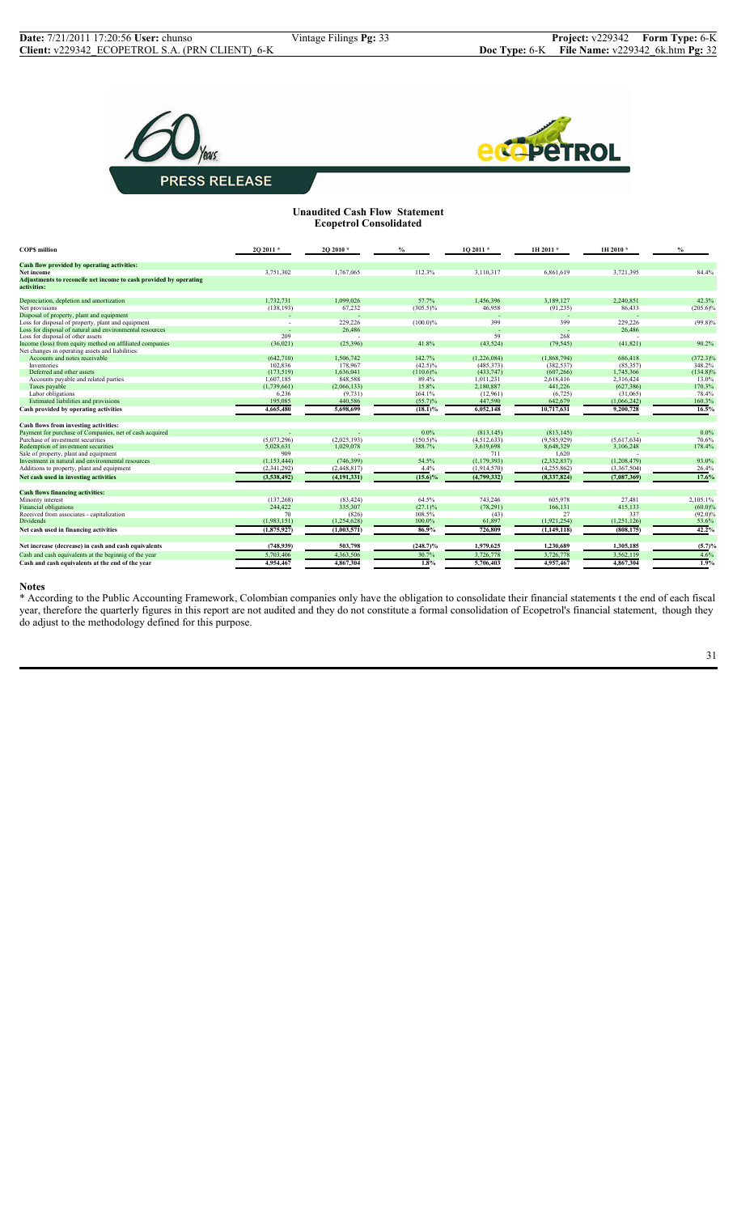**PRESS RELEASE**

## Unaudited Cash Flow Statement
### Ecopetrol Consolidated

| COP$ million | 2Q 2011 * | 2Q 2010 * | % | 1Q 2011 * | 1H 2011 * | 1H 2010 * | % |
|---|---|---|---|---|---|---|---|
| **Cash flow provided by operating activities:** | | | | | | | |
| **Net income** | 3,751,302 | 1,767,065 | 112.3% | 3,110,317 | 6,861,619 | 3,721,395 | 84.4% |
| **Adjustments to reconcile net income to cash provided by operating activities:** | | | | | | | |
| Depreciation, depletion and amortization | 1,732,731 | 1,099,026 | 57.7% | 1,456,396 | 3,189,127 | 2,240,851 | 42.3% |
| Net provisions | (138,193) | 67,232 | (305.5)% | 46,958 | (91,235) | 86,433 | (205.6)% |
| Disposal of property, plant and equipment | - | - | | - | - | - | |
| Loss for disposal of property, plant and equipment | - | 229,226 | (100.0)% | 399 | 399 | 229,226 | (99.8)% |
| Loss for disposal of natural and environmental resources | - | 26,486 | | - | - | 26,486 | |
| Loss for disposal of other assets | 209 | - | | 59 | 268 | - | |
| Income (loss) from equity method on affiliated companies | (36,021) | (25,396) | 41.8% | (43,524) | (79,545) | (41,821) | 90.2% |
| Net changes in operating assets and liabilities: | | | | | | | |
| Accounts and notes receivable | (642,710) | 1,506,742 | 142.7% | (1,226,084) | (1,868,794) | 686,418 | (372.3)% |
| Inventories | 102,836 | 178,967 | (42.5)% | (485,373) | (382,537) | (85,357) | 348.2% |
| Deferred and other assets | (173,519) | 1,636,041 | (110.6)% | (433,747) | (607,266) | 1,745,366 | (134.8)% |
| Accounts payable and related parties | 1,607,185 | 848,588 | 89.4% | 1,011,231 | 2,618,416 | 2,316,424 | 13.0% |
| Taxes payable | (1,739,661) | (2,066,133) | 15.8% | 2,180,887 | 441,226 | (627,386) | 170.3% |
| Labor obligations | 6,236 | (9,731) | 164.1% | (12,961) | (6,725) | (31,065) | 78.4% |
| Estimated liabilities and provisions | 195,085 | 440,586 | (55.7)% | 447,590 | 642,679 | (1,066,242) | 160.3% |
| **Cash provided by operating activities** | **4,665,480** | **5,698,699** | **(18.1)%** | **6,052,148** | **10,717,631** | **9,200,728** | **16.5%** |
| **Cash flows from investing activities:** | | | | | | | |
| Payment for purchase of Companies, net of cash acquired | - | - | 0.0% | (813,145) | (813,145) | - | 0.0% |
| Purchase of investment securities | (5,073,296) | (2,025,193) | (150.5)% | (4,512,633) | (9,585,929) | (5,617,634) | 70.6% |
| Redemption of investment securities | 5,028,631 | 1,029,078 | 388.7% | 3,619,698 | 8,648,329 | 3,106,248 | 178.4% |
| Sale of property, plant and equipment | 909 | - | | 711 | 1,620 | - | |
| Investment in natural and environmental resources | (1,153,444) | (746,399) | 54.5% | (1,179,393) | (2,332,837) | (1,208,479) | 93.0% |
| Additions to property, plant and equipment | (2,341,292) | (2,448,817) | 4.4% | (1,914,570) | (4,255,862) | (3,367,504) | 26.4% |
| **Net cash used in investing activities** | **(3,538,492)** | **(4,191,331)** | **(15.6)%** | **(4,799,332)** | **(8,337,824)** | **(7,087,369)** | **17.6%** |
| **Cash flows financing activities:** | | | | | | | |
| Minority interest | (137,268) | (83,424) | 64.5% | 743,246 | 605,978 | 27,481 | 2,105.1% |
| Financial obligations | 244,422 | 335,307 | (27.1)% | (78,291) | 166,131 | 415,133 | (60.0)% |
| Received from associates - capitalization | 70 | (826) | 108.5% | (43) | 27 | 337 | (92.0)% |
| Dividends | (1,983,151) | (1,254,628) | 100.0% | 61,897 | (1,921,254) | (1,251,126) | 53.6% |
| **Net cash used in financing activities** | **(1,875,927)** | **(1,003,571)** | **86.9%** | **726,809** | **(1,149,118)** | **(808,175)** | **42.2%** |
| **Net increase (decrease) in cash and cash equivalents** | **(748,939)** | **503,798** | **(248.7)%** | **1,979,625** | **1,230,689** | **1,305,185** | **(5.7)%** |
| Cash and cash equivalents at the beginnig of the year | 5,703,406 | 4,363,506 | 30.7% | 3,726,778 | 3,726,778 | 3,562,119 | 4.6% |
| **Cash and cash equivalents at the end of the year** | **4,954,467** | **4,867,304** | **1.8%** | **5,706,403** | **4,957,467** | **4,867,304** | **1.9%** |

**Notes**

\* According to the Public Accounting Framework, Colombian companies only have the obligation to consolidate their financial statements t the end of each fiscal year, therefore the quarterly figures in this report are not audited and they do not constitute a formal consolidation of Ecopetrol's financial statement, though they do adjust to the methodology defined for this purpose.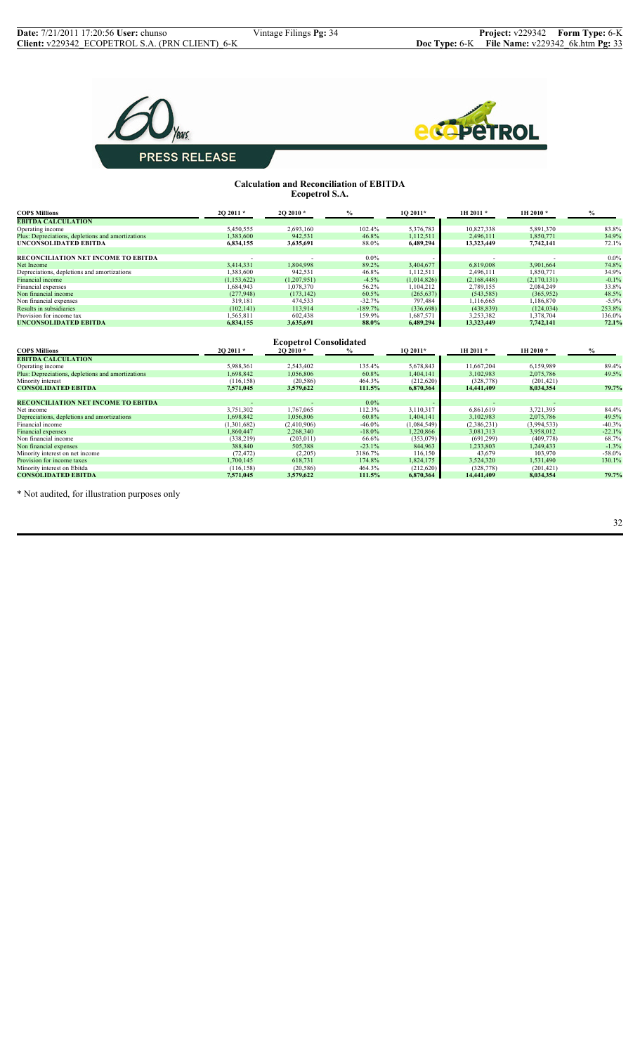**PRESS RELEASE**

## Calculation and Reconciliation of EBITDA

### Ecopetrol S.A.

| COP$ Millions | 2Q 2011 * | 2Q 2010 * | % | 1Q 2011* | 1H 2011 * | 1H 2010 * | % |
|---|---|---|---|---|---|---|---|
| **EBITDA CALCULATION** | | | | | | | |
| Operating income | 5,450,555 | 2,693,160 | 102.4% | 5,376,783 | 10,827,338 | 5,891,370 | 83.8% |
| Plus: Depreciations, depletions and amortizations | 1,383,600 | 942,531 | 46.8% | 1,112,511 | 2,496,111 | 1,850,771 | 34.9% |
| **UNCONSOLIDATED EBITDA** | **6,834,155** | **3,635,691** | 88.0% | **6,489,294** | **13,323,449** | **7,742,141** | 72.1% |
| | | | | | | | |
| **RECONCILIATION NET INCOME TO EBITDA** | - | - | 0.0% | - | - | - | 0.0% |
| Net Income | 3,414,331 | 1,804,998 | 89.2% | 3,404,677 | 6,819,008 | 3,901,664 | 74.8% |
| Depreciations, depletions and amortizations | 1,383,600 | 942,531 | 46.8% | 1,112,511 | 2,496,111 | 1,850,771 | 34.9% |
| Financial income | (1,153,622) | (1,207,951) | -4.5% | (1,014,826) | (2,168,448) | (2,170,131) | -0.1% |
| Financial expenses | 1,684,943 | 1,078,370 | 56.2% | 1,104,212 | 2,789,155 | 2,084,249 | 33.8% |
| Non financial income | (277,948) | (173,142) | 60.5% | (265,637) | (543,585) | (365,952) | 48.5% |
| Non financial expenses | 319,181 | 474,533 | -32.7% | 797,484 | 1,116,665 | 1,186,870 | -5.9% |
| Results in subsidiaries | (102,141) | 113,914 | -189.7% | (336,698) | (438,839) | (124,034) | 253.8% |
| Provision for income tax | 1,565,811 | 602,438 | 159.9% | 1,687,571 | 3,253,382 | 1,378,704 | 136.0% |
| **UNCONSOLIDATED EBITDA** | **6,834,155** | **3,635,691** | **88.0%** | **6,489,294** | **13,323,449** | **7,742,141** | **72.1%** |

### Ecopetrol Consolidated

| COP$ Millions | 2Q 2011 * | 2Q 2010 * | % | 1Q 2011* | 1H 2011 * | 1H 2010 * | % |
|---|---|---|---|---|---|---|---|
| **EBITDA CALCULATION** | | | | | | | |
| Operating income | 5,988,361 | 2,543,402 | 135.4% | 5,678,843 | 11,667,204 | 6,159,989 | 89.4% |
| Plus: Depreciations, depletions and amortizations | 1,698,842 | 1,056,806 | 60.8% | 1,404,141 | 3,102,983 | 2,075,786 | 49.5% |
| Minority interest | (116,158) | (20,586) | 464.3% | (212,620) | (328,778) | (201,421) | |
| **CONSOLIDATED EBITDA** | **7,571,045** | **3,579,622** | **111.5%** | **6,870,364** | **14,441,409** | **8,034,354** | **79.7%** |
| | | | | | | | |
| **RECONCILIATION NET INCOME TO EBITDA** | - | - | 0.0% | - | - | - | |
| Net income | 3,751,302 | 1,767,065 | 112.3% | 3,110,317 | 6,861,619 | 3,721,395 | 84.4% |
| Depreciations, depletions and amortizations | 1,698,842 | 1,056,806 | 60.8% | 1,404,141 | 3,102,983 | 2,075,786 | 49.5% |
| Financial income | (1,301,682) | (2,410,906) | -46.0% | (1,084,549) | (2,386,231) | (3,994,533) | -40.3% |
| Financial expenses | 1,860,447 | 2,268,340 | -18.0% | 1,220,866 | 3,081,313 | 3,958,012 | -22.1% |
| Non financial income | (338,219) | (203,011) | 66.6% | (353,079) | (691,299) | (409,778) | 68.7% |
| Non financial expenses | 388,840 | 505,388 | -23.1% | 844,963 | 1,233,803 | 1,249,433 | -1.3% |
| Minority interest on net income | (72,472) | (2,205) | 3186.7% | 116,150 | 43,679 | 103,970 | -58.0% |
| Provision for income taxes | 1,700,145 | 618,731 | 174.8% | 1,824,175 | 3,524,320 | 1,531,490 | 130.1% |
| Minority interest on Ebitda | (116,158) | (20,586) | 464.3% | (212,620) | (328,778) | (201,421) | |
| **CONSOLIDATED EBITDA** | **7,571,045** | **3,579,622** | **111.5%** | **6,870,364** | **14,441,409** | **8,034,354** | **79.7%** |

\* Not audited, for illustration purposes only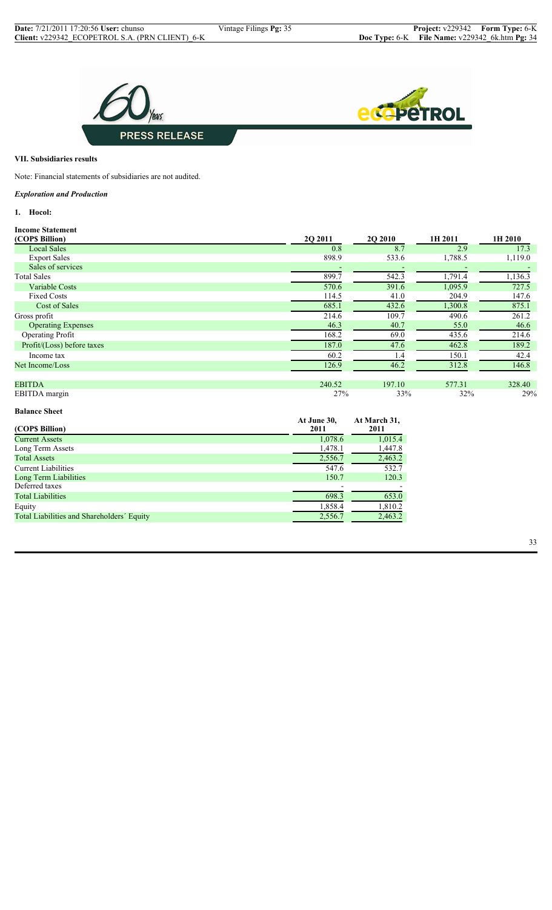PRESS RELEASE

### VII. Subsidiaries results

Note: Financial statements of subsidiaries are not audited.

*Exploration and Production*

**1. Hocol:**

**Income Statement**

| (COP$ Billion) | 2Q 2011 | 2Q 2010 | 1H 2011 | 1H 2010 |
|---|---|---|---|---|
| Local Sales | 0.8 | 8.7 | 2.9 | 17.3 |
| Export Sales | 898.9 | 533.6 | 1,788.5 | 1,119.0 |
| Sales of services | - | - | - | - |
| Total Sales | 899.7 | 542.3 | 1,791.4 | 1,136.3 |
| Variable Costs | 570.6 | 391.6 | 1,095.9 | 727.5 |
| Fixed Costs | 114.5 | 41.0 | 204.9 | 147.6 |
| Cost of Sales | 685.1 | 432.6 | 1,300.8 | 875.1 |
| Gross profit | 214.6 | 109.7 | 490.6 | 261.2 |
| Operating Expenses | 46.3 | 40.7 | 55.0 | 46.6 |
| Operating Profit | 168.2 | 69.0 | 435.6 | 214.6 |
| Profit/(Loss) before taxes | 187.0 | 47.6 | 462.8 | 189.2 |
| Income tax | 60.2 | 1.4 | 150.1 | 42.4 |
| Net Income/Loss | 126.9 | 46.2 | 312.8 | 146.8 |
| | | | | |
| EBITDA | 240.52 | 197.10 | 577.31 | 328.40 |
| EBITDA margin | 27% | 33% | 32% | 29% |

**Balance Sheet**

| (COP$ Billion) | At June 30, 2011 | At March 31, 2011 |
|---|---|---|
| Current Assets | 1,078.6 | 1,015.4 |
| Long Term Assets | 1,478.1 | 1,447.8 |
| Total Assets | 2,556.7 | 2,463.2 |
| Current Liabilities | 547.6 | 532.7 |
| Long Term Liabilities | 150.7 | 120.3 |
| Deferred taxes | - | - |
| Total Liabilities | 698.3 | 653.0 |
| Equity | 1,858.4 | 1,810.2 |
| Total Liabilities and Shareholders´ Equity | 2,556.7 | 2,463.2 |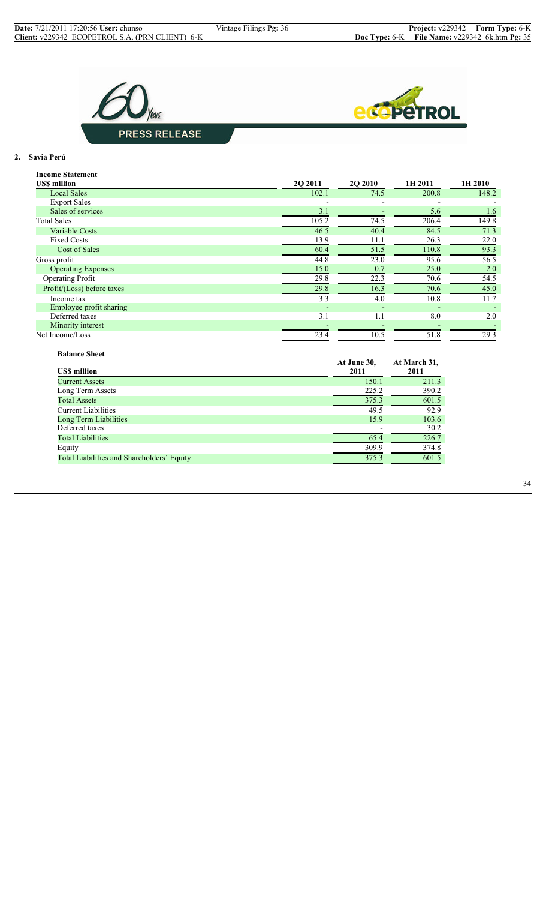## 2. Savia Perú

**Income Statement**

| US$ million | 2Q 2011 | 2Q 2010 | 1H 2011 | 1H 2010 |
|---|---|---|---|---|
| Local Sales | 102.1 | 74.5 | 200.8 | 148.2 |
| Export Sales | - | - | - | - |
| Sales of services | 3.1 | - | 5.6 | 1.6 |
| Total Sales | 105.2 | 74.5 | 206.4 | 149.8 |
| Variable Costs | 46.5 | 40.4 | 84.5 | 71.3 |
| Fixed Costs | 13.9 | 11.1 | 26.3 | 22.0 |
| Cost of Sales | 60.4 | 51.5 | 110.8 | 93.3 |
| Gross profit | 44.8 | 23.0 | 95.6 | 56.5 |
| Operating Expenses | 15.0 | 0.7 | 25.0 | 2.0 |
| Operating Profit | 29.8 | 22.3 | 70.6 | 54.5 |
| Profit/(Loss) before taxes | 29.8 | 16.3 | 70.6 | 45.0 |
| Income tax | 3.3 | 4.0 | 10.8 | 11.7 |
| Employee profit sharing | - | - | - | - |
| Deferred taxes | 3.1 | 1.1 | 8.0 | 2.0 |
| Minority interest | - | - | - | - |
| Net Income/Loss | 23.4 | 10.5 | 51.8 | 29.3 |

**Balance Sheet**

| US$ million | At June 30, 2011 | At March 31, 2011 |
|---|---|---|
| Current Assets | 150.1 | 211.3 |
| Long Term Assets | 225.2 | 390.2 |
| Total Assets | 375.3 | 601.5 |
| Current Liabilities | 49.5 | 92.9 |
| Long Term Liabilities | 15.9 | 103.6 |
| Deferred taxes | - | 30.2 |
| Total Liabilities | 65.4 | 226.7 |
| Equity | 309.9 | 374.8 |
| Total Liabilities and Shareholders´ Equity | 375.3 | 601.5 |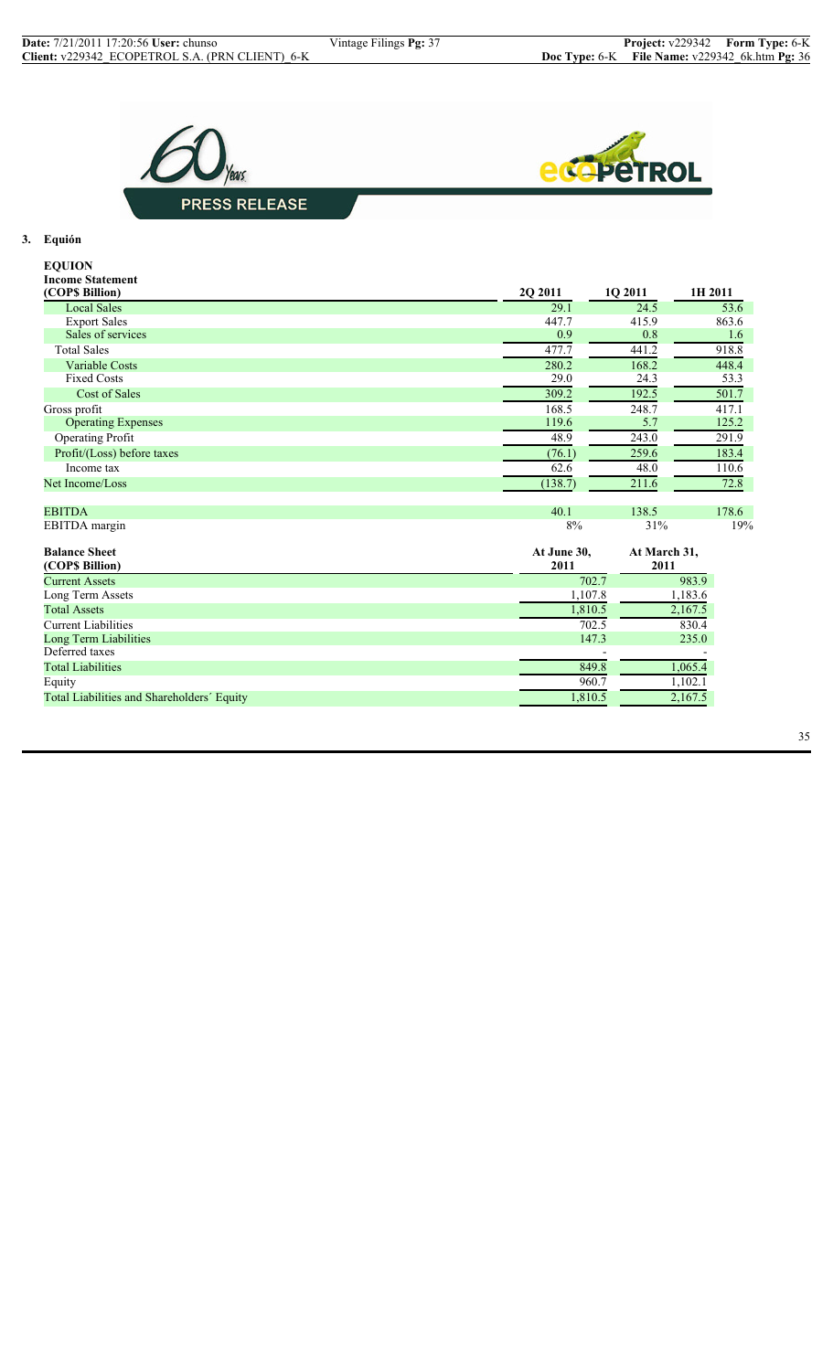## 3. Equión

**EQUION**

**Income Statement**

| (COP$ Billion) | 2Q 2011 | 1Q 2011 | 1H 2011 |
|---|---|---|---|
| Local Sales | 29.1 | 24.5 | 53.6 |
| Export Sales | 447.7 | 415.9 | 863.6 |
| Sales of services | 0.9 | 0.8 | 1.6 |
| Total Sales | 477.7 | 441.2 | 918.8 |
| Variable Costs | 280.2 | 168.2 | 448.4 |
| Fixed Costs | 29.0 | 24.3 | 53.3 |
| Cost of Sales | 309.2 | 192.5 | 501.7 |
| Gross profit | 168.5 | 248.7 | 417.1 |
| Operating Expenses | 119.6 | 5.7 | 125.2 |
| Operating Profit | 48.9 | 243.0 | 291.9 |
| Profit/(Loss) before taxes | (76.1) | 259.6 | 183.4 |
| Income tax | 62.6 | 48.0 | 110.6 |
| Net Income/Loss | (138.7) | 211.6 | 72.8 |
| | | | |
| EBITDA | 40.1 | 138.5 | 178.6 |
| EBITDA margin | 8% | 31% | 19% |

**Balance Sheet**

| (COP$ Billion) | At June 30, 2011 | At March 31, 2011 |
|---|---|---|
| Current Assets | 702.7 | 983.9 |
| Long Term Assets | 1,107.8 | 1,183.6 |
| Total Assets | 1,810.5 | 2,167.5 |
| Current Liabilities | 702.5 | 830.4 |
| Long Term Liabilities | 147.3 | 235.0 |
| Deferred taxes | - | - |
| Total Liabilities | 849.8 | 1,065.4 |
| Equity | 960.7 | 1,102.1 |
| Total Liabilities and Shareholders´ Equity | 1,810.5 | 2,167.5 |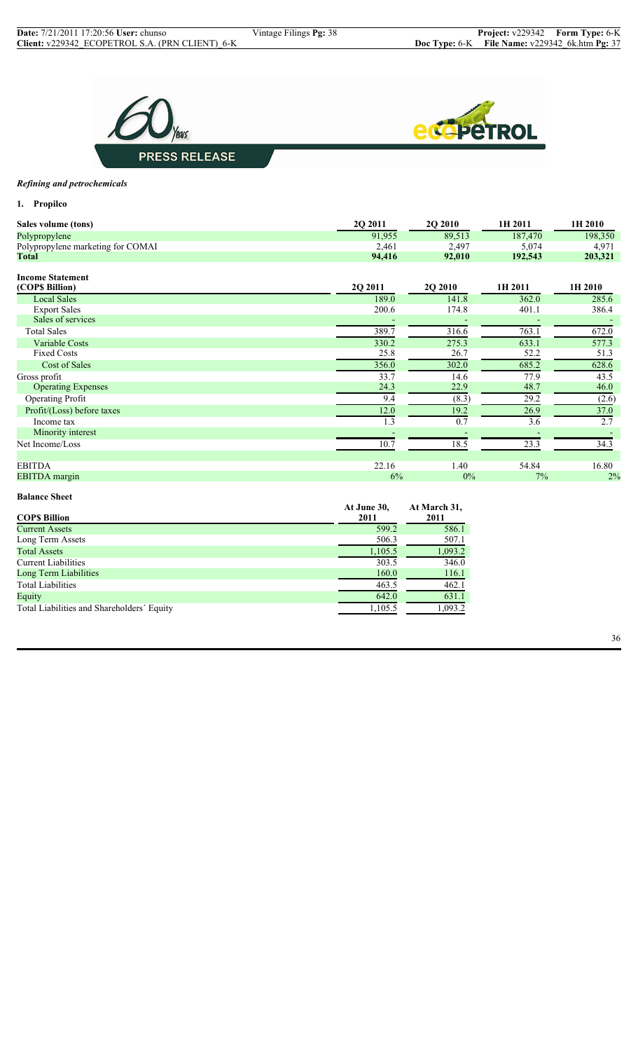PRESS RELEASE

*Refining and petrochemicals*

**1. Propilco**

| Sales volume (tons) | 2Q 2011 | 2Q 2010 | 1H 2011 | 1H 2010 |
|---|---|---|---|---|
| Polypropylene | 91,955 | 89,513 | 187,470 | 198,350 |
| Polypropylene marketing for COMAI | 2,461 | 2,497 | 5,074 | 4,971 |
| **Total** | **94,416** | **92,010** | **192,543** | **203,321** |

| Income Statement (COP$ Billion) | 2Q 2011 | 2Q 2010 | 1H 2011 | 1H 2010 |
|---|---|---|---|---|
| Local Sales | 189.0 | 141.8 | 362.0 | 285.6 |
| Export Sales | 200.6 | 174.8 | 401.1 | 386.4 |
| Sales of services | - | - | - | - |
| Total Sales | 389.7 | 316.6 | 763.1 | 672.0 |
| Variable Costs | 330.2 | 275.3 | 633.1 | 577.3 |
| Fixed Costs | 25.8 | 26.7 | 52.2 | 51.3 |
| Cost of Sales | 356.0 | 302.0 | 685.2 | 628.6 |
| Gross profit | 33.7 | 14.6 | 77.9 | 43.5 |
| Operating Expenses | 24.3 | 22.9 | 48.7 | 46.0 |
| Operating Profit | 9.4 | (8.3) | 29.2 | (2.6) |
| Profit/(Loss) before taxes | 12.0 | 19.2 | 26.9 | 37.0 |
| Income tax | 1.3 | 0.7 | 3.6 | 2.7 |
| Minority interest | - | - | - | - |
| Net Income/Loss | 10.7 | 18.5 | 23.3 | 34.3 |
| | | | | |
| EBITDA | 22.16 | 1.40 | 54.84 | 16.80 |
| EBITDA margin | 6% | 0% | 7% | 2% |

**Balance Sheet**

| COP$ Billion | At June 30, 2011 | At March 31, 2011 |
|---|---|---|
| Current Assets | 599.2 | 586.1 |
| Long Term Assets | 506.3 | 507.1 |
| Total Assets | 1,105.5 | 1,093.2 |
| Current Liabilities | 303.5 | 346.0 |
| Long Term Liabilities | 160.0 | 116.1 |
| Total Liabilities | 463.5 | 462.1 |
| Equity | 642.0 | 631.1 |
| Total Liabilities and Shareholders´ Equity | 1,105.5 | 1,093.2 |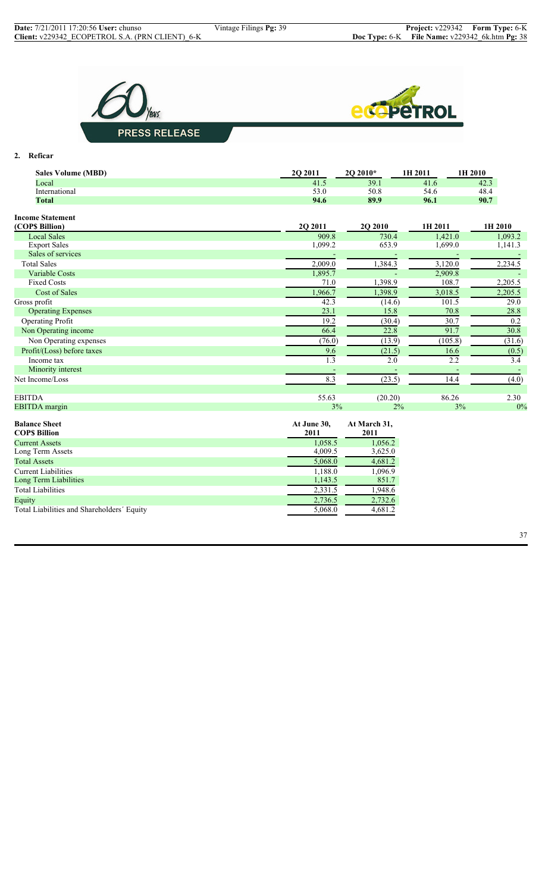PRESS RELEASE

## 2. Reficar

| Sales Volume (MBD) | 2Q 2011 | 2Q 2010* | 1H 2011 | 1H 2010 |
| --- | --- | --- | --- | --- |
| Local | 41.5 | 39.1 | 41.6 | 42.3 |
| International | 53.0 | 50.8 | 54.6 | 48.4 |
| **Total** | **94.6** | **89.9** | **96.1** | **90.7** |

| Income Statement (COP$ Billion) | 2Q 2011 | 2Q 2010 | 1H 2011 | 1H 2010 |
| --- | --- | --- | --- | --- |
| Local Sales | 909.8 | 730.4 | 1,421.0 | 1,093.2 |
| Export Sales | 1,099.2 | 653.9 | 1,699.0 | 1,141.3 |
| Sales of services | - | - | - | - |
| Total Sales | 2,009.0 | 1,384.3 | 3,120.0 | 2,234.5 |
| Variable Costs | 1,895.7 | - | 2,909.8 | - |
| Fixed Costs | 71.0 | 1,398.9 | 108.7 | 2,205.5 |
| Cost of Sales | 1,966.7 | 1,398.9 | 3,018.5 | 2,205.5 |
| Gross profit | 42.3 | (14.6) | 101.5 | 29.0 |
| Operating Expenses | 23.1 | 15.8 | 70.8 | 28.8 |
| Operating Profit | 19.2 | (30.4) | 30.7 | 0.2 |
| Non Operating income | 66.4 | 22.8 | 91.7 | 30.8 |
| Non Operating expenses | (76.0) | (13.9) | (105.8) | (31.6) |
| Profit/(Loss) before taxes | 9.6 | (21.5) | 16.6 | (0.5) |
| Income tax | 1.3 | 2.0 | 2.2 | 3.4 |
| Minority interest | - | - | - | - |
| Net Income/Loss | 8.3 | (23.5) | 14.4 | (4.0) |
| | | | | |
| EBITDA | 55.63 | (20.20) | 86.26 | 2.30 |
| EBITDA margin | 3% | 2% | 3% | 0% |

| Balance Sheet COP$ Billion | At June 30, 2011 | At March 31, 2011 |
| --- | --- | --- |
| Current Assets | 1,058.5 | 1,056.2 |
| Long Term Assets | 4,009.5 | 3,625.0 |
| Total Assets | 5,068.0 | 4,681.2 |
| Current Liabilities | 1,188.0 | 1,096.9 |
| Long Term Liabilities | 1,143.5 | 851.7 |
| Total Liabilities | 2,331.5 | 1,948.6 |
| Equity | 2,736.5 | 2,732.6 |
| Total Liabilities and Shareholders´ Equity | 5,068.0 | 4,681.2 |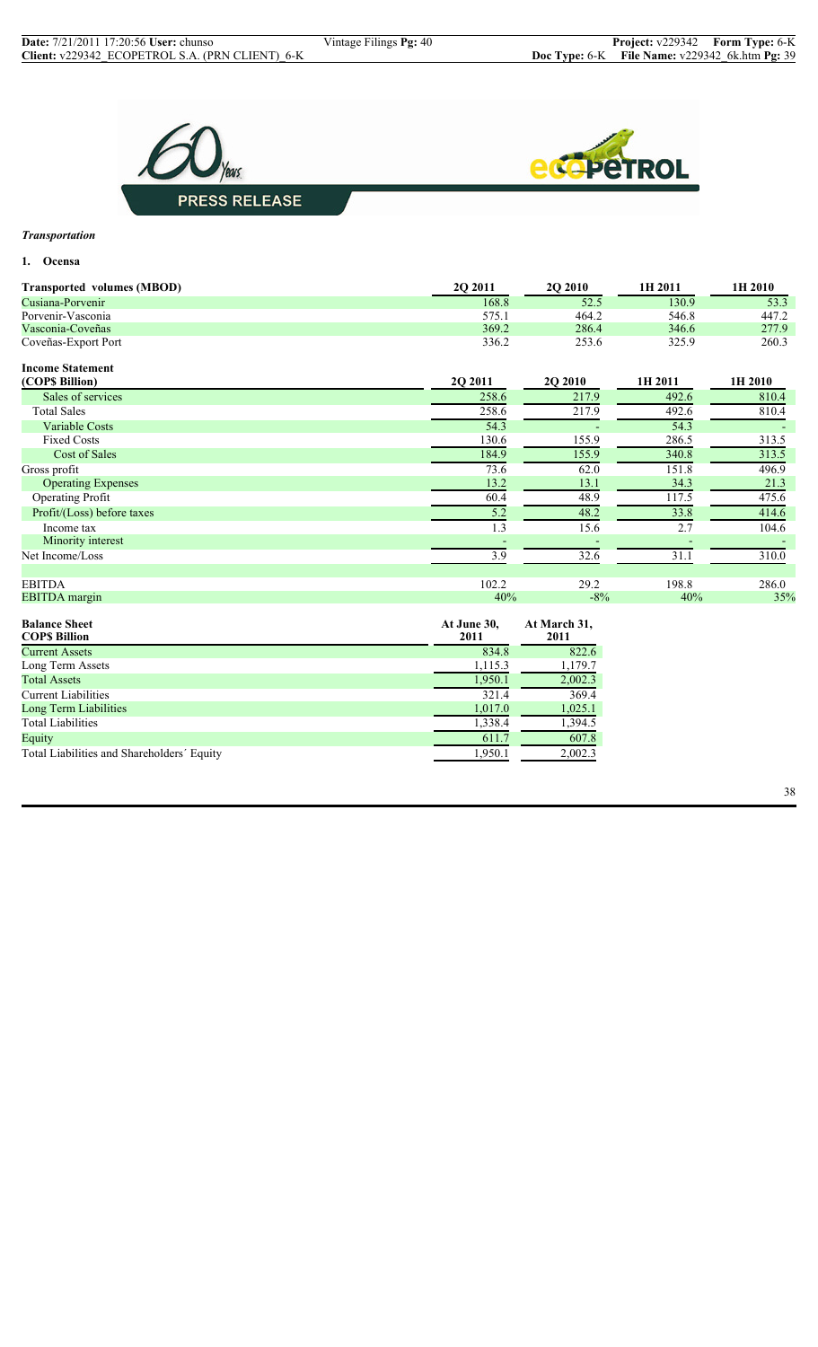*Transportation*

**1. Ocensa**

| Transported volumes (MBOD) | 2Q 2011 | 2Q 2010 | 1H 2011 | 1H 2010 |
|---|---|---|---|---|
| Cusiana-Porvenir | 168.8 | 52.5 | 130.9 | 53.3 |
| Porvenir-Vasconia | 575.1 | 464.2 | 546.8 | 447.2 |
| Vasconia-Coveñas | 369.2 | 286.4 | 346.6 | 277.9 |
| Coveñas-Export Port | 336.2 | 253.6 | 325.9 | 260.3 |

| Income Statement (COP$ Billion) | 2Q 2011 | 2Q 2010 | 1H 2011 | 1H 2010 |
|---|---|---|---|---|
| Sales of services | 258.6 | 217.9 | 492.6 | 810.4 |
| Total Sales | 258.6 | 217.9 | 492.6 | 810.4 |
| Variable Costs | 54.3 | - | 54.3 | - |
| Fixed Costs | 130.6 | 155.9 | 286.5 | 313.5 |
| Cost of Sales | 184.9 | 155.9 | 340.8 | 313.5 |
| Gross profit | 73.6 | 62.0 | 151.8 | 496.9 |
| Operating Expenses | 13.2 | 13.1 | 34.3 | 21.3 |
| Operating Profit | 60.4 | 48.9 | 117.5 | 475.6 |
| Profit/(Loss) before taxes | 5.2 | 48.2 | 33.8 | 414.6 |
| Income tax | 1.3 | 15.6 | 2.7 | 104.6 |
| Minority interest | - | - | - | - |
| Net Income/Loss | 3.9 | 32.6 | 31.1 | 310.0 |
| | | | | |
| EBITDA | 102.2 | 29.2 | 198.8 | 286.0 |
| EBITDA margin | 40% | -8% | 40% | 35% |

| Balance Sheet COP$ Billion | At June 30, 2011 | At March 31, 2011 |
|---|---|---|
| Current Assets | 834.8 | 822.6 |
| Long Term Assets | 1,115.3 | 1,179.7 |
| Total Assets | 1,950.1 | 2,002.3 |
| Current Liabilities | 321.4 | 369.4 |
| Long Term Liabilities | 1,017.0 | 1,025.1 |
| Total Liabilities | 1,338.4 | 1,394.5 |
| Equity | 611.7 | 607.8 |
| Total Liabilities and Shareholders´ Equity | 1,950.1 | 2,002.3 |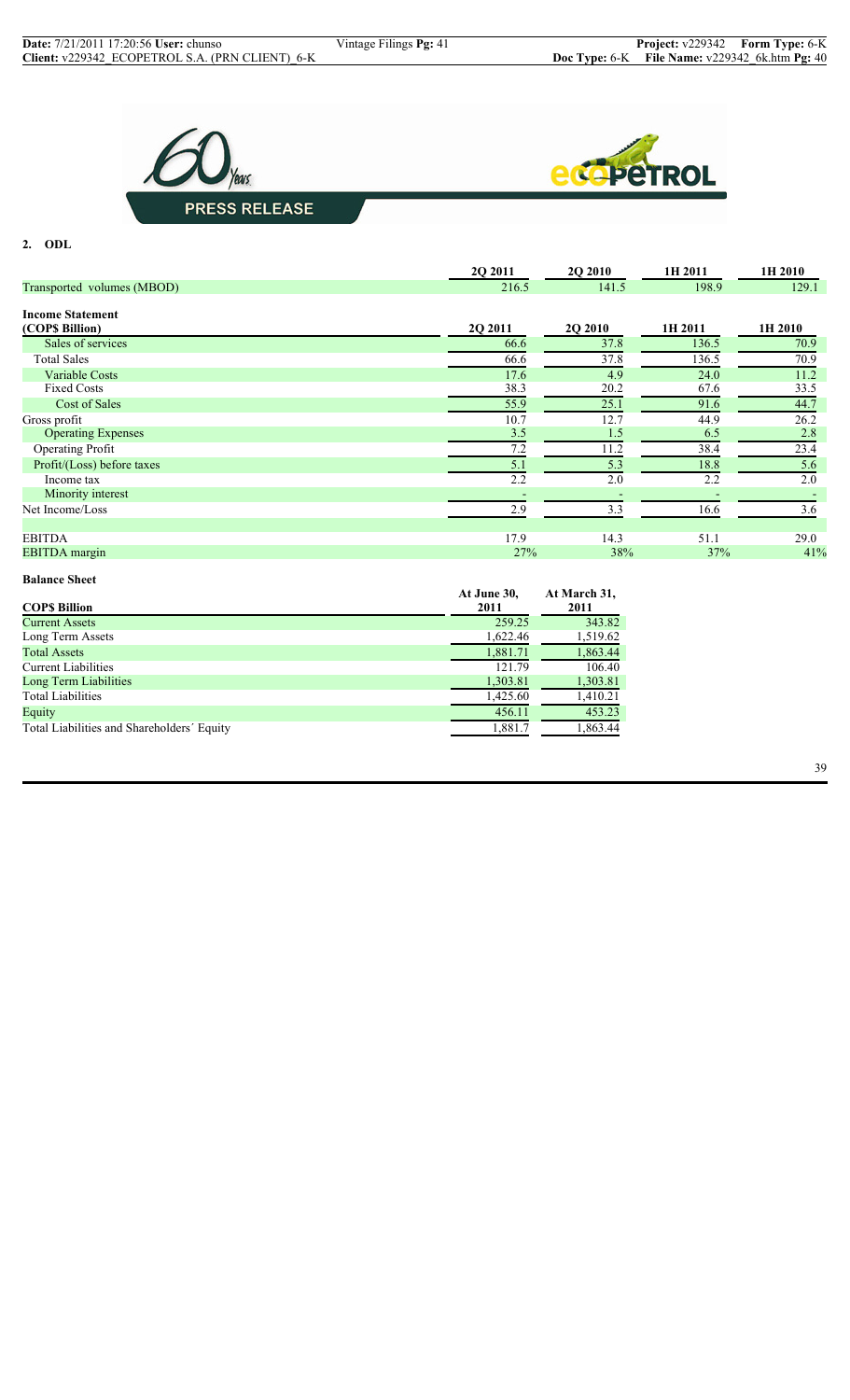PRESS RELEASE

## 2. ODL

| | 2Q 2011 | 2Q 2010 | 1H 2011 | 1H 2010 |
|---|---|---|---|---|
| Transported volumes (MBOD) | 216.5 | 141.5 | 198.9 | 129.1 |

| **Income Statement (COP$ Billion)** | **2Q 2011** | **2Q 2010** | **1H 2011** | **1H 2010** |
|---|---|---|---|---|
| Sales of services | 66.6 | 37.8 | 136.5 | 70.9 |
| Total Sales | 66.6 | 37.8 | 136.5 | 70.9 |
| Variable Costs | 17.6 | 4.9 | 24.0 | 11.2 |
| Fixed Costs | 38.3 | 20.2 | 67.6 | 33.5 |
| Cost of Sales | 55.9 | 25.1 | 91.6 | 44.7 |
| Gross profit | 10.7 | 12.7 | 44.9 | 26.2 |
| Operating Expenses | 3.5 | 1.5 | 6.5 | 2.8 |
| Operating Profit | 7.2 | 11.2 | 38.4 | 23.4 |
| Profit/(Loss) before taxes | 5.1 | 5.3 | 18.8 | 5.6 |
| Income tax | 2.2 | 2.0 | 2.2 | 2.0 |
| Minority interest | - | - | - | - |
| Net Income/Loss | 2.9 | 3.3 | 16.6 | 3.6 |
| EBITDA | 17.9 | 14.3 | 51.1 | 29.0 |
| EBITDA margin | 27% | 38% | 37% | 41% |

**Balance Sheet**

| COP$ Billion | At June 30, 2011 | At March 31, 2011 |
|---|---|---|
| Current Assets | 259.25 | 343.82 |
| Long Term Assets | 1,622.46 | 1,519.62 |
| Total Assets | 1,881.71 | 1,863.44 |
| Current Liabilities | 121.79 | 106.40 |
| Long Term Liabilities | 1,303.81 | 1,303.81 |
| Total Liabilities | 1,425.60 | 1,410.21 |
| Equity | 456.11 | 453.23 |
| Total Liabilities and Shareholders´ Equity | 1,881.7 | 1,863.44 |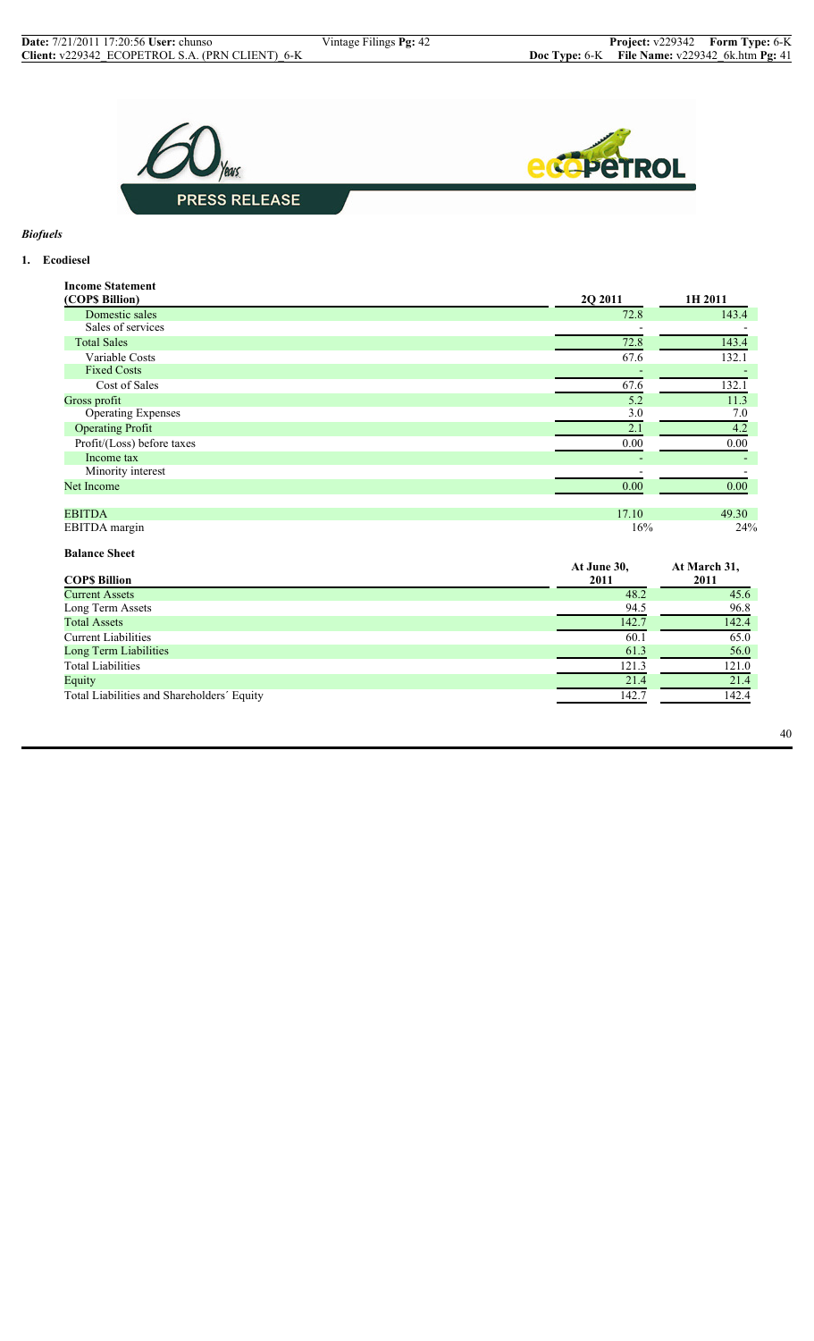*Biofuels*

**1. Ecodiesel**

| **Income Statement (COP$ Billion)** | **2Q 2011** | **1H 2011** |
|---|---|---|
| Domestic sales | 72.8 | 143.4 |
| Sales of services | - | - |
| Total Sales | 72.8 | 143.4 |
| Variable Costs | 67.6 | 132.1 |
| Fixed Costs | - | - |
| Cost of Sales | 67.6 | 132.1 |
| Gross profit | 5.2 | 11.3 |
| Operating Expenses | 3.0 | 7.0 |
| Operating Profit | 2.1 | 4.2 |
| Profit/(Loss) before taxes | 0.00 | 0.00 |
| Income tax | - | - |
| Minority interest | - | - |
| Net Income | 0.00 | 0.00 |
| | | |
| EBITDA | 17.10 | 49.30 |
| EBITDA margin | 16% | 24% |

**Balance Sheet**

| **COP$ Billion** | **At June 30, 2011** | **At March 31, 2011** |
|---|---|---|
| Current Assets | 48.2 | 45.6 |
| Long Term Assets | 94.5 | 96.8 |
| Total Assets | 142.7 | 142.4 |
| Current Liabilities | 60.1 | 65.0 |
| Long Term Liabilities | 61.3 | 56.0 |
| Total Liabilities | 121.3 | 121.0 |
| Equity | 21.4 | 21.4 |
| Total Liabilities and Shareholders´ Equity | 142.7 | 142.4 |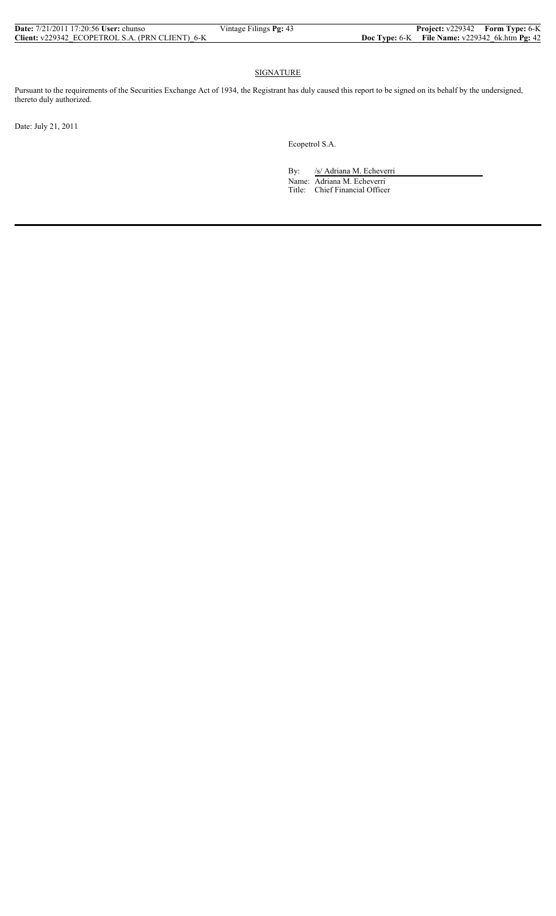## SIGNATURE

Pursuant to the requirements of the Securities Exchange Act of 1934, the Registrant has duly caused this report to be signed on its behalf by the undersigned, thereto duly authorized.

Date: July 21, 2011

Ecopetrol S.A.

By: /s/ Adriana M. Echeverri

Name: Adriana M. Echeverri

Title: Chief Financial Officer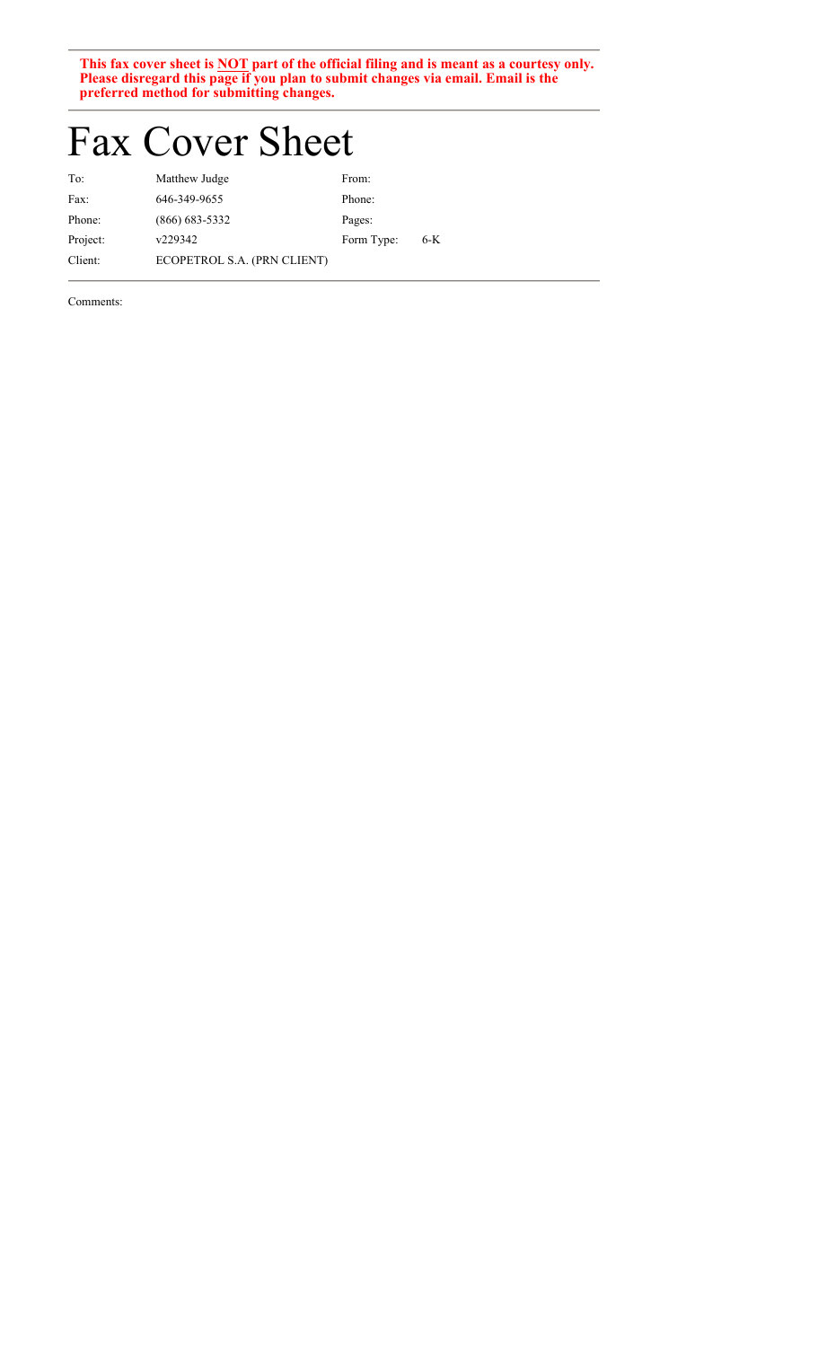**This fax cover sheet is NOT part of the official filing and is meant as a courtesy only. Please disregard this page if you plan to submit changes via email. Email is the preferred method for submitting changes.**

# Fax Cover Sheet

| | | | |
|---|---|---|---|
| To: | Matthew Judge | From: | |
| Fax: | 646-349-9655 | Phone: | |
| Phone: | (866) 683-5332 | Pages: | |
| Project: | v229342 | Form Type: | 6-K |
| Client: | ECOPETROL S.A. (PRN CLIENT) | | |

Comments: